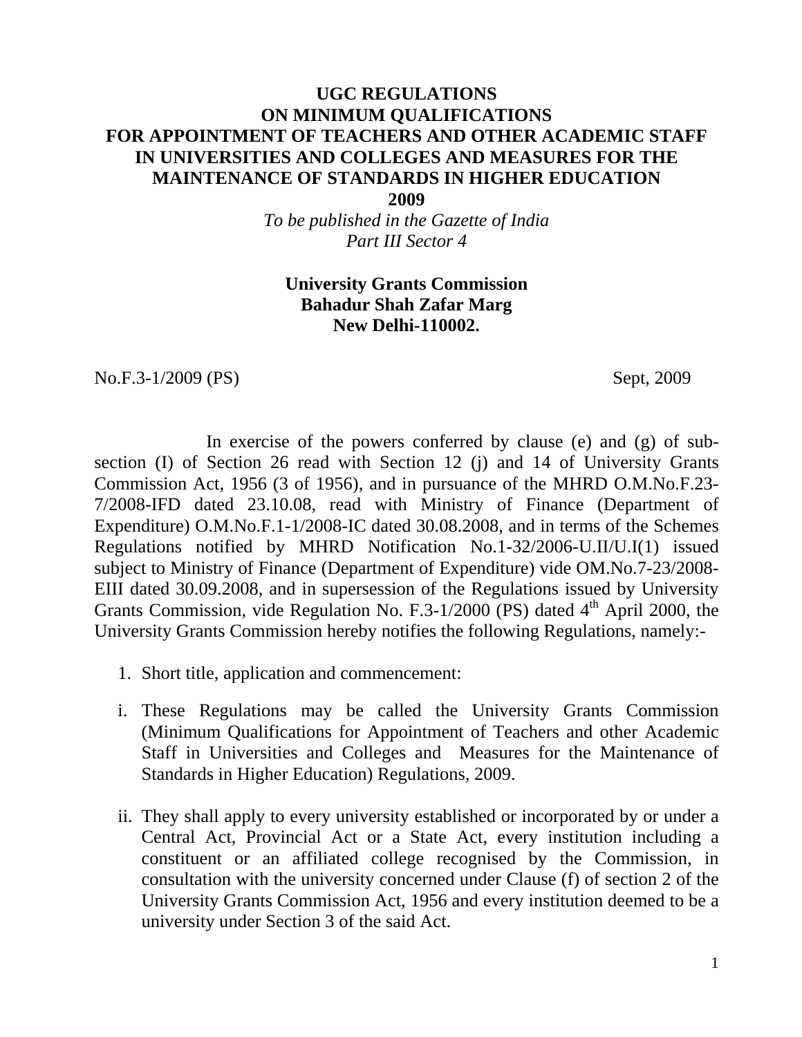# UGC REGULATIONS ON MINIMUM QUALIFICATIONS FOR APPOINTMENT OF TEACHERS AND OTHER ACADEMIC STAFF IN UNIVERSITIES AND COLLEGES AND MEASURES FOR THE MAINTENANCE OF STANDARDS IN HIGHER EDUCATION 2009

*To be published in the Gazette of India*
*Part III Sector 4*

**University Grants Commission**
**Bahadur Shah Zafar Marg**
**New Delhi-110002.**

No.F.3-1/2009 (PS) Sept, 2009

In exercise of the powers conferred by clause (e) and (g) of sub-section (I) of Section 26 read with Section 12 (j) and 14 of University Grants Commission Act, 1956 (3 of 1956), and in pursuance of the MHRD O.M.No.F.23-7/2008-IFD dated 23.10.08, read with Ministry of Finance (Department of Expenditure) O.M.No.F.1-1/2008-IC dated 30.08.2008, and in terms of the Schemes Regulations notified by MHRD Notification No.1-32/2006-U.II/U.I(1) issued subject to Ministry of Finance (Department of Expenditure) vide OM.No.7-23/2008-EIII dated 30.09.2008, and in supersession of the Regulations issued by University Grants Commission, vide Regulation No. F.3-1/2000 (PS) dated 4th April 2000, the University Grants Commission hereby notifies the following Regulations, namely:-

1. Short title, application and commencement:

i. These Regulations may be called the University Grants Commission (Minimum Qualifications for Appointment of Teachers and other Academic Staff in Universities and Colleges and Measures for the Maintenance of Standards in Higher Education) Regulations, 2009.

ii. They shall apply to every university established or incorporated by or under a Central Act, Provincial Act or a State Act, every institution including a constituent or an affiliated college recognised by the Commission, in consultation with the university concerned under Clause (f) of section 2 of the University Grants Commission Act, 1956 and every institution deemed to be a university under Section 3 of the said Act.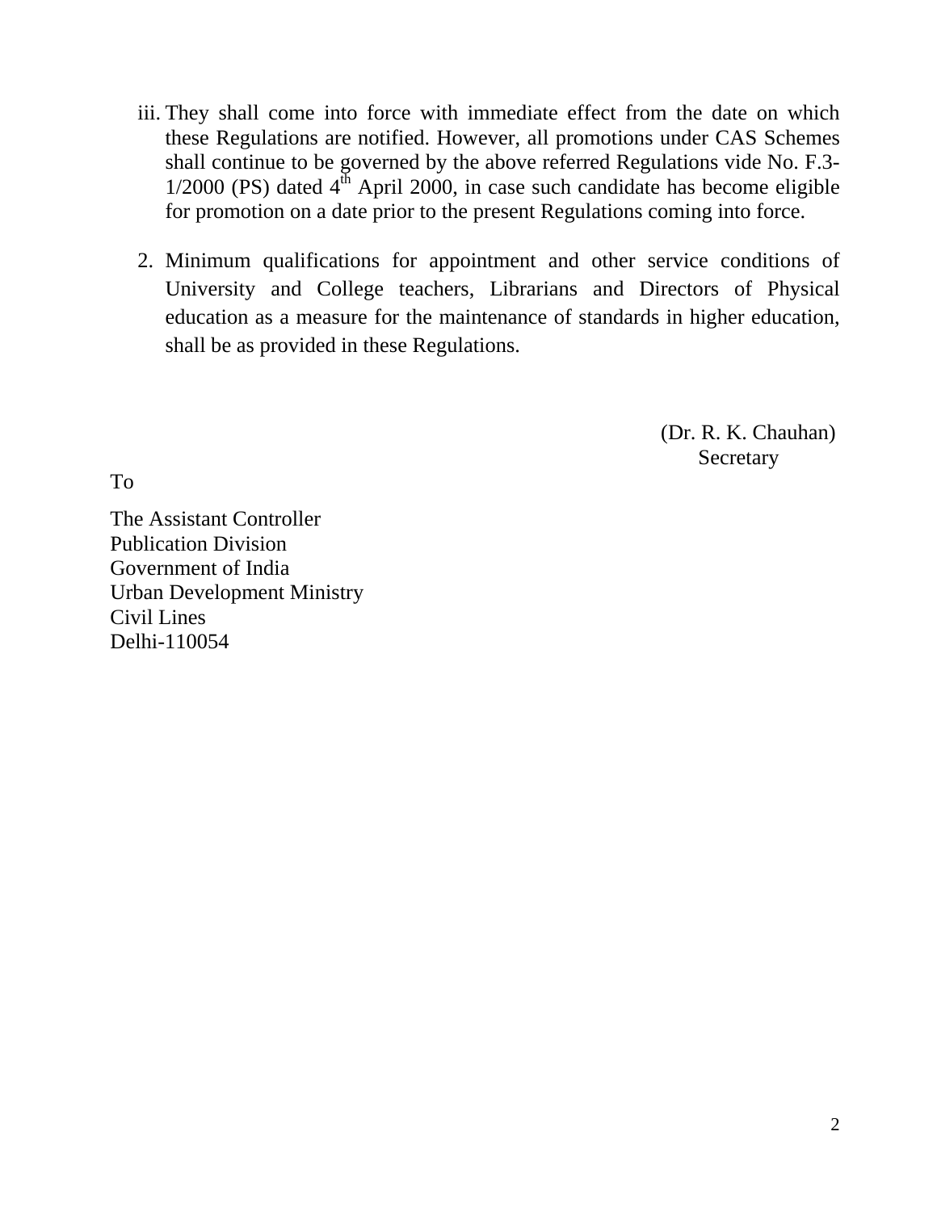iii. They shall come into force with immediate effect from the date on which these Regulations are notified. However, all promotions under CAS Schemes shall continue to be governed by the above referred Regulations vide No. F.3-1/2000 (PS) dated 4th April 2000, in case such candidate has become eligible for promotion on a date prior to the present Regulations coming into force.

2. Minimum qualifications for appointment and other service conditions of University and College teachers, Librarians and Directors of Physical education as a measure for the maintenance of standards in higher education, shall be as provided in these Regulations.

(Dr. R. K. Chauhan)
Secretary

To

The Assistant Controller
Publication Division
Government of India
Urban Development Ministry
Civil Lines
Delhi-110054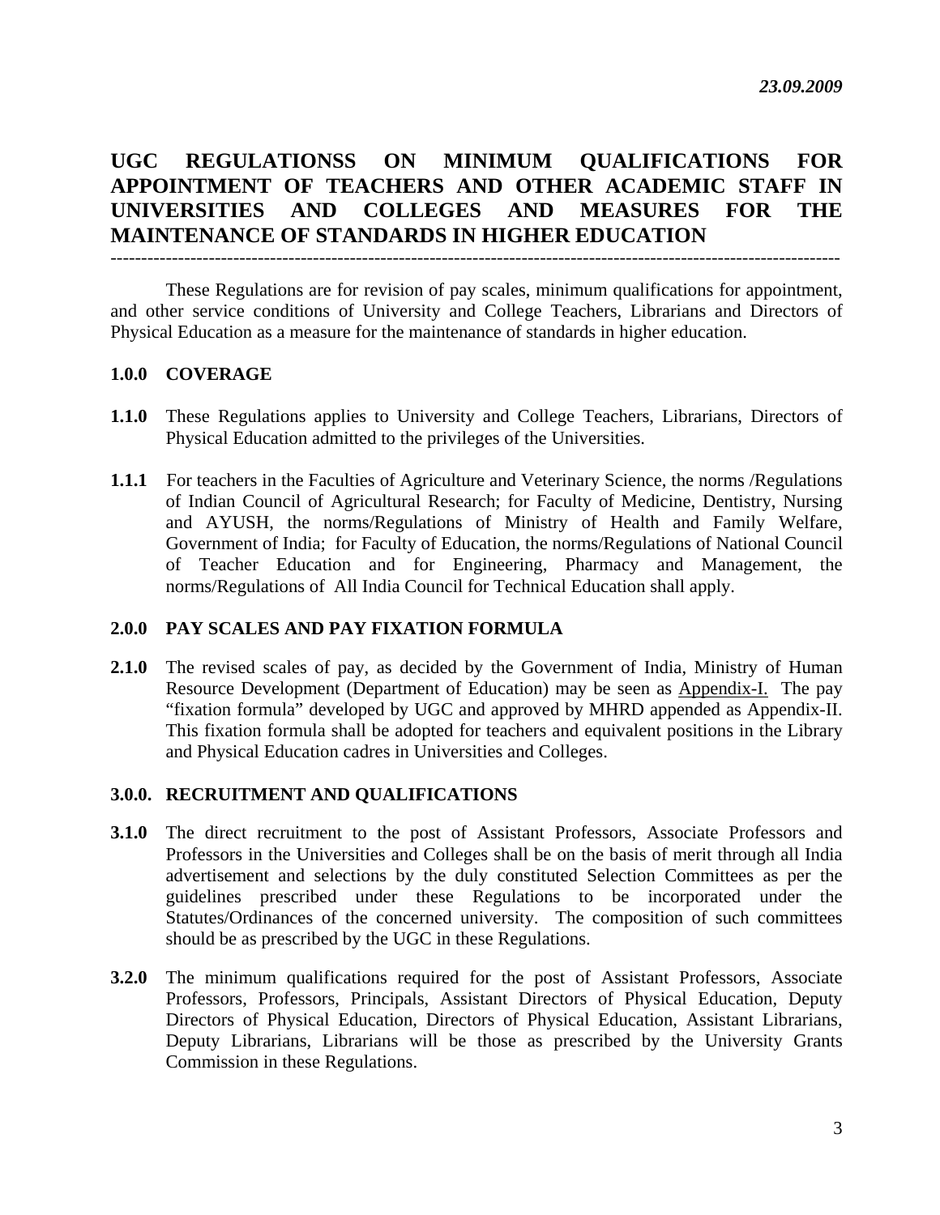*23.09.2009*

# UGC REGULATIONSS ON MINIMUM QUALIFICATIONS FOR APPOINTMENT OF TEACHERS AND OTHER ACADEMIC STAFF IN UNIVERSITIES AND COLLEGES AND MEASURES FOR THE MAINTENANCE OF STANDARDS IN HIGHER EDUCATION

---

These Regulations are for revision of pay scales, minimum qualifications for appointment, and other service conditions of University and College Teachers, Librarians and Directors of Physical Education as a measure for the maintenance of standards in higher education.

## 1.0.0 COVERAGE

**1.1.0** These Regulations applies to University and College Teachers, Librarians, Directors of Physical Education admitted to the privileges of the Universities.

**1.1.1** For teachers in the Faculties of Agriculture and Veterinary Science, the norms /Regulations of Indian Council of Agricultural Research; for Faculty of Medicine, Dentistry, Nursing and AYUSH, the norms/Regulations of Ministry of Health and Family Welfare, Government of India; for Faculty of Education, the norms/Regulations of National Council of Teacher Education and for Engineering, Pharmacy and Management, the norms/Regulations of All India Council for Technical Education shall apply.

## 2.0.0 PAY SCALES AND PAY FIXATION FORMULA

**2.1.0** The revised scales of pay, as decided by the Government of India, Ministry of Human Resource Development (Department of Education) may be seen as Appendix-I. The pay "fixation formula" developed by UGC and approved by MHRD appended as Appendix-II. This fixation formula shall be adopted for teachers and equivalent positions in the Library and Physical Education cadres in Universities and Colleges.

## 3.0.0. RECRUITMENT AND QUALIFICATIONS

**3.1.0** The direct recruitment to the post of Assistant Professors, Associate Professors and Professors in the Universities and Colleges shall be on the basis of merit through all India advertisement and selections by the duly constituted Selection Committees as per the guidelines prescribed under these Regulations to be incorporated under the Statutes/Ordinances of the concerned university. The composition of such committees should be as prescribed by the UGC in these Regulations.

**3.2.0** The minimum qualifications required for the post of Assistant Professors, Associate Professors, Professors, Principals, Assistant Directors of Physical Education, Deputy Directors of Physical Education, Directors of Physical Education, Assistant Librarians, Deputy Librarians, Librarians will be those as prescribed by the University Grants Commission in these Regulations.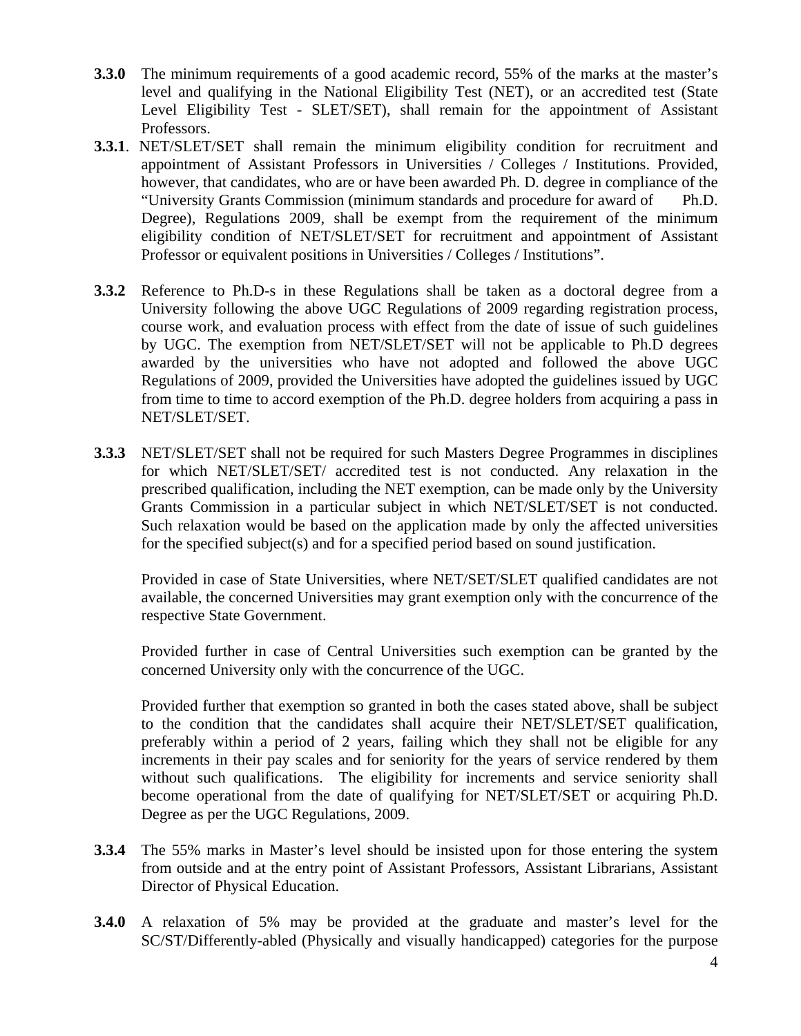**3.3.0** The minimum requirements of a good academic record, 55% of the marks at the master's level and qualifying in the National Eligibility Test (NET), or an accredited test (State Level Eligibility Test - SLET/SET), shall remain for the appointment of Assistant Professors.

**3.3.1**. NET/SLET/SET shall remain the minimum eligibility condition for recruitment and appointment of Assistant Professors in Universities / Colleges / Institutions. Provided, however, that candidates, who are or have been awarded Ph. D. degree in compliance of the "University Grants Commission (minimum standards and procedure for award of Ph.D. Degree), Regulations 2009, shall be exempt from the requirement of the minimum eligibility condition of NET/SLET/SET for recruitment and appointment of Assistant Professor or equivalent positions in Universities / Colleges / Institutions".

**3.3.2** Reference to Ph.D-s in these Regulations shall be taken as a doctoral degree from a University following the above UGC Regulations of 2009 regarding registration process, course work, and evaluation process with effect from the date of issue of such guidelines by UGC. The exemption from NET/SLET/SET will not be applicable to Ph.D degrees awarded by the universities who have not adopted and followed the above UGC Regulations of 2009, provided the Universities have adopted the guidelines issued by UGC from time to time to accord exemption of the Ph.D. degree holders from acquiring a pass in NET/SLET/SET.

**3.3.3** NET/SLET/SET shall not be required for such Masters Degree Programmes in disciplines for which NET/SLET/SET/ accredited test is not conducted. Any relaxation in the prescribed qualification, including the NET exemption, can be made only by the University Grants Commission in a particular subject in which NET/SLET/SET is not conducted. Such relaxation would be based on the application made by only the affected universities for the specified subject(s) and for a specified period based on sound justification.

Provided in case of State Universities, where NET/SET/SLET qualified candidates are not available, the concerned Universities may grant exemption only with the concurrence of the respective State Government.

Provided further in case of Central Universities such exemption can be granted by the concerned University only with the concurrence of the UGC.

Provided further that exemption so granted in both the cases stated above, shall be subject to the condition that the candidates shall acquire their NET/SLET/SET qualification, preferably within a period of 2 years, failing which they shall not be eligible for any increments in their pay scales and for seniority for the years of service rendered by them without such qualifications. The eligibility for increments and service seniority shall become operational from the date of qualifying for NET/SLET/SET or acquiring Ph.D. Degree as per the UGC Regulations, 2009.

**3.3.4** The 55% marks in Master's level should be insisted upon for those entering the system from outside and at the entry point of Assistant Professors, Assistant Librarians, Assistant Director of Physical Education.

**3.4.0** A relaxation of 5% may be provided at the graduate and master's level for the SC/ST/Differently-abled (Physically and visually handicapped) categories for the purpose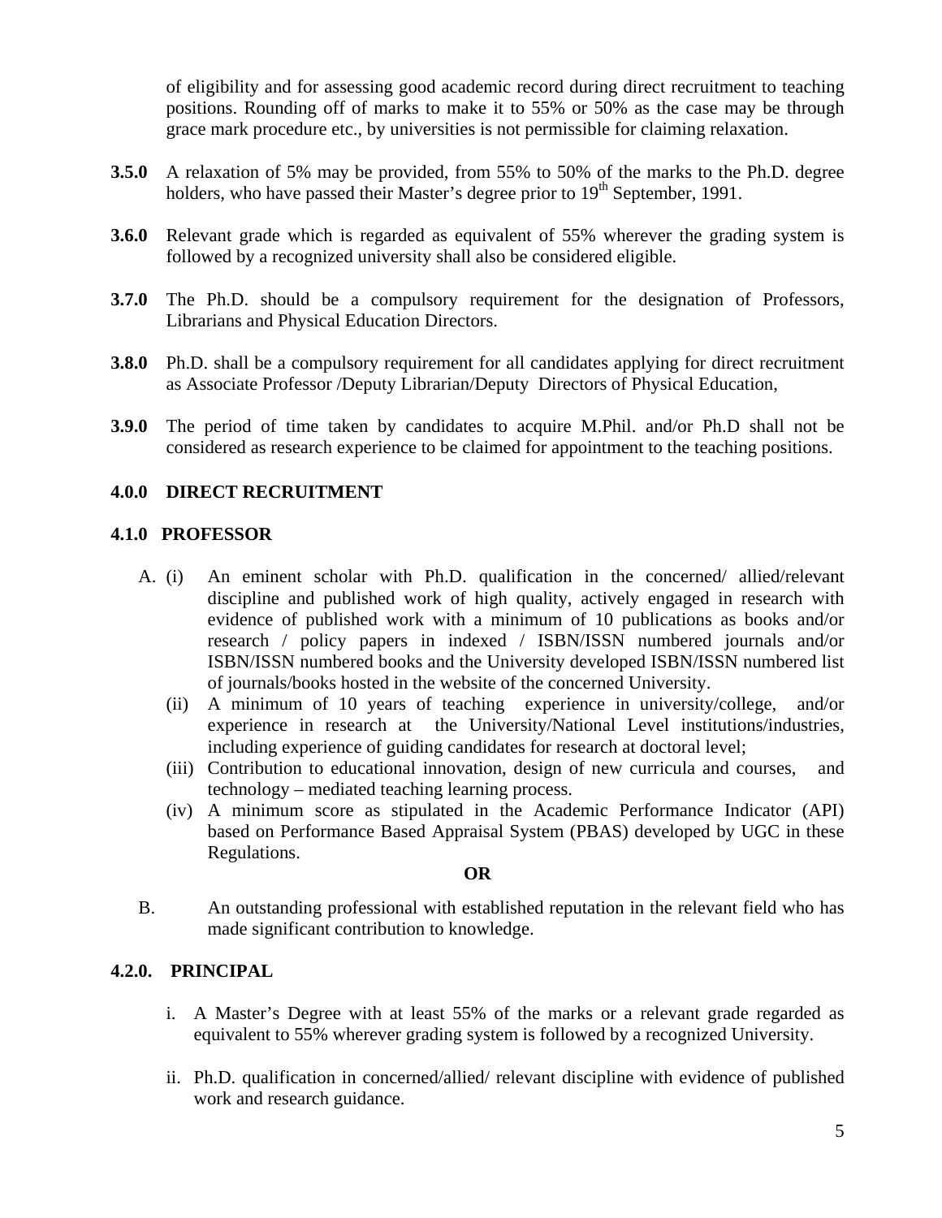of eligibility and for assessing good academic record during direct recruitment to teaching positions. Rounding off of marks to make it to 55% or 50% as the case may be through grace mark procedure etc., by universities is not permissible for claiming relaxation.

**3.5.0** A relaxation of 5% may be provided, from 55% to 50% of the marks to the Ph.D. degree holders, who have passed their Master's degree prior to 19th September, 1991.

**3.6.0** Relevant grade which is regarded as equivalent of 55% wherever the grading system is followed by a recognized university shall also be considered eligible.

**3.7.0** The Ph.D. should be a compulsory requirement for the designation of Professors, Librarians and Physical Education Directors.

**3.8.0** Ph.D. shall be a compulsory requirement for all candidates applying for direct recruitment as Associate Professor /Deputy Librarian/Deputy Directors of Physical Education,

**3.9.0** The period of time taken by candidates to acquire M.Phil. and/or Ph.D shall not be considered as research experience to be claimed for appointment to the teaching positions.

## 4.0.0 DIRECT RECRUITMENT

### 4.1.0 PROFESSOR

A. (i) An eminent scholar with Ph.D. qualification in the concerned/ allied/relevant discipline and published work of high quality, actively engaged in research with evidence of published work with a minimum of 10 publications as books and/or research / policy papers in indexed / ISBN/ISSN numbered journals and/or ISBN/ISSN numbered books and the University developed ISBN/ISSN numbered list of journals/books hosted in the website of the concerned University.

(ii) A minimum of 10 years of teaching experience in university/college, and/or experience in research at the University/National Level institutions/industries, including experience of guiding candidates for research at doctoral level;

(iii) Contribution to educational innovation, design of new curricula and courses, and technology – mediated teaching learning process.

(iv) A minimum score as stipulated in the Academic Performance Indicator (API) based on Performance Based Appraisal System (PBAS) developed by UGC in these Regulations.

**OR**

B. An outstanding professional with established reputation in the relevant field who has made significant contribution to knowledge.

### 4.2.0. PRINCIPAL

i. A Master's Degree with at least 55% of the marks or a relevant grade regarded as equivalent to 55% wherever grading system is followed by a recognized University.

ii. Ph.D. qualification in concerned/allied/ relevant discipline with evidence of published work and research guidance.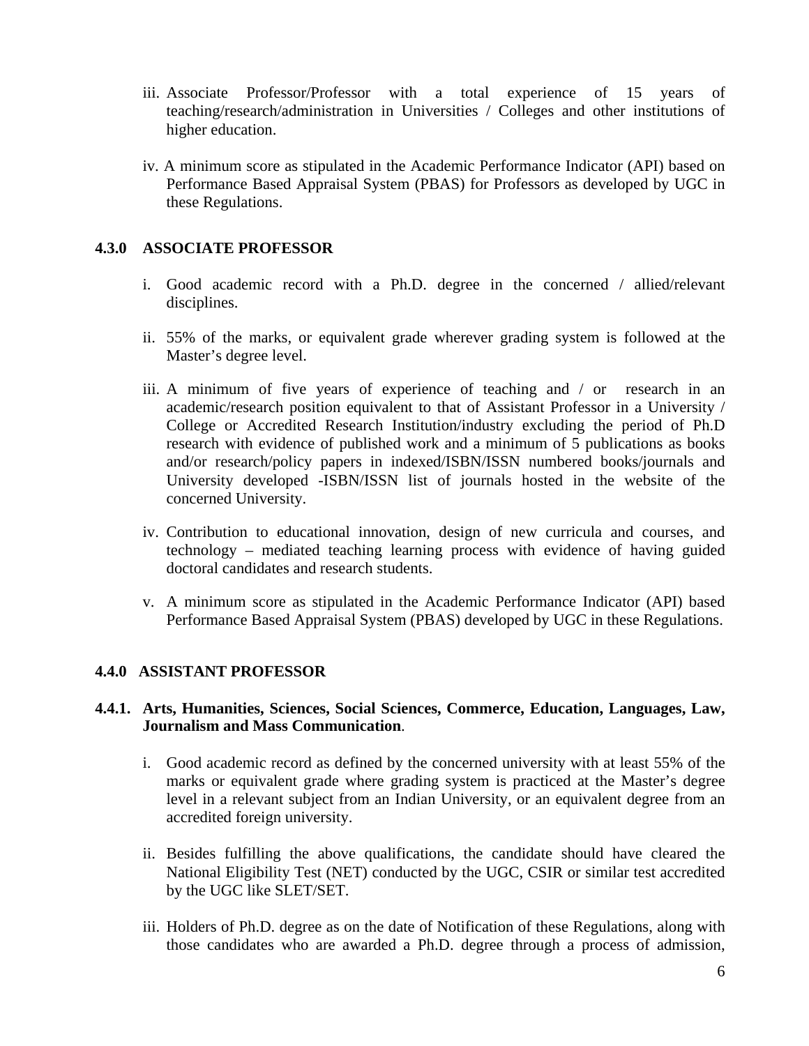iii. Associate Professor/Professor with a total experience of 15 years of teaching/research/administration in Universities / Colleges and other institutions of higher education.

iv. A minimum score as stipulated in the Academic Performance Indicator (API) based on Performance Based Appraisal System (PBAS) for Professors as developed by UGC in these Regulations.

**4.3.0 ASSOCIATE PROFESSOR**

i. Good academic record with a Ph.D. degree in the concerned / allied/relevant disciplines.

ii. 55% of the marks, or equivalent grade wherever grading system is followed at the Master's degree level.

iii. A minimum of five years of experience of teaching and / or research in an academic/research position equivalent to that of Assistant Professor in a University / College or Accredited Research Institution/industry excluding the period of Ph.D research with evidence of published work and a minimum of 5 publications as books and/or research/policy papers in indexed/ISBN/ISSN numbered books/journals and University developed -ISBN/ISSN list of journals hosted in the website of the concerned University.

iv. Contribution to educational innovation, design of new curricula and courses, and technology – mediated teaching learning process with evidence of having guided doctoral candidates and research students.

v. A minimum score as stipulated in the Academic Performance Indicator (API) based Performance Based Appraisal System (PBAS) developed by UGC in these Regulations.

**4.4.0 ASSISTANT PROFESSOR**

**4.4.1. Arts, Humanities, Sciences, Social Sciences, Commerce, Education, Languages, Law, Journalism and Mass Communication**.

i. Good academic record as defined by the concerned university with at least 55% of the marks or equivalent grade where grading system is practiced at the Master's degree level in a relevant subject from an Indian University, or an equivalent degree from an accredited foreign university.

ii. Besides fulfilling the above qualifications, the candidate should have cleared the National Eligibility Test (NET) conducted by the UGC, CSIR or similar test accredited by the UGC like SLET/SET.

iii. Holders of Ph.D. degree as on the date of Notification of these Regulations, along with those candidates who are awarded a Ph.D. degree through a process of admission,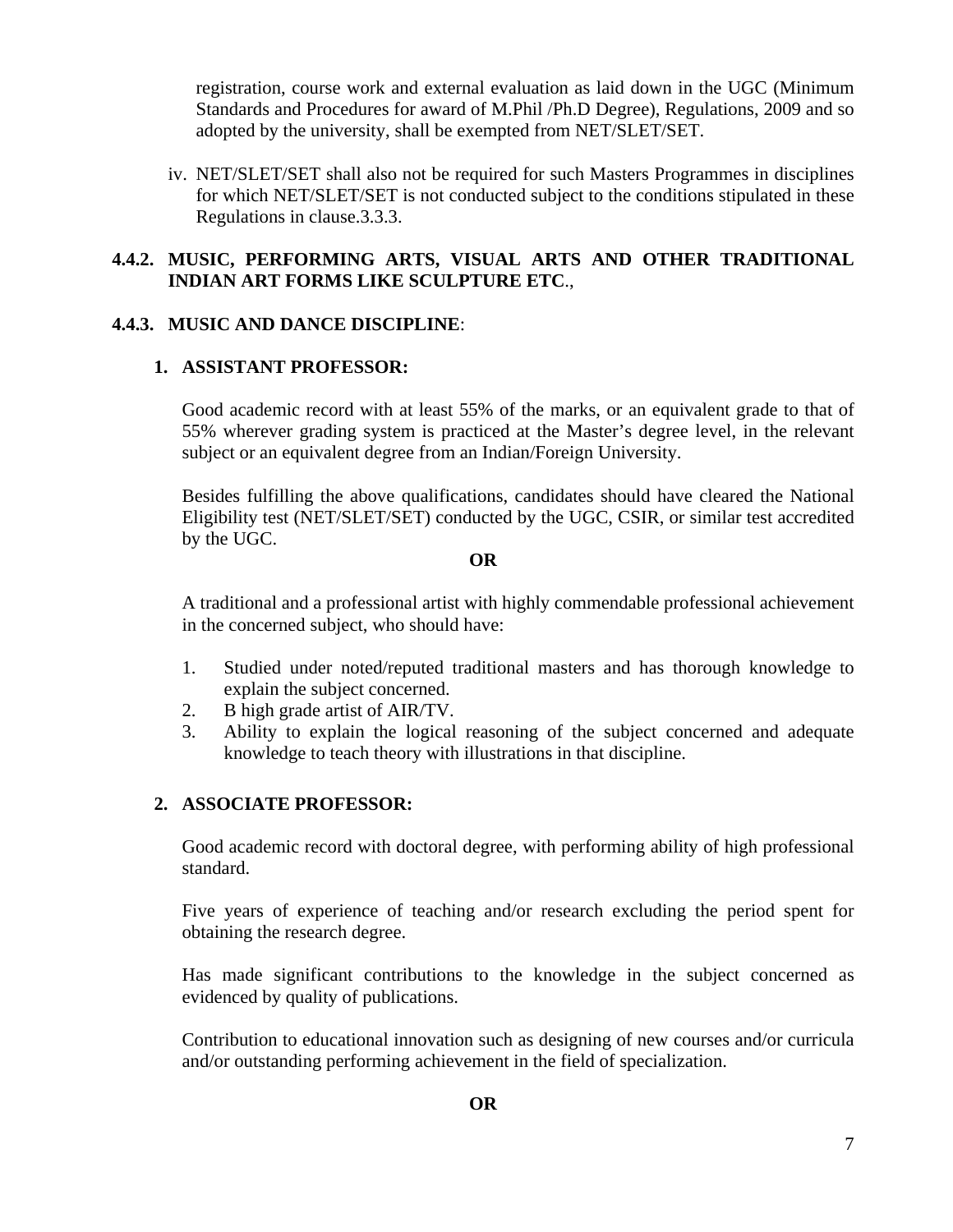registration, course work and external evaluation as laid down in the UGC (Minimum Standards and Procedures for award of M.Phil /Ph.D Degree), Regulations, 2009 and so adopted by the university, shall be exempted from NET/SLET/SET.

iv. NET/SLET/SET shall also not be required for such Masters Programmes in disciplines for which NET/SLET/SET is not conducted subject to the conditions stipulated in these Regulations in clause.3.3.3.

**4.4.2. MUSIC, PERFORMING ARTS, VISUAL ARTS AND OTHER TRADITIONAL INDIAN ART FORMS LIKE SCULPTURE ETC**.,

**4.4.3. MUSIC AND DANCE DISCIPLINE**:

**1. ASSISTANT PROFESSOR:**

Good academic record with at least 55% of the marks, or an equivalent grade to that of 55% wherever grading system is practiced at the Master's degree level, in the relevant subject or an equivalent degree from an Indian/Foreign University.

Besides fulfilling the above qualifications, candidates should have cleared the National Eligibility test (NET/SLET/SET) conducted by the UGC, CSIR, or similar test accredited by the UGC.

**OR**

A traditional and a professional artist with highly commendable professional achievement in the concerned subject, who should have:

1. Studied under noted/reputed traditional masters and has thorough knowledge to explain the subject concerned.
2. B high grade artist of AIR/TV.
3. Ability to explain the logical reasoning of the subject concerned and adequate knowledge to teach theory with illustrations in that discipline.

**2. ASSOCIATE PROFESSOR:**

Good academic record with doctoral degree, with performing ability of high professional standard.

Five years of experience of teaching and/or research excluding the period spent for obtaining the research degree.

Has made significant contributions to the knowledge in the subject concerned as evidenced by quality of publications.

Contribution to educational innovation such as designing of new courses and/or curricula and/or outstanding performing achievement in the field of specialization.

**OR**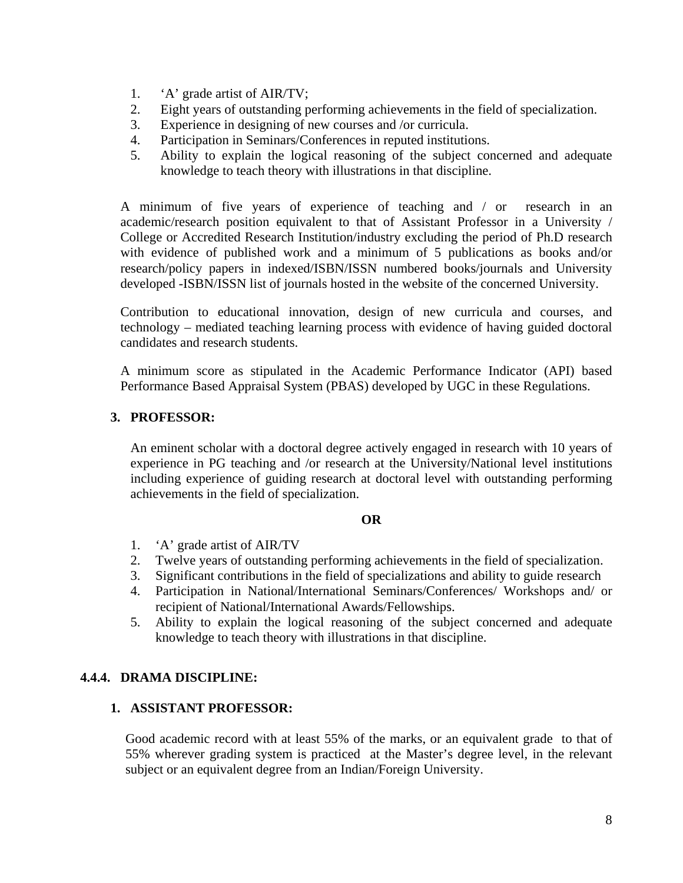1. 'A' grade artist of AIR/TV;
2. Eight years of outstanding performing achievements in the field of specialization.
3. Experience in designing of new courses and /or curricula.
4. Participation in Seminars/Conferences in reputed institutions.
5. Ability to explain the logical reasoning of the subject concerned and adequate knowledge to teach theory with illustrations in that discipline.

A minimum of five years of experience of teaching and / or research in an academic/research position equivalent to that of Assistant Professor in a University / College or Accredited Research Institution/industry excluding the period of Ph.D research with evidence of published work and a minimum of 5 publications as books and/or research/policy papers in indexed/ISBN/ISSN numbered books/journals and University developed -ISBN/ISSN list of journals hosted in the website of the concerned University.

Contribution to educational innovation, design of new curricula and courses, and technology – mediated teaching learning process with evidence of having guided doctoral candidates and research students.

A minimum score as stipulated in the Academic Performance Indicator (API) based Performance Based Appraisal System (PBAS) developed by UGC in these Regulations.

**3. PROFESSOR:**

An eminent scholar with a doctoral degree actively engaged in research with 10 years of experience in PG teaching and /or research at the University/National level institutions including experience of guiding research at doctoral level with outstanding performing achievements in the field of specialization.

**OR**

1. 'A' grade artist of AIR/TV
2. Twelve years of outstanding performing achievements in the field of specialization.
3. Significant contributions in the field of specializations and ability to guide research
4. Participation in National/International Seminars/Conferences/ Workshops and/ or recipient of National/International Awards/Fellowships.
5. Ability to explain the logical reasoning of the subject concerned and adequate knowledge to teach theory with illustrations in that discipline.

### 4.4.4. DRAMA DISCIPLINE:

**1. ASSISTANT PROFESSOR:**

Good academic record with at least 55% of the marks, or an equivalent grade to that of 55% wherever grading system is practiced at the Master's degree level, in the relevant subject or an equivalent degree from an Indian/Foreign University.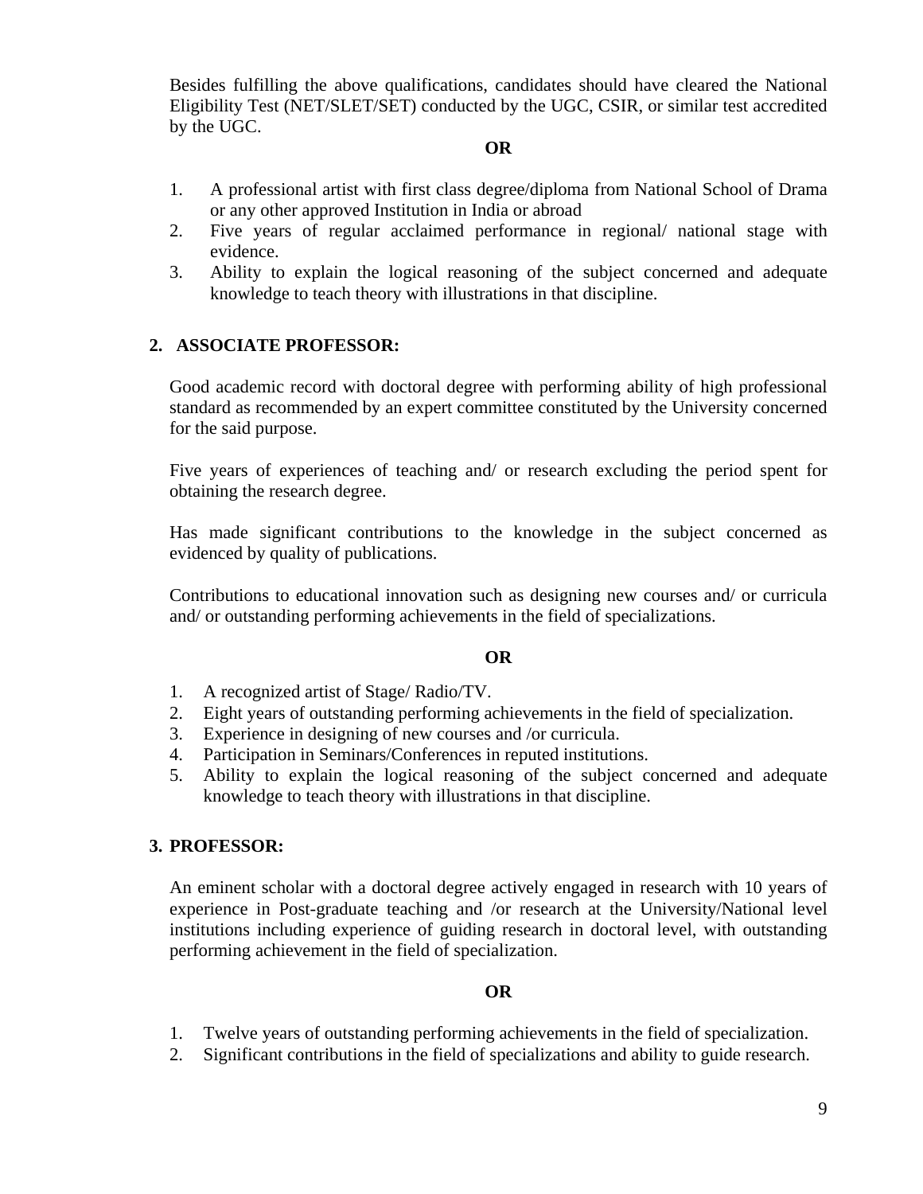Besides fulfilling the above qualifications, candidates should have cleared the National Eligibility Test (NET/SLET/SET) conducted by the UGC, CSIR, or similar test accredited by the UGC.

**OR**

1. A professional artist with first class degree/diploma from National School of Drama or any other approved Institution in India or abroad
2. Five years of regular acclaimed performance in regional/ national stage with evidence.
3. Ability to explain the logical reasoning of the subject concerned and adequate knowledge to teach theory with illustrations in that discipline.

## 2. ASSOCIATE PROFESSOR:

Good academic record with doctoral degree with performing ability of high professional standard as recommended by an expert committee constituted by the University concerned for the said purpose.

Five years of experiences of teaching and/ or research excluding the period spent for obtaining the research degree.

Has made significant contributions to the knowledge in the subject concerned as evidenced by quality of publications.

Contributions to educational innovation such as designing new courses and/ or curricula and/ or outstanding performing achievements in the field of specializations.

**OR**

1. A recognized artist of Stage/ Radio/TV.
2. Eight years of outstanding performing achievements in the field of specialization.
3. Experience in designing of new courses and /or curricula.
4. Participation in Seminars/Conferences in reputed institutions.
5. Ability to explain the logical reasoning of the subject concerned and adequate knowledge to teach theory with illustrations in that discipline.

## 3. PROFESSOR:

An eminent scholar with a doctoral degree actively engaged in research with 10 years of experience in Post-graduate teaching and /or research at the University/National level institutions including experience of guiding research in doctoral level, with outstanding performing achievement in the field of specialization.

**OR**

1. Twelve years of outstanding performing achievements in the field of specialization.
2. Significant contributions in the field of specializations and ability to guide research.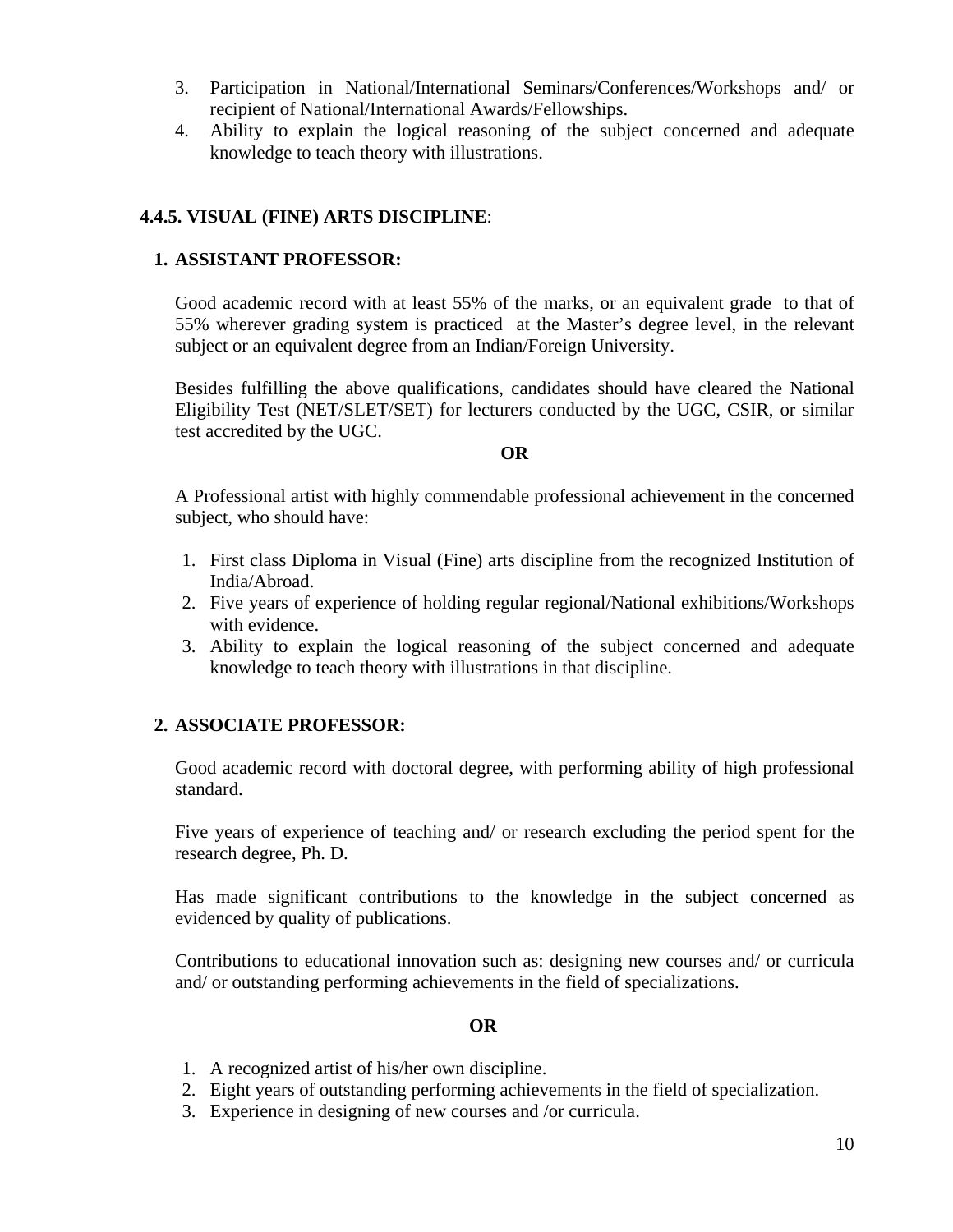3. Participation in National/International Seminars/Conferences/Workshops and/ or recipient of National/International Awards/Fellowships.
4. Ability to explain the logical reasoning of the subject concerned and adequate knowledge to teach theory with illustrations.

**4.4.5. VISUAL (FINE) ARTS DISCIPLINE**:

**1. ASSISTANT PROFESSOR:**

Good academic record with at least 55% of the marks, or an equivalent grade to that of 55% wherever grading system is practiced at the Master's degree level, in the relevant subject or an equivalent degree from an Indian/Foreign University.

Besides fulfilling the above qualifications, candidates should have cleared the National Eligibility Test (NET/SLET/SET) for lecturers conducted by the UGC, CSIR, or similar test accredited by the UGC.

**OR**

A Professional artist with highly commendable professional achievement in the concerned subject, who should have:

1. First class Diploma in Visual (Fine) arts discipline from the recognized Institution of India/Abroad.
2. Five years of experience of holding regular regional/National exhibitions/Workshops with evidence.
3. Ability to explain the logical reasoning of the subject concerned and adequate knowledge to teach theory with illustrations in that discipline.

**2. ASSOCIATE PROFESSOR:**

Good academic record with doctoral degree, with performing ability of high professional standard.

Five years of experience of teaching and/ or research excluding the period spent for the research degree, Ph. D.

Has made significant contributions to the knowledge in the subject concerned as evidenced by quality of publications.

Contributions to educational innovation such as: designing new courses and/ or curricula and/ or outstanding performing achievements in the field of specializations.

**OR**

1. A recognized artist of his/her own discipline.
2. Eight years of outstanding performing achievements in the field of specialization.
3. Experience in designing of new courses and /or curricula.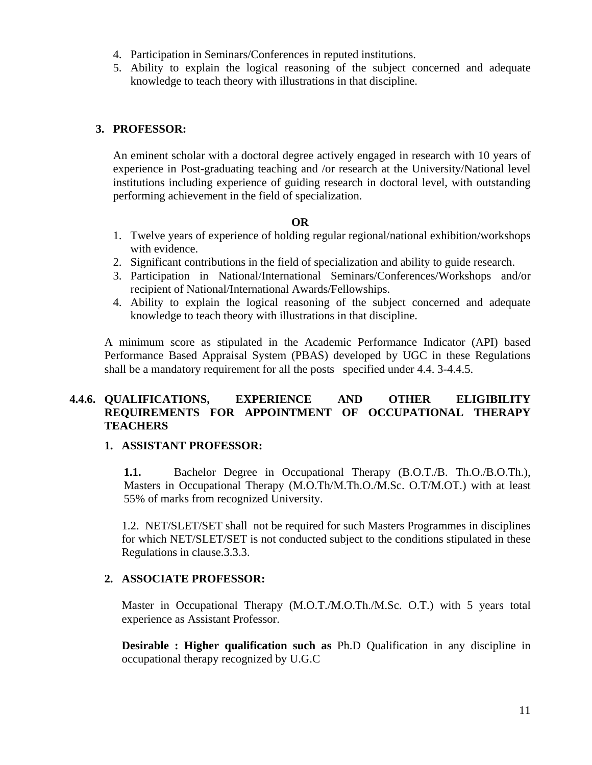4. Participation in Seminars/Conferences in reputed institutions.
5. Ability to explain the logical reasoning of the subject concerned and adequate knowledge to teach theory with illustrations in that discipline.

**3. PROFESSOR:**

An eminent scholar with a doctoral degree actively engaged in research with 10 years of experience in Post-graduating teaching and /or research at the University/National level institutions including experience of guiding research in doctoral level, with outstanding performing achievement in the field of specialization.

**OR**

1. Twelve years of experience of holding regular regional/national exhibition/workshops with evidence.
2. Significant contributions in the field of specialization and ability to guide research.
3. Participation in National/International Seminars/Conferences/Workshops and/or recipient of National/International Awards/Fellowships.
4. Ability to explain the logical reasoning of the subject concerned and adequate knowledge to teach theory with illustrations in that discipline.

A minimum score as stipulated in the Academic Performance Indicator (API) based Performance Based Appraisal System (PBAS) developed by UGC in these Regulations shall be a mandatory requirement for all the posts specified under 4.4. 3-4.4.5.

### 4.4.6. QUALIFICATIONS, EXPERIENCE AND OTHER ELIGIBILITY REQUIREMENTS FOR APPOINTMENT OF OCCUPATIONAL THERAPY TEACHERS

**1. ASSISTANT PROFESSOR:**

**1.1.** Bachelor Degree in Occupational Therapy (B.O.T./B. Th.O./B.O.Th.), Masters in Occupational Therapy (M.O.Th/M.Th.O./M.Sc. O.T/M.OT.) with at least 55% of marks from recognized University.

1.2. NET/SLET/SET shall not be required for such Masters Programmes in disciplines for which NET/SLET/SET is not conducted subject to the conditions stipulated in these Regulations in clause.3.3.3.

**2. ASSOCIATE PROFESSOR:**

Master in Occupational Therapy (M.O.T./M.O.Th./M.Sc. O.T.) with 5 years total experience as Assistant Professor.

**Desirable : Higher qualification such as** Ph.D Qualification in any discipline in occupational therapy recognized by U.G.C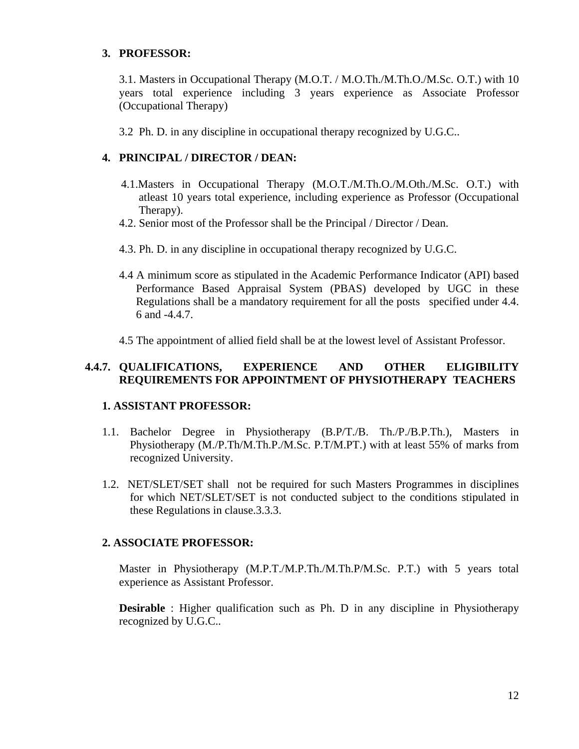**3. PROFESSOR:**

3.1. Masters in Occupational Therapy (M.O.T. / M.O.Th./M.Th.O./M.Sc. O.T.) with 10 years total experience including 3 years experience as Associate Professor (Occupational Therapy)

3.2 Ph. D. in any discipline in occupational therapy recognized by U.G.C..

**4. PRINCIPAL / DIRECTOR / DEAN:**

4.1. Masters in Occupational Therapy (M.O.T./M.Th.O./M.Oth./M.Sc. O.T.) with atleast 10 years total experience, including experience as Professor (Occupational Therapy).

4.2. Senior most of the Professor shall be the Principal / Director / Dean.

4.3. Ph. D. in any discipline in occupational therapy recognized by U.G.C.

4.4 A minimum score as stipulated in the Academic Performance Indicator (API) based Performance Based Appraisal System (PBAS) developed by UGC in these Regulations shall be a mandatory requirement for all the posts specified under 4.4. 6 and -4.4.7.

4.5 The appointment of allied field shall be at the lowest level of Assistant Professor.

**4.4.7. QUALIFICATIONS, EXPERIENCE AND OTHER ELIGIBILITY REQUIREMENTS FOR APPOINTMENT OF PHYSIOTHERAPY TEACHERS**

**1. ASSISTANT PROFESSOR:**

1.1. Bachelor Degree in Physiotherapy (B.P/T./B. Th./P./B.P.Th.), Masters in Physiotherapy (M./P.Th/M.Th.P./M.Sc. P.T/M.PT.) with at least 55% of marks from recognized University.

1.2. NET/SLET/SET shall not be required for such Masters Programmes in disciplines for which NET/SLET/SET is not conducted subject to the conditions stipulated in these Regulations in clause.3.3.3.

**2. ASSOCIATE PROFESSOR:**

Master in Physiotherapy (M.P.T./M.P.Th./M.Th.P/M.Sc. P.T.) with 5 years total experience as Assistant Professor.

**Desirable** : Higher qualification such as Ph. D in any discipline in Physiotherapy recognized by U.G.C..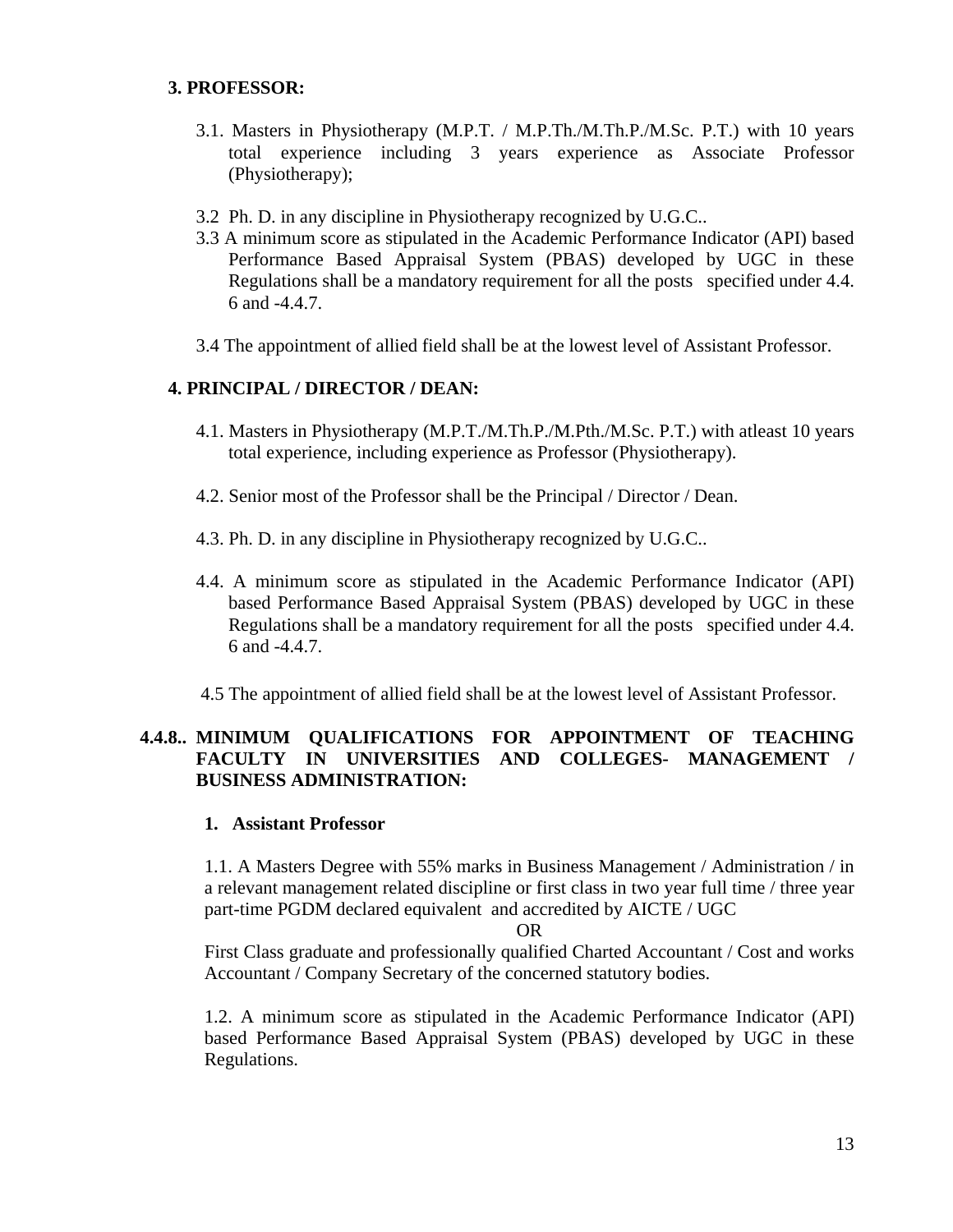### 3. PROFESSOR:

3.1. Masters in Physiotherapy (M.P.T. / M.P.Th./M.Th.P./M.Sc. P.T.) with 10 years total experience including 3 years experience as Associate Professor (Physiotherapy);

3.2 Ph. D. in any discipline in Physiotherapy recognized by U.G.C..

3.3 A minimum score as stipulated in the Academic Performance Indicator (API) based Performance Based Appraisal System (PBAS) developed by UGC in these Regulations shall be a mandatory requirement for all the posts specified under 4.4. 6 and -4.4.7.

3.4 The appointment of allied field shall be at the lowest level of Assistant Professor.

### 4. PRINCIPAL / DIRECTOR / DEAN:

4.1. Masters in Physiotherapy (M.P.T./M.Th.P./M.Pth./M.Sc. P.T.) with atleast 10 years total experience, including experience as Professor (Physiotherapy).

4.2. Senior most of the Professor shall be the Principal / Director / Dean.

4.3. Ph. D. in any discipline in Physiotherapy recognized by U.G.C..

4.4. A minimum score as stipulated in the Academic Performance Indicator (API) based Performance Based Appraisal System (PBAS) developed by UGC in these Regulations shall be a mandatory requirement for all the posts specified under 4.4. 6 and -4.4.7.

4.5 The appointment of allied field shall be at the lowest level of Assistant Professor.

## 4.4.8.. MINIMUM QUALIFICATIONS FOR APPOINTMENT OF TEACHING FACULTY IN UNIVERSITIES AND COLLEGES- MANAGEMENT / BUSINESS ADMINISTRATION:

### 1. Assistant Professor

1.1. A Masters Degree with 55% marks in Business Management / Administration / in a relevant management related discipline or first class in two year full time / three year part-time PGDM declared equivalent and accredited by AICTE / UGC

OR

First Class graduate and professionally qualified Charted Accountant / Cost and works Accountant / Company Secretary of the concerned statutory bodies.

1.2. A minimum score as stipulated in the Academic Performance Indicator (API) based Performance Based Appraisal System (PBAS) developed by UGC in these Regulations.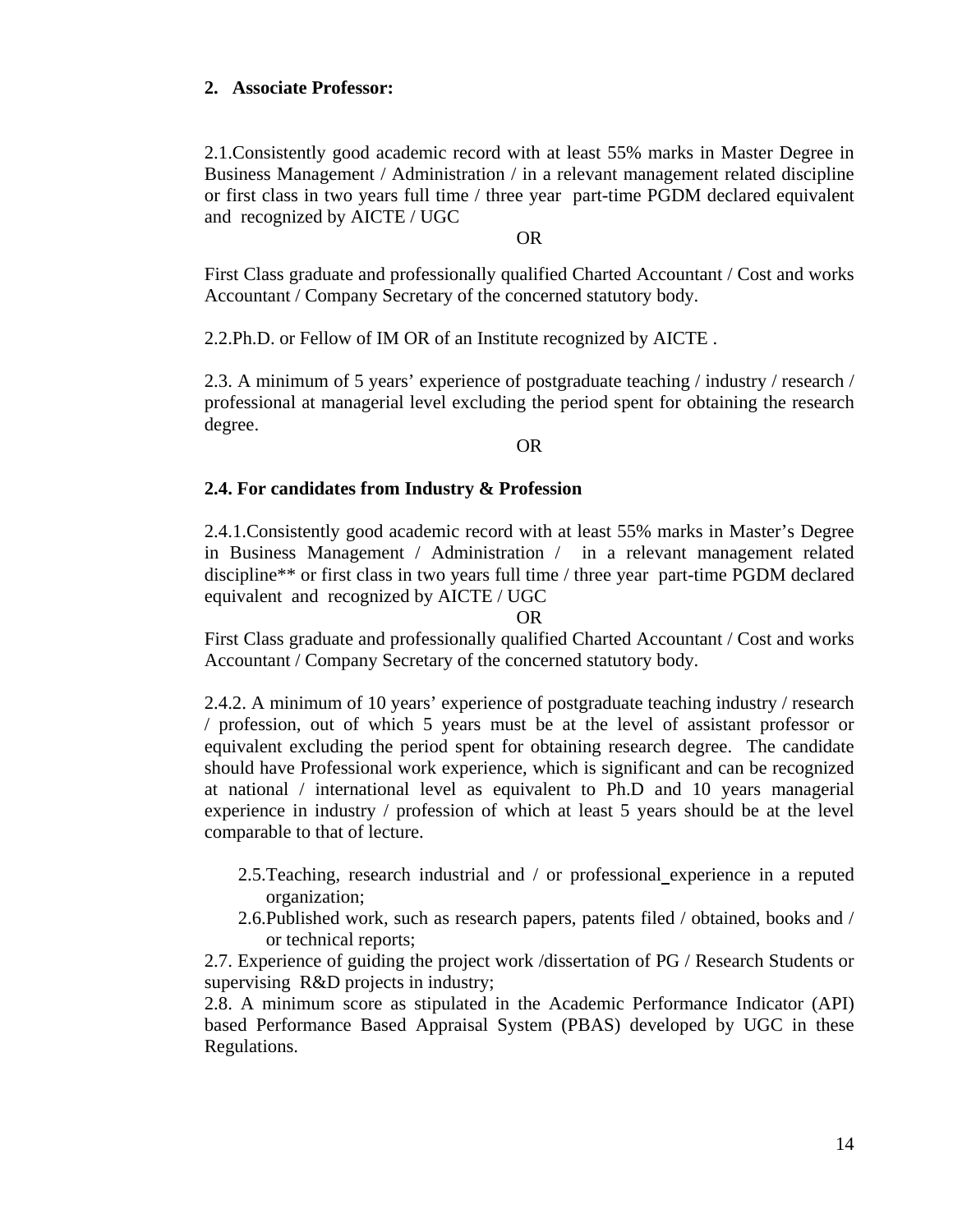**2. Associate Professor:**

2.1.Consistently good academic record with at least 55% marks in Master Degree in Business Management / Administration / in a relevant management related discipline or first class in two years full time / three year part-time PGDM declared equivalent and recognized by AICTE / UGC

OR

First Class graduate and professionally qualified Charted Accountant / Cost and works Accountant / Company Secretary of the concerned statutory body.

2.2.Ph.D. or Fellow of IM OR of an Institute recognized by AICTE .

2.3. A minimum of 5 years' experience of postgraduate teaching / industry / research / professional at managerial level excluding the period spent for obtaining the research degree.

OR

**2.4. For candidates from Industry & Profession**

2.4.1.Consistently good academic record with at least 55% marks in Master's Degree in Business Management / Administration / in a relevant management related discipline** or first class in two years full time / three year part-time PGDM declared equivalent and recognized by AICTE / UGC

OR

First Class graduate and professionally qualified Charted Accountant / Cost and works Accountant / Company Secretary of the concerned statutory body.

2.4.2. A minimum of 10 years' experience of postgraduate teaching industry / research / profession, out of which 5 years must be at the level of assistant professor or equivalent excluding the period spent for obtaining research degree. The candidate should have Professional work experience, which is significant and can be recognized at national / international level as equivalent to Ph.D and 10 years managerial experience in industry / profession of which at least 5 years should be at the level comparable to that of lecture.

2.5.Teaching, research industrial and / or professional experience in a reputed organization;

2.6.Published work, such as research papers, patents filed / obtained, books and / or technical reports;

2.7. Experience of guiding the project work /dissertation of PG / Research Students or supervising R&D projects in industry;

2.8. A minimum score as stipulated in the Academic Performance Indicator (API) based Performance Based Appraisal System (PBAS) developed by UGC in these Regulations.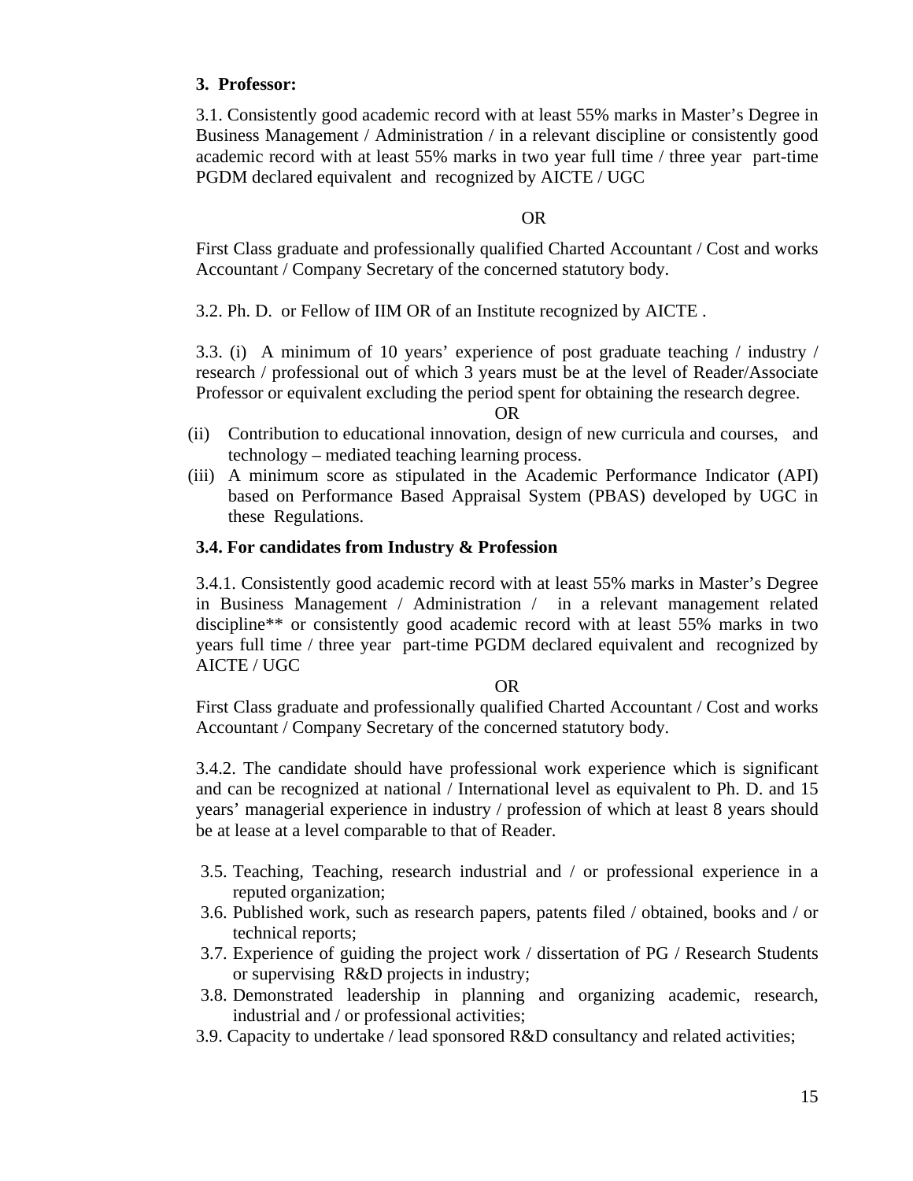**3. Professor:**

3.1. Consistently good academic record with at least 55% marks in Master's Degree in Business Management / Administration / in a relevant discipline or consistently good academic record with at least 55% marks in two year full time / three year part-time PGDM declared equivalent and recognized by AICTE / UGC

OR

First Class graduate and professionally qualified Charted Accountant / Cost and works Accountant / Company Secretary of the concerned statutory body.

3.2. Ph. D. or Fellow of IIM OR of an Institute recognized by AICTE .

3.3. (i) A minimum of 10 years' experience of post graduate teaching / industry / research / professional out of which 3 years must be at the level of Reader/Associate Professor or equivalent excluding the period spent for obtaining the research degree.

OR

(ii) Contribution to educational innovation, design of new curricula and courses, and technology – mediated teaching learning process.

(iii) A minimum score as stipulated in the Academic Performance Indicator (API) based on Performance Based Appraisal System (PBAS) developed by UGC in these Regulations.

**3.4. For candidates from Industry & Profession**

3.4.1. Consistently good academic record with at least 55% marks in Master's Degree in Business Management / Administration / in a relevant management related discipline** or consistently good academic record with at least 55% marks in two years full time / three year part-time PGDM declared equivalent and recognized by AICTE / UGC

OR

First Class graduate and professionally qualified Charted Accountant / Cost and works Accountant / Company Secretary of the concerned statutory body.

3.4.2. The candidate should have professional work experience which is significant and can be recognized at national / International level as equivalent to Ph. D. and 15 years' managerial experience in industry / profession of which at least 8 years should be at lease at a level comparable to that of Reader.

3.5. Teaching, Teaching, research industrial and / or professional experience in a reputed organization;

3.6. Published work, such as research papers, patents filed / obtained, books and / or technical reports;

3.7. Experience of guiding the project work / dissertation of PG / Research Students or supervising R&D projects in industry;

3.8. Demonstrated leadership in planning and organizing academic, research, industrial and / or professional activities;

3.9. Capacity to undertake / lead sponsored R&D consultancy and related activities;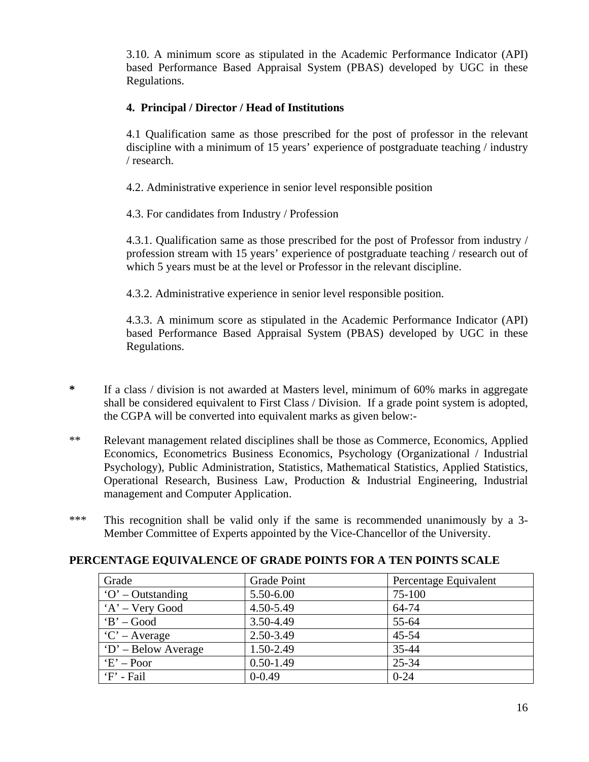3.10. A minimum score as stipulated in the Academic Performance Indicator (API) based Performance Based Appraisal System (PBAS) developed by UGC in these Regulations.

**4. Principal / Director / Head of Institutions**

4.1 Qualification same as those prescribed for the post of professor in the relevant discipline with a minimum of 15 years' experience of postgraduate teaching / industry / research.

4.2. Administrative experience in senior level responsible position

4.3. For candidates from Industry / Profession

4.3.1. Qualification same as those prescribed for the post of Professor from industry / profession stream with 15 years' experience of postgraduate teaching / research out of which 5 years must be at the level or Professor in the relevant discipline.

4.3.2. Administrative experience in senior level responsible position.

4.3.3. A minimum score as stipulated in the Academic Performance Indicator (API) based Performance Based Appraisal System (PBAS) developed by UGC in these Regulations.

**\*** If a class / division is not awarded at Masters level, minimum of 60% marks in aggregate shall be considered equivalent to First Class / Division. If a grade point system is adopted, the CGPA will be converted into equivalent marks as given below:-

** Relevant management related disciplines shall be those as Commerce, Economics, Applied Economics, Econometrics Business Economics, Psychology (Organizational / Industrial Psychology), Public Administration, Statistics, Mathematical Statistics, Applied Statistics, Operational Research, Business Law, Production & Industrial Engineering, Industrial management and Computer Application.

*** This recognition shall be valid only if the same is recommended unanimously by a 3-Member Committee of Experts appointed by the Vice-Chancellor of the University.

**PERCENTAGE EQUIVALENCE OF GRADE POINTS FOR A TEN POINTS SCALE**

| Grade | Grade Point | Percentage Equivalent |
|---|---|---|
| 'O' – Outstanding | 5.50-6.00 | 75-100 |
| 'A' – Very Good | 4.50-5.49 | 64-74 |
| 'B' – Good | 3.50-4.49 | 55-64 |
| 'C' – Average | 2.50-3.49 | 45-54 |
| 'D' – Below Average | 1.50-2.49 | 35-44 |
| 'E' – Poor | 0.50-1.49 | 25-34 |
| 'F' - Fail | 0-0.49 | 0-24 |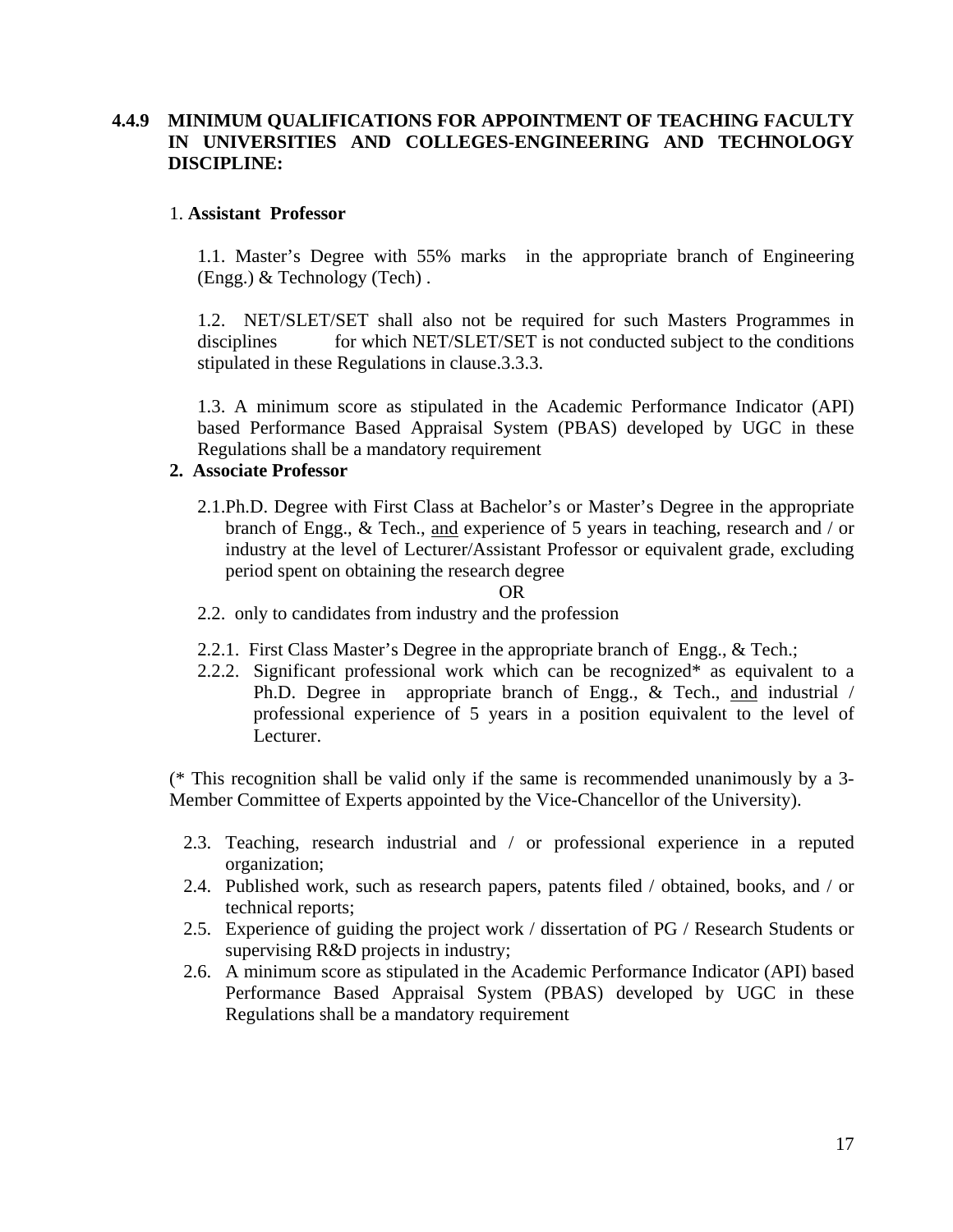### 4.4.9 MINIMUM QUALIFICATIONS FOR APPOINTMENT OF TEACHING FACULTY IN UNIVERSITIES AND COLLEGES-ENGINEERING AND TECHNOLOGY DISCIPLINE:

1. **Assistant Professor**

1.1. Master's Degree with 55% marks in the appropriate branch of Engineering (Engg.) & Technology (Tech) .

1.2. NET/SLET/SET shall also not be required for such Masters Programmes in disciplines for which NET/SLET/SET is not conducted subject to the conditions stipulated in these Regulations in clause.3.3.3.

1.3. A minimum score as stipulated in the Academic Performance Indicator (API) based Performance Based Appraisal System (PBAS) developed by UGC in these Regulations shall be a mandatory requirement

**2. Associate Professor**

2.1. Ph.D. Degree with First Class at Bachelor's or Master's Degree in the appropriate branch of Engg., & Tech., <u>and</u> experience of 5 years in teaching, research and / or industry at the level of Lecturer/Assistant Professor or equivalent grade, excluding period spent on obtaining the research degree

OR

2.2. only to candidates from industry and the profession

2.2.1. First Class Master's Degree in the appropriate branch of Engg., & Tech.;

2.2.2. Significant professional work which can be recognized* as equivalent to a Ph.D. Degree in appropriate branch of Engg., & Tech., <u>and</u> industrial / professional experience of 5 years in a position equivalent to the level of Lecturer.

(* This recognition shall be valid only if the same is recommended unanimously by a 3-Member Committee of Experts appointed by the Vice-Chancellor of the University).

2.3. Teaching, research industrial and / or professional experience in a reputed organization;

2.4. Published work, such as research papers, patents filed / obtained, books, and / or technical reports;

2.5. Experience of guiding the project work / dissertation of PG / Research Students or supervising R&D projects in industry;

2.6. A minimum score as stipulated in the Academic Performance Indicator (API) based Performance Based Appraisal System (PBAS) developed by UGC in these Regulations shall be a mandatory requirement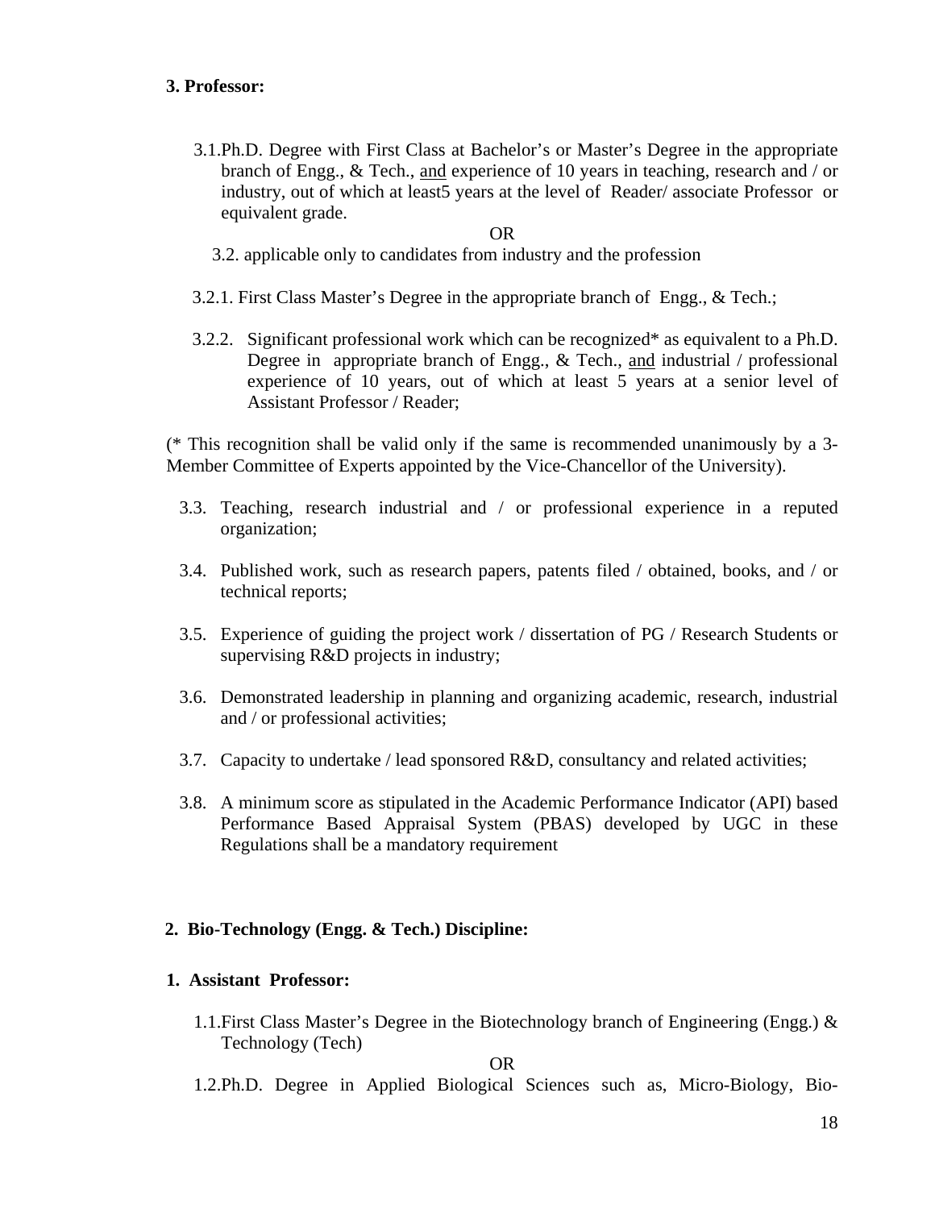**3. Professor:**

3.1. Ph.D. Degree with First Class at Bachelor's or Master's Degree in the appropriate branch of Engg., & Tech., <u>and</u> experience of 10 years in teaching, research and / or industry, out of which at least5 years at the level of Reader/ associate Professor or equivalent grade.

OR

3.2. applicable only to candidates from industry and the profession

3.2.1. First Class Master's Degree in the appropriate branch of Engg., & Tech.;

3.2.2. Significant professional work which can be recognized* as equivalent to a Ph.D. Degree in appropriate branch of Engg., & Tech., <u>and</u> industrial / professional experience of 10 years, out of which at least 5 years at a senior level of Assistant Professor / Reader;

(* This recognition shall be valid only if the same is recommended unanimously by a 3-Member Committee of Experts appointed by the Vice-Chancellor of the University).

3.3. Teaching, research industrial and / or professional experience in a reputed organization;

3.4. Published work, such as research papers, patents filed / obtained, books, and / or technical reports;

3.5. Experience of guiding the project work / dissertation of PG / Research Students or supervising R&D projects in industry;

3.6. Demonstrated leadership in planning and organizing academic, research, industrial and / or professional activities;

3.7. Capacity to undertake / lead sponsored R&D, consultancy and related activities;

3.8. A minimum score as stipulated in the Academic Performance Indicator (API) based Performance Based Appraisal System (PBAS) developed by UGC in these Regulations shall be a mandatory requirement

**2. Bio-Technology (Engg. & Tech.) Discipline:**

**1. Assistant Professor:**

1.1. First Class Master's Degree in the Biotechnology branch of Engineering (Engg.) & Technology (Tech)

OR

1.2. Ph.D. Degree in Applied Biological Sciences such as, Micro-Biology, Bio-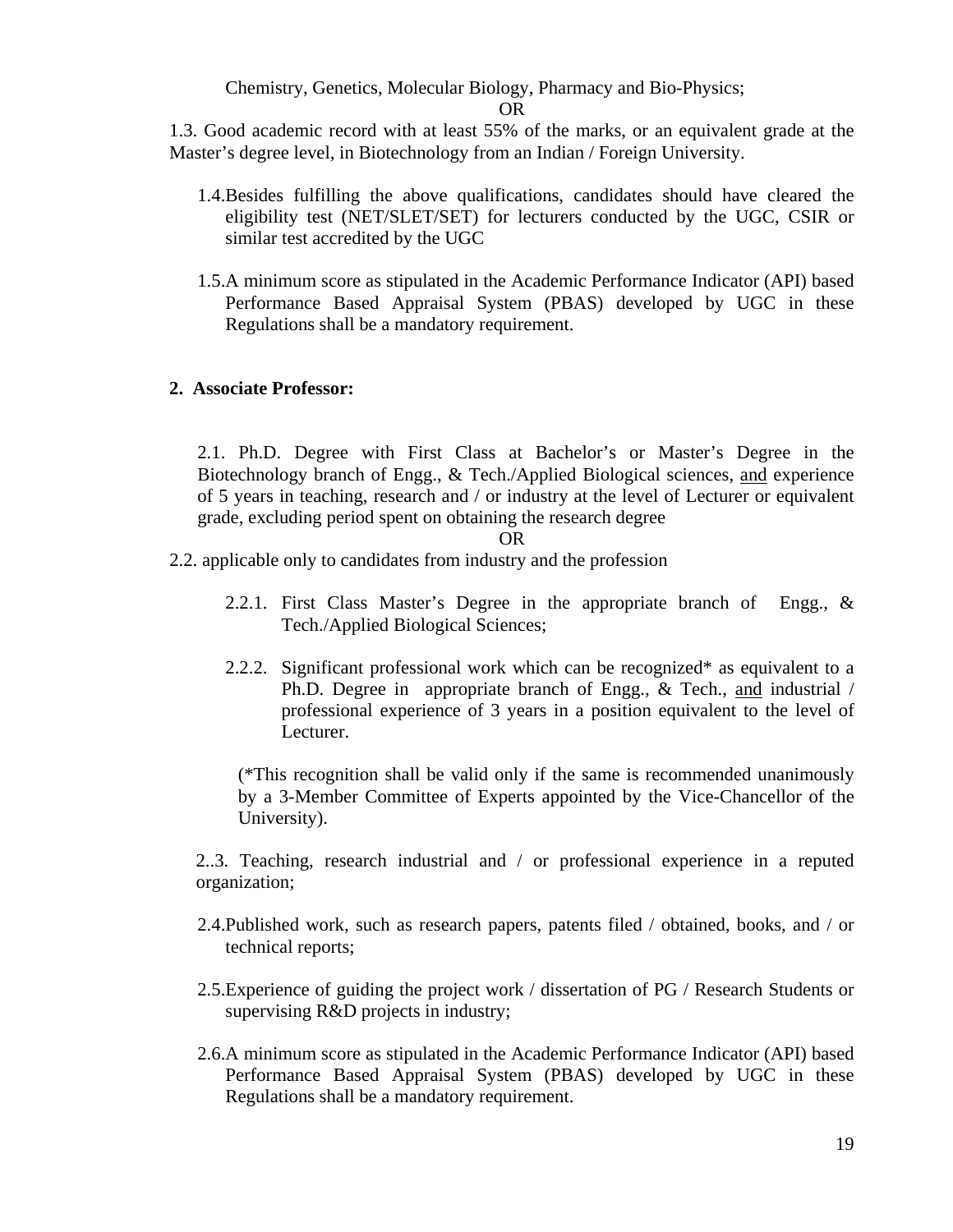Chemistry, Genetics, Molecular Biology, Pharmacy and Bio-Physics;

OR

1.3. Good academic record with at least 55% of the marks, or an equivalent grade at the Master's degree level, in Biotechnology from an Indian / Foreign University.

1.4. Besides fulfilling the above qualifications, candidates should have cleared the eligibility test (NET/SLET/SET) for lecturers conducted by the UGC, CSIR or similar test accredited by the UGC

1.5. A minimum score as stipulated in the Academic Performance Indicator (API) based Performance Based Appraisal System (PBAS) developed by UGC in these Regulations shall be a mandatory requirement.

**2. Associate Professor:**

2.1. Ph.D. Degree with First Class at Bachelor's or Master's Degree in the Biotechnology branch of Engg., & Tech./Applied Biological sciences, <u>and</u> experience of 5 years in teaching, research and / or industry at the level of Lecturer or equivalent grade, excluding period spent on obtaining the research degree

OR

2.2. applicable only to candidates from industry and the profession

2.2.1. First Class Master's Degree in the appropriate branch of Engg., & Tech./Applied Biological Sciences;

2.2.2. Significant professional work which can be recognized* as equivalent to a Ph.D. Degree in appropriate branch of Engg., & Tech., <u>and</u> industrial / professional experience of 3 years in a position equivalent to the level of Lecturer.

(*This recognition shall be valid only if the same is recommended unanimously by a 3-Member Committee of Experts appointed by the Vice-Chancellor of the University).

2..3. Teaching, research industrial and / or professional experience in a reputed organization;

2.4. Published work, such as research papers, patents filed / obtained, books, and / or technical reports;

2.5. Experience of guiding the project work / dissertation of PG / Research Students or supervising R&D projects in industry;

2.6. A minimum score as stipulated in the Academic Performance Indicator (API) based Performance Based Appraisal System (PBAS) developed by UGC in these Regulations shall be a mandatory requirement.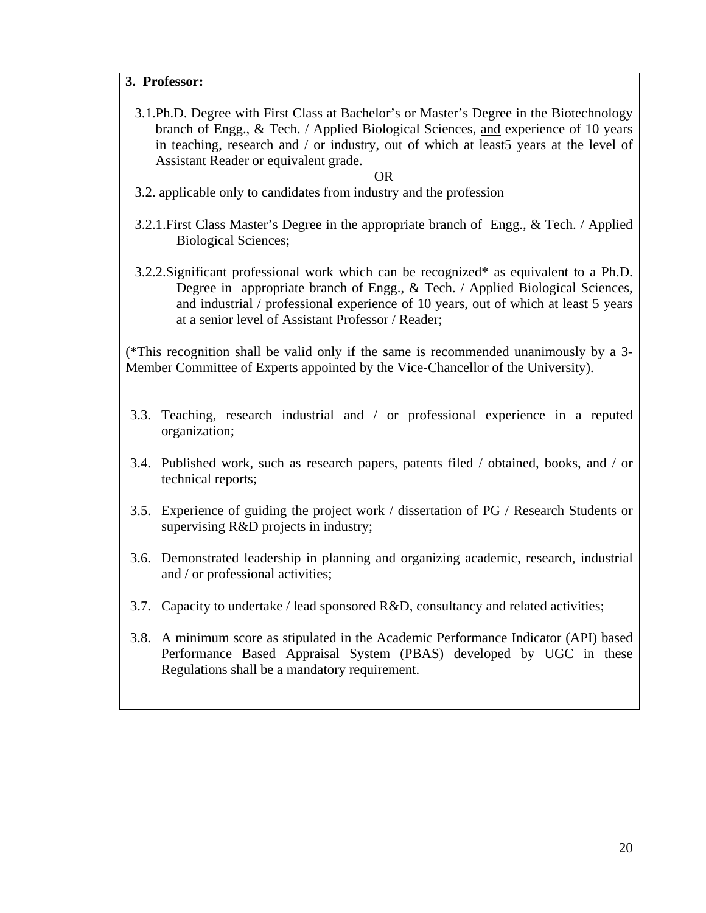**3. Professor:**

3.1.Ph.D. Degree with First Class at Bachelor's or Master's Degree in the Biotechnology branch of Engg., & Tech. / Applied Biological Sciences, <u>and</u> experience of 10 years in teaching, research and / or industry, out of which at least5 years at the level of Assistant Reader or equivalent grade.

OR

3.2. applicable only to candidates from industry and the profession

3.2.1.First Class Master's Degree in the appropriate branch of Engg., & Tech. / Applied Biological Sciences;

3.2.2.Significant professional work which can be recognized* as equivalent to a Ph.D. Degree in appropriate branch of Engg., & Tech. / Applied Biological Sciences, <u>and</u> industrial / professional experience of 10 years, out of which at least 5 years at a senior level of Assistant Professor / Reader;

(*This recognition shall be valid only if the same is recommended unanimously by a 3-Member Committee of Experts appointed by the Vice-Chancellor of the University).

3.3. Teaching, research industrial and / or professional experience in a reputed organization;

3.4. Published work, such as research papers, patents filed / obtained, books, and / or technical reports;

3.5. Experience of guiding the project work / dissertation of PG / Research Students or supervising R&D projects in industry;

3.6. Demonstrated leadership in planning and organizing academic, research, industrial and / or professional activities;

3.7. Capacity to undertake / lead sponsored R&D, consultancy and related activities;

3.8. A minimum score as stipulated in the Academic Performance Indicator (API) based Performance Based Appraisal System (PBAS) developed by UGC in these Regulations shall be a mandatory requirement.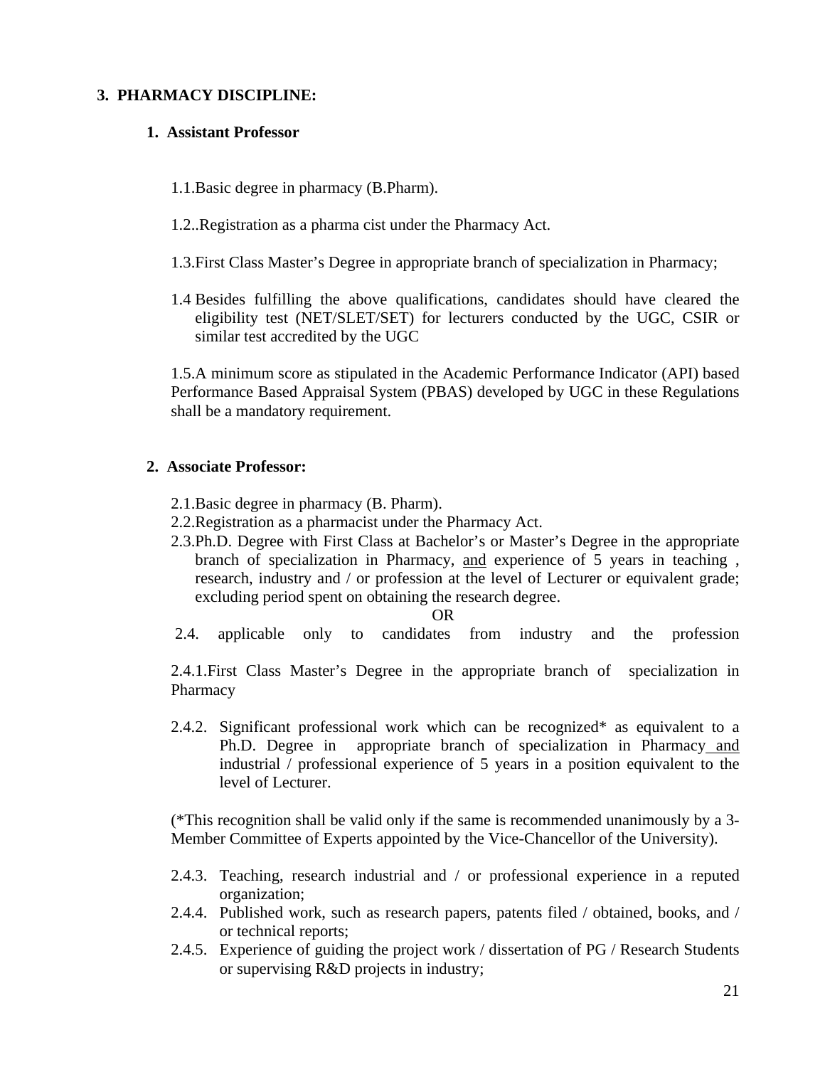## 3. PHARMACY DISCIPLINE:

### 1. Assistant Professor

1.1.Basic degree in pharmacy (B.Pharm).

1.2..Registration as a pharma cist under the Pharmacy Act.

1.3.First Class Master's Degree in appropriate branch of specialization in Pharmacy;

1.4 Besides fulfilling the above qualifications, candidates should have cleared the eligibility test (NET/SLET/SET) for lecturers conducted by the UGC, CSIR or similar test accredited by the UGC

1.5.A minimum score as stipulated in the Academic Performance Indicator (API) based Performance Based Appraisal System (PBAS) developed by UGC in these Regulations shall be a mandatory requirement.

### 2. Associate Professor:

2.1.Basic degree in pharmacy (B. Pharm).
2.2.Registration as a pharmacist under the Pharmacy Act.
2.3.Ph.D. Degree with First Class at Bachelor's or Master's Degree in the appropriate branch of specialization in Pharmacy, <u>and</u> experience of 5 years in teaching , research, industry and / or profession at the level of Lecturer or equivalent grade; excluding period spent on obtaining the research degree.

OR

2.4. applicable only to candidates from industry and the profession

2.4.1.First Class Master's Degree in the appropriate branch of specialization in Pharmacy

2.4.2. Significant professional work which can be recognized* as equivalent to a Ph.D. Degree in appropriate branch of specialization in Pharmacy <u>and</u> industrial / professional experience of 5 years in a position equivalent to the level of Lecturer.

(*This recognition shall be valid only if the same is recommended unanimously by a 3-Member Committee of Experts appointed by the Vice-Chancellor of the University).

2.4.3. Teaching, research industrial and / or professional experience in a reputed organization;
2.4.4. Published work, such as research papers, patents filed / obtained, books, and / or technical reports;
2.4.5. Experience of guiding the project work / dissertation of PG / Research Students or supervising R&D projects in industry;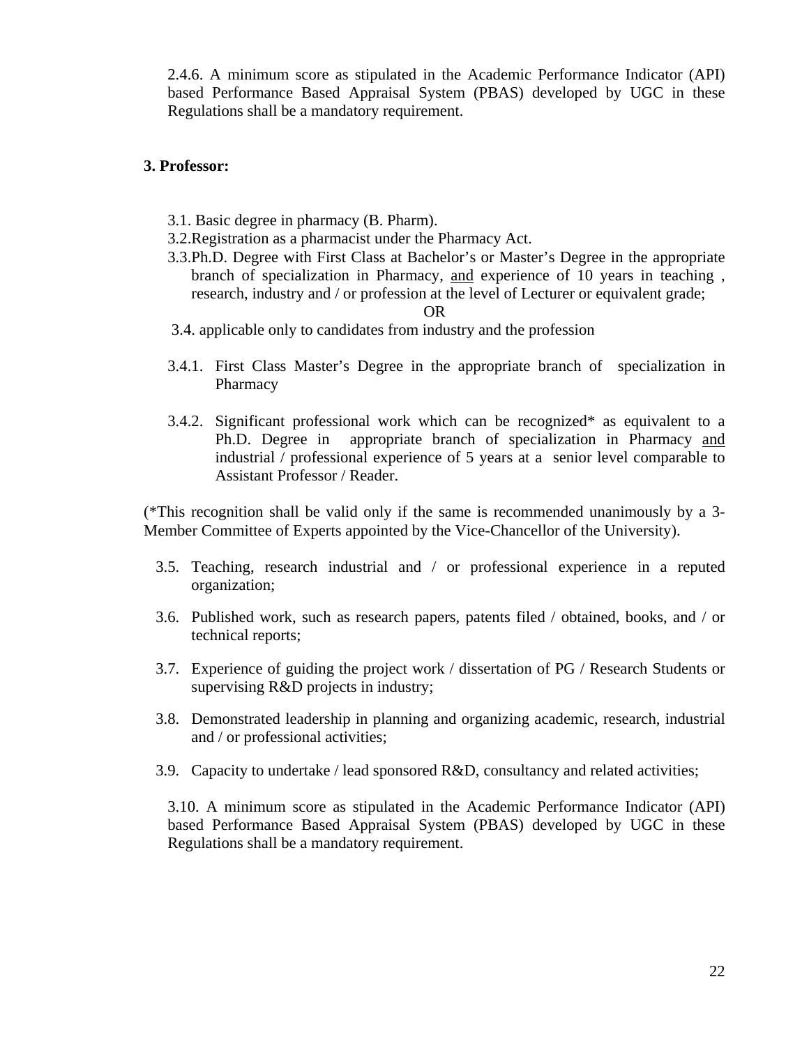2.4.6. A minimum score as stipulated in the Academic Performance Indicator (API) based Performance Based Appraisal System (PBAS) developed by UGC in these Regulations shall be a mandatory requirement.

**3. Professor:**

3.1. Basic degree in pharmacy (B. Pharm).

3.2. Registration as a pharmacist under the Pharmacy Act.

3.3. Ph.D. Degree with First Class at Bachelor's or Master's Degree in the appropriate branch of specialization in Pharmacy, <u>and</u> experience of 10 years in teaching , research, industry and / or profession at the level of Lecturer or equivalent grade;

OR

3.4. applicable only to candidates from industry and the profession

3.4.1. First Class Master's Degree in the appropriate branch of specialization in Pharmacy

3.4.2. Significant professional work which can be recognized* as equivalent to a Ph.D. Degree in appropriate branch of specialization in Pharmacy <u>and</u> industrial / professional experience of 5 years at a senior level comparable to Assistant Professor / Reader.

(*This recognition shall be valid only if the same is recommended unanimously by a 3-Member Committee of Experts appointed by the Vice-Chancellor of the University).

3.5. Teaching, research industrial and / or professional experience in a reputed organization;

3.6. Published work, such as research papers, patents filed / obtained, books, and / or technical reports;

3.7. Experience of guiding the project work / dissertation of PG / Research Students or supervising R&D projects in industry;

3.8. Demonstrated leadership in planning and organizing academic, research, industrial and / or professional activities;

3.9. Capacity to undertake / lead sponsored R&D, consultancy and related activities;

3.10. A minimum score as stipulated in the Academic Performance Indicator (API) based Performance Based Appraisal System (PBAS) developed by UGC in these Regulations shall be a mandatory requirement.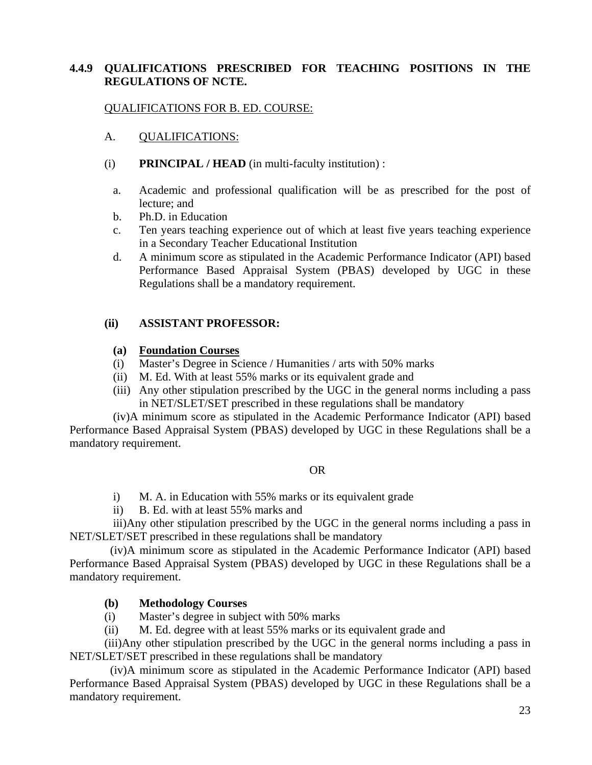## 4.4.9 QUALIFICATIONS PRESCRIBED FOR TEACHING POSITIONS IN THE REGULATIONS OF NCTE.

QUALIFICATIONS FOR B. ED. COURSE:

A. QUALIFICATIONS:

(i) **PRINCIPAL / HEAD** (in multi-faculty institution) :

a. Academic and professional qualification will be as prescribed for the post of lecture; and
b. Ph.D. in Education
c. Ten years teaching experience out of which at least five years teaching experience in a Secondary Teacher Educational Institution
d. A minimum score as stipulated in the Academic Performance Indicator (API) based Performance Based Appraisal System (PBAS) developed by UGC in these Regulations shall be a mandatory requirement.

**(ii) ASSISTANT PROFESSOR:**

**(a) Foundation Courses**

(i) Master's Degree in Science / Humanities / arts with 50% marks
(ii) M. Ed. With at least 55% marks or its equivalent grade and
(iii) Any other stipulation prescribed by the UGC in the general norms including a pass in NET/SLET/SET prescribed in these regulations shall be mandatory
(iv) A minimum score as stipulated in the Academic Performance Indicator (API) based Performance Based Appraisal System (PBAS) developed by UGC in these Regulations shall be a mandatory requirement.

OR

i) M. A. in Education with 55% marks or its equivalent grade
ii) B. Ed. with at least 55% marks and
iii) Any other stipulation prescribed by the UGC in the general norms including a pass in NET/SLET/SET prescribed in these regulations shall be mandatory
(iv) A minimum score as stipulated in the Academic Performance Indicator (API) based Performance Based Appraisal System (PBAS) developed by UGC in these Regulations shall be a mandatory requirement.

**(b) Methodology Courses**

(i) Master's degree in subject with 50% marks
(ii) M. Ed. degree with at least 55% marks or its equivalent grade and
(iii) Any other stipulation prescribed by the UGC in the general norms including a pass in NET/SLET/SET prescribed in these regulations shall be mandatory
(iv) A minimum score as stipulated in the Academic Performance Indicator (API) based Performance Based Appraisal System (PBAS) developed by UGC in these Regulations shall be a mandatory requirement.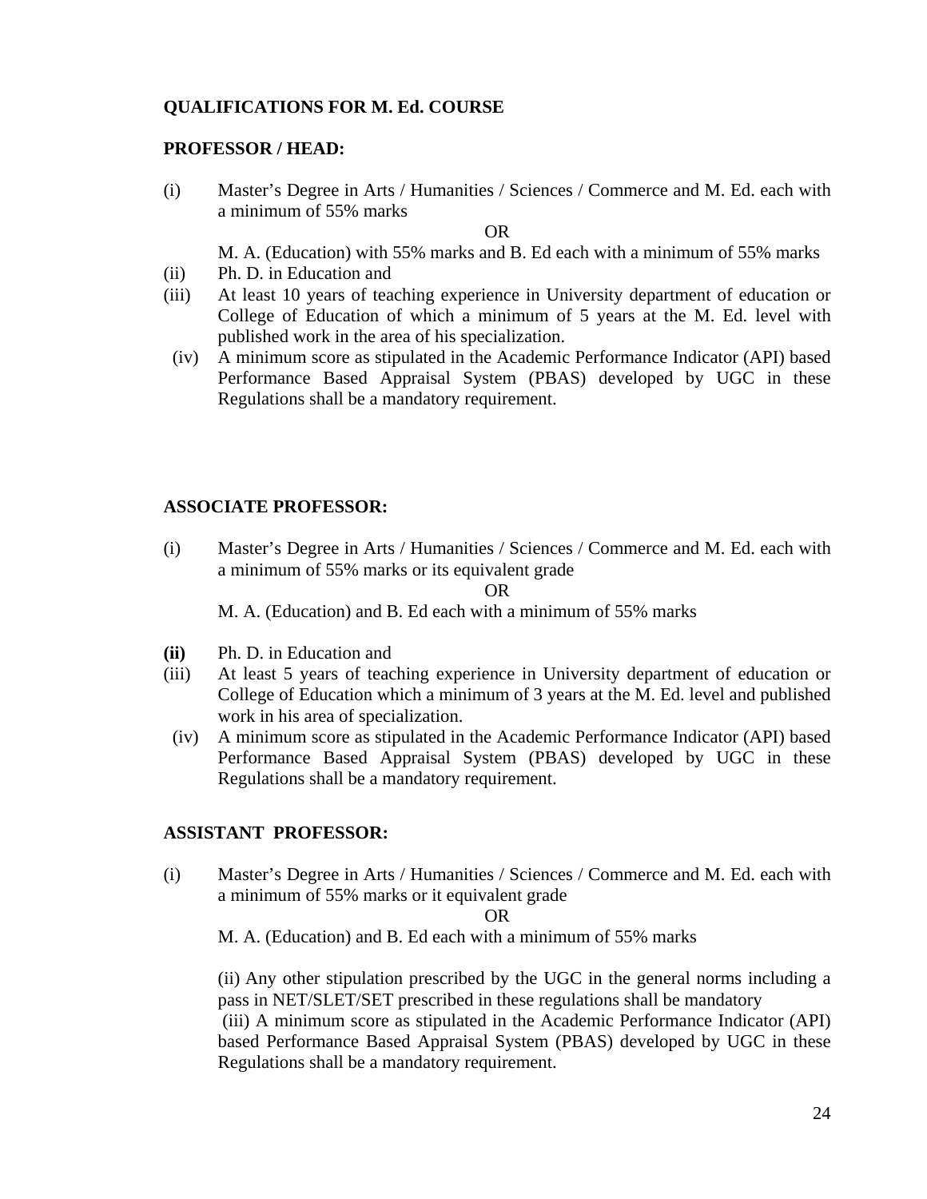**QUALIFICATIONS FOR M. Ed. COURSE**

**PROFESSOR / HEAD:**

(i) Master's Degree in Arts / Humanities / Sciences / Commerce and M. Ed. each with a minimum of 55% marks

OR

M. A. (Education) with 55% marks and B. Ed each with a minimum of 55% marks

(ii) Ph. D. in Education and

(iii) At least 10 years of teaching experience in University department of education or College of Education of which a minimum of 5 years at the M. Ed. level with published work in the area of his specialization.

(iv) A minimum score as stipulated in the Academic Performance Indicator (API) based Performance Based Appraisal System (PBAS) developed by UGC in these Regulations shall be a mandatory requirement.

**ASSOCIATE PROFESSOR:**

(i) Master's Degree in Arts / Humanities / Sciences / Commerce and M. Ed. each with a minimum of 55% marks or its equivalent grade

OR

M. A. (Education) and B. Ed each with a minimum of 55% marks

**(ii)** Ph. D. in Education and

(iii) At least 5 years of teaching experience in University department of education or College of Education which a minimum of 3 years at the M. Ed. level and published work in his area of specialization.

(iv) A minimum score as stipulated in the Academic Performance Indicator (API) based Performance Based Appraisal System (PBAS) developed by UGC in these Regulations shall be a mandatory requirement.

**ASSISTANT PROFESSOR:**

(i) Master's Degree in Arts / Humanities / Sciences / Commerce and M. Ed. each with a minimum of 55% marks or it equivalent grade

OR

M. A. (Education) and B. Ed each with a minimum of 55% marks

(ii) Any other stipulation prescribed by the UGC in the general norms including a pass in NET/SLET/SET prescribed in these regulations shall be mandatory

(iii) A minimum score as stipulated in the Academic Performance Indicator (API) based Performance Based Appraisal System (PBAS) developed by UGC in these Regulations shall be a mandatory requirement.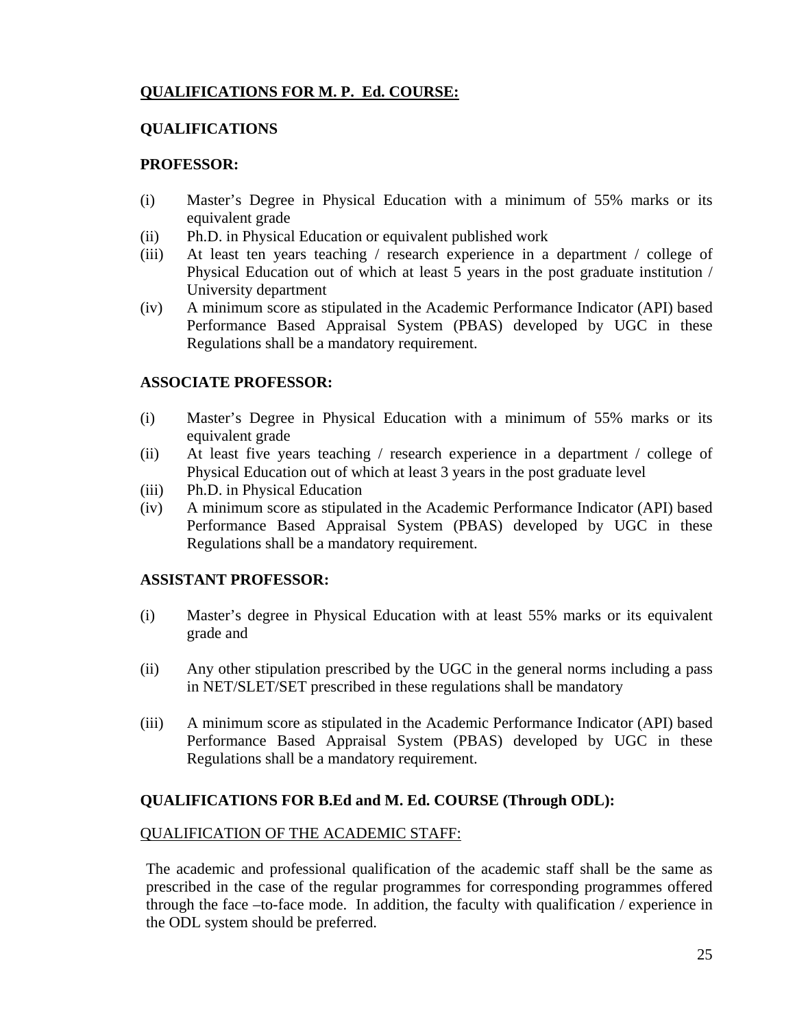## QUALIFICATIONS FOR M. P. Ed. COURSE:

### QUALIFICATIONS

### PROFESSOR:

(i) Master's Degree in Physical Education with a minimum of 55% marks or its equivalent grade

(ii) Ph.D. in Physical Education or equivalent published work

(iii) At least ten years teaching / research experience in a department / college of Physical Education out of which at least 5 years in the post graduate institution / University department

(iv) A minimum score as stipulated in the Academic Performance Indicator (API) based Performance Based Appraisal System (PBAS) developed by UGC in these Regulations shall be a mandatory requirement.

### ASSOCIATE PROFESSOR:

(i) Master's Degree in Physical Education with a minimum of 55% marks or its equivalent grade

(ii) At least five years teaching / research experience in a department / college of Physical Education out of which at least 3 years in the post graduate level

(iii) Ph.D. in Physical Education

(iv) A minimum score as stipulated in the Academic Performance Indicator (API) based Performance Based Appraisal System (PBAS) developed by UGC in these Regulations shall be a mandatory requirement.

### ASSISTANT PROFESSOR:

(i) Master's degree in Physical Education with at least 55% marks or its equivalent grade and

(ii) Any other stipulation prescribed by the UGC in the general norms including a pass in NET/SLET/SET prescribed in these regulations shall be mandatory

(iii) A minimum score as stipulated in the Academic Performance Indicator (API) based Performance Based Appraisal System (PBAS) developed by UGC in these Regulations shall be a mandatory requirement.

## QUALIFICATIONS FOR B.Ed and M. Ed. COURSE (Through ODL):

QUALIFICATION OF THE ACADEMIC STAFF:

The academic and professional qualification of the academic staff shall be the same as prescribed in the case of the regular programmes for corresponding programmes offered through the face –to-face mode. In addition, the faculty with qualification / experience in the ODL system should be preferred.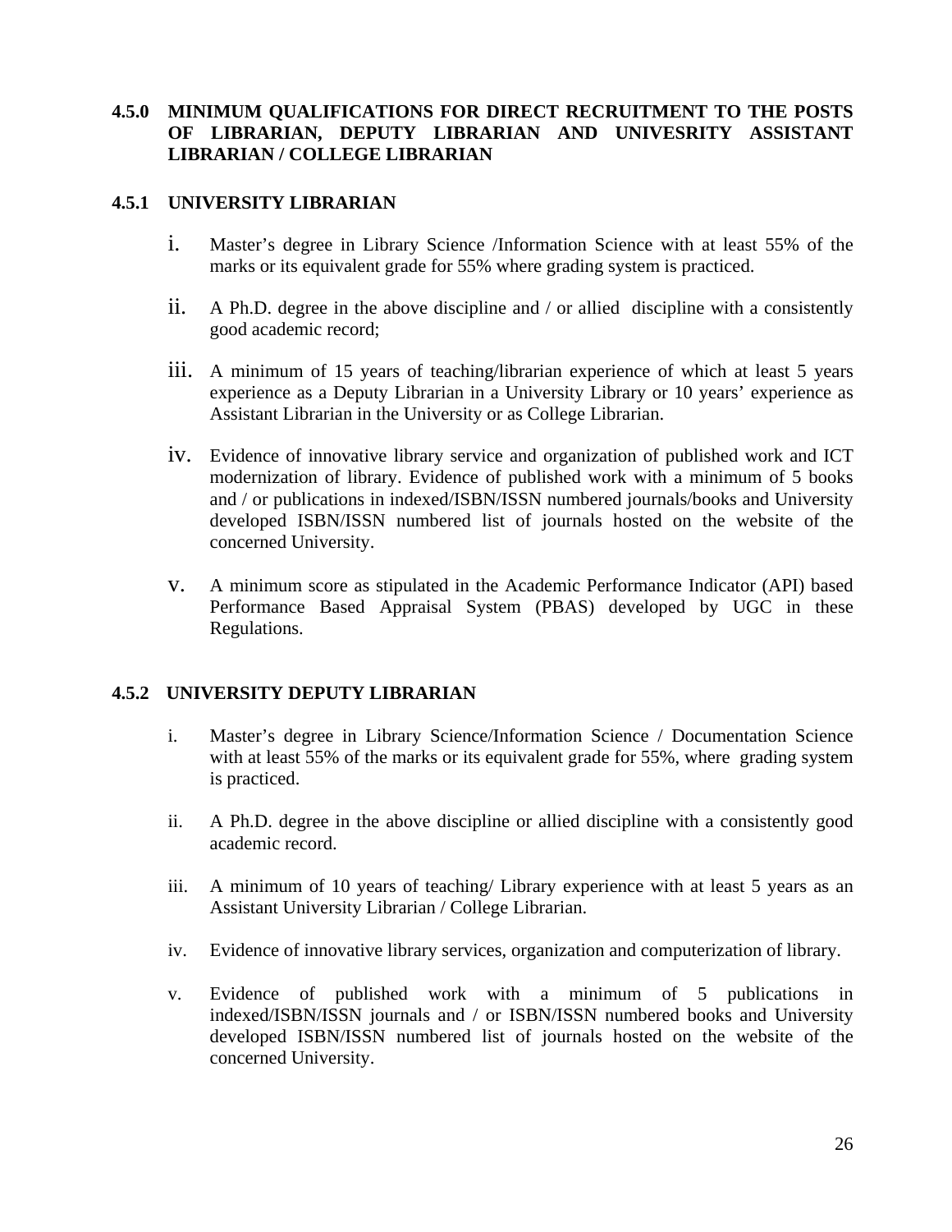### 4.5.0 MINIMUM QUALIFICATIONS FOR DIRECT RECRUITMENT TO THE POSTS OF LIBRARIAN, DEPUTY LIBRARIAN AND UNIVESRITY ASSISTANT LIBRARIAN / COLLEGE LIBRARIAN

### 4.5.1 UNIVERSITY LIBRARIAN

i. Master's degree in Library Science /Information Science with at least 55% of the marks or its equivalent grade for 55% where grading system is practiced.

ii. A Ph.D. degree in the above discipline and / or allied discipline with a consistently good academic record;

iii. A minimum of 15 years of teaching/librarian experience of which at least 5 years experience as a Deputy Librarian in a University Library or 10 years' experience as Assistant Librarian in the University or as College Librarian.

iv. Evidence of innovative library service and organization of published work and ICT modernization of library. Evidence of published work with a minimum of 5 books and / or publications in indexed/ISBN/ISSN numbered journals/books and University developed ISBN/ISSN numbered list of journals hosted on the website of the concerned University.

v. A minimum score as stipulated in the Academic Performance Indicator (API) based Performance Based Appraisal System (PBAS) developed by UGC in these Regulations.

### 4.5.2 UNIVERSITY DEPUTY LIBRARIAN

i. Master's degree in Library Science/Information Science / Documentation Science with at least 55% of the marks or its equivalent grade for 55%, where grading system is practiced.

ii. A Ph.D. degree in the above discipline or allied discipline with a consistently good academic record.

iii. A minimum of 10 years of teaching/ Library experience with at least 5 years as an Assistant University Librarian / College Librarian.

iv. Evidence of innovative library services, organization and computerization of library.

v. Evidence of published work with a minimum of 5 publications in indexed/ISBN/ISSN journals and / or ISBN/ISSN numbered books and University developed ISBN/ISSN numbered list of journals hosted on the website of the concerned University.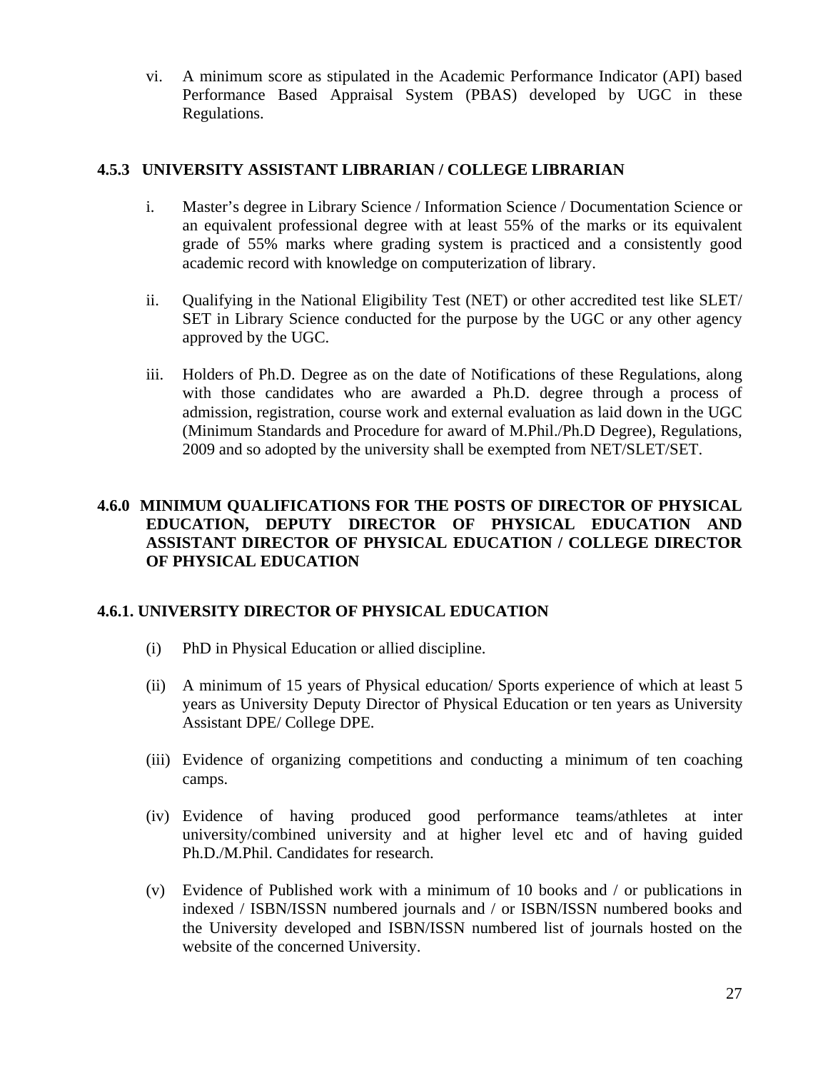vi. A minimum score as stipulated in the Academic Performance Indicator (API) based Performance Based Appraisal System (PBAS) developed by UGC in these Regulations.

### 4.5.3 UNIVERSITY ASSISTANT LIBRARIAN / COLLEGE LIBRARIAN

i. Master's degree in Library Science / Information Science / Documentation Science or an equivalent professional degree with at least 55% of the marks or its equivalent grade of 55% marks where grading system is practiced and a consistently good academic record with knowledge on computerization of library.

ii. Qualifying in the National Eligibility Test (NET) or other accredited test like SLET/ SET in Library Science conducted for the purpose by the UGC or any other agency approved by the UGC.

iii. Holders of Ph.D. Degree as on the date of Notifications of these Regulations, along with those candidates who are awarded a Ph.D. degree through a process of admission, registration, course work and external evaluation as laid down in the UGC (Minimum Standards and Procedure for award of M.Phil./Ph.D Degree), Regulations, 2009 and so adopted by the university shall be exempted from NET/SLET/SET.

## 4.6.0 MINIMUM QUALIFICATIONS FOR THE POSTS OF DIRECTOR OF PHYSICAL EDUCATION, DEPUTY DIRECTOR OF PHYSICAL EDUCATION AND ASSISTANT DIRECTOR OF PHYSICAL EDUCATION / COLLEGE DIRECTOR OF PHYSICAL EDUCATION

### 4.6.1. UNIVERSITY DIRECTOR OF PHYSICAL EDUCATION

(i) PhD in Physical Education or allied discipline.

(ii) A minimum of 15 years of Physical education/ Sports experience of which at least 5 years as University Deputy Director of Physical Education or ten years as University Assistant DPE/ College DPE.

(iii) Evidence of organizing competitions and conducting a minimum of ten coaching camps.

(iv) Evidence of having produced good performance teams/athletes at inter university/combined university and at higher level etc and of having guided Ph.D./M.Phil. Candidates for research.

(v) Evidence of Published work with a minimum of 10 books and / or publications in indexed / ISBN/ISSN numbered journals and / or ISBN/ISSN numbered books and the University developed and ISBN/ISSN numbered list of journals hosted on the website of the concerned University.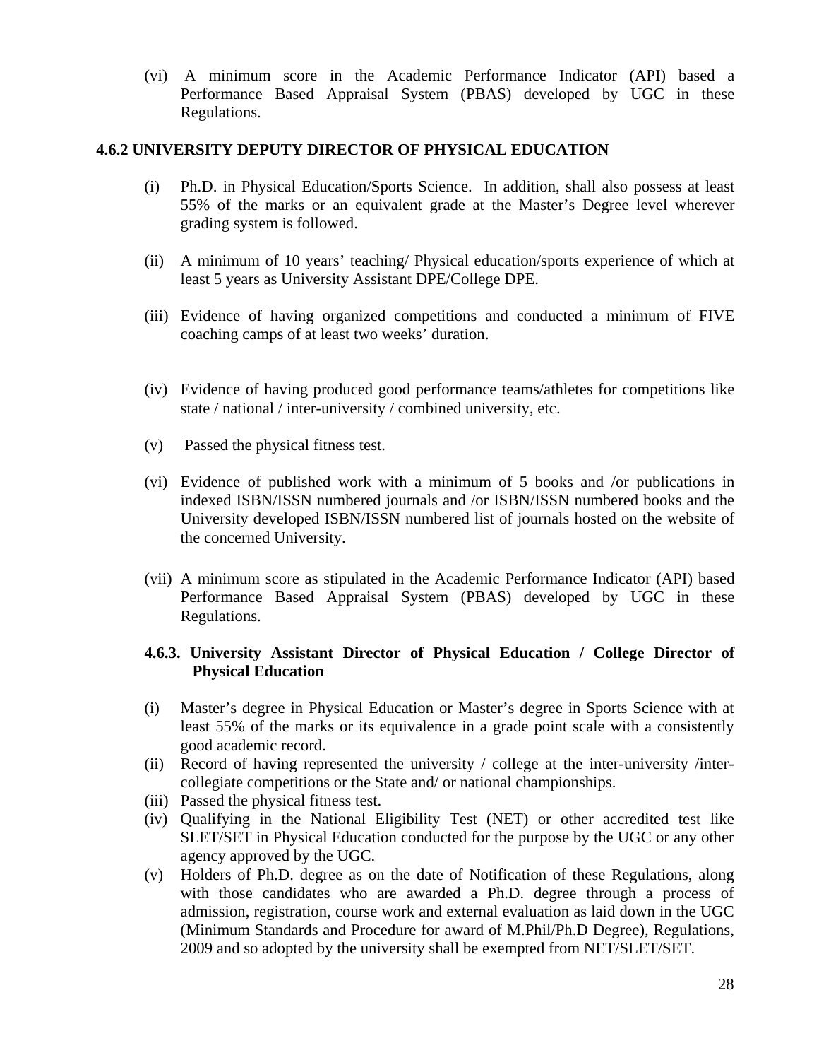(vi) A minimum score in the Academic Performance Indicator (API) based a Performance Based Appraisal System (PBAS) developed by UGC in these Regulations.

### 4.6.2 UNIVERSITY DEPUTY DIRECTOR OF PHYSICAL EDUCATION

(i) Ph.D. in Physical Education/Sports Science. In addition, shall also possess at least 55% of the marks or an equivalent grade at the Master's Degree level wherever grading system is followed.

(ii) A minimum of 10 years' teaching/ Physical education/sports experience of which at least 5 years as University Assistant DPE/College DPE.

(iii) Evidence of having organized competitions and conducted a minimum of FIVE coaching camps of at least two weeks' duration.

(iv) Evidence of having produced good performance teams/athletes for competitions like state / national / inter-university / combined university, etc.

(v) Passed the physical fitness test.

(vi) Evidence of published work with a minimum of 5 books and /or publications in indexed ISBN/ISSN numbered journals and /or ISBN/ISSN numbered books and the University developed ISBN/ISSN numbered list of journals hosted on the website of the concerned University.

(vii) A minimum score as stipulated in the Academic Performance Indicator (API) based Performance Based Appraisal System (PBAS) developed by UGC in these Regulations.

### 4.6.3. University Assistant Director of Physical Education / College Director of Physical Education

(i) Master's degree in Physical Education or Master's degree in Sports Science with at least 55% of the marks or its equivalence in a grade point scale with a consistently good academic record.

(ii) Record of having represented the university / college at the inter-university /inter-collegiate competitions or the State and/ or national championships.

(iii) Passed the physical fitness test.

(iv) Qualifying in the National Eligibility Test (NET) or other accredited test like SLET/SET in Physical Education conducted for the purpose by the UGC or any other agency approved by the UGC.

(v) Holders of Ph.D. degree as on the date of Notification of these Regulations, along with those candidates who are awarded a Ph.D. degree through a process of admission, registration, course work and external evaluation as laid down in the UGC (Minimum Standards and Procedure for award of M.Phil/Ph.D Degree), Regulations, 2009 and so adopted by the university shall be exempted from NET/SLET/SET.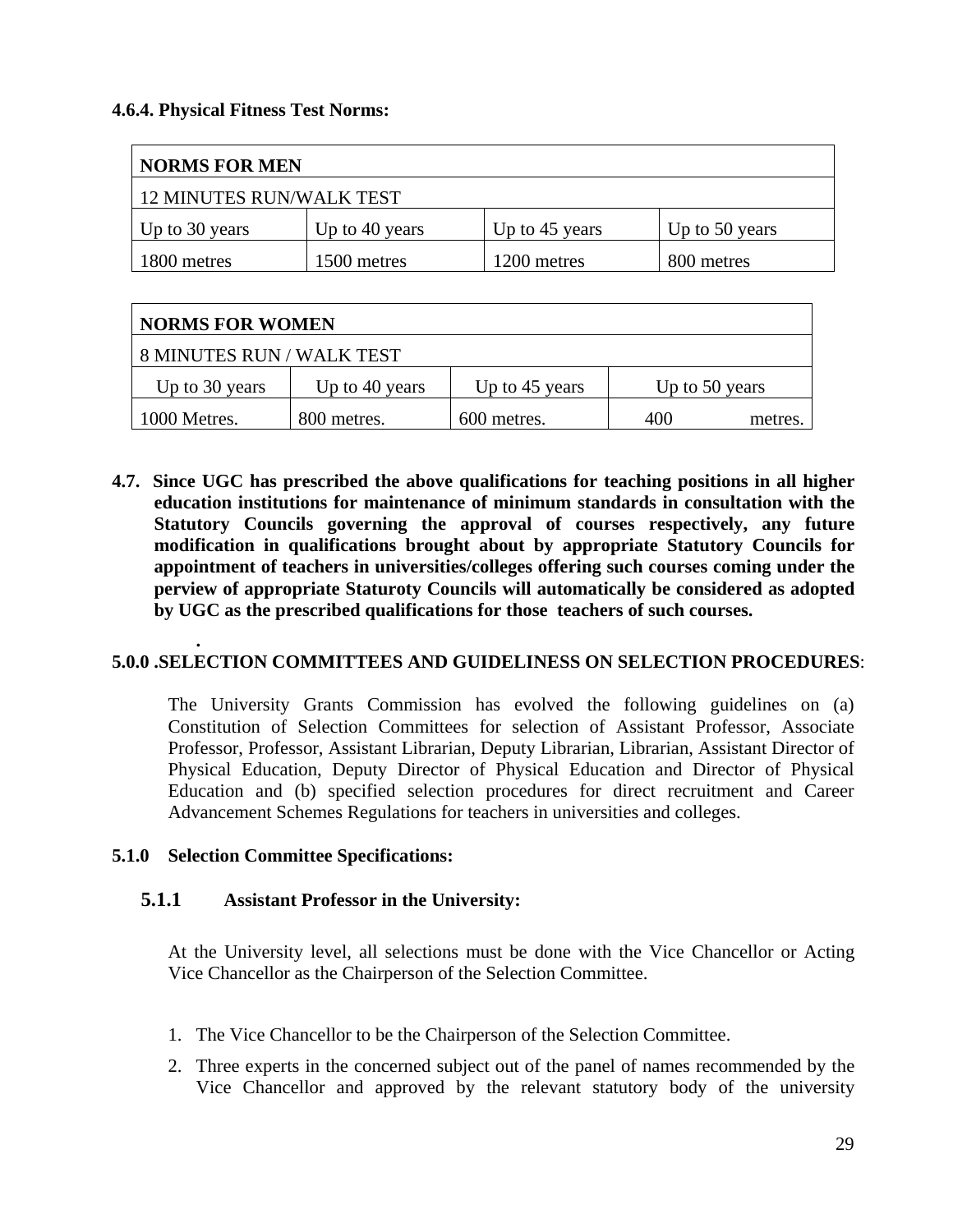**4.6.4. Physical Fitness Test Norms:**

| NORMS FOR MEN | | | |
|---|---|---|---|
| 12 MINUTES RUN/WALK TEST | | | |
| Up to 30 years | Up to 40 years | Up to 45 years | Up to 50 years |
| 1800 metres | 1500 metres | 1200 metres | 800 metres |

| NORMS FOR WOMEN | | | |
|---|---|---|---|
| 8 MINUTES RUN / WALK TEST | | | |
| Up to 30 years | Up to 40 years | Up to 45 years | Up to 50 years |
| 1000 Metres. | 800 metres. | 600 metres. | 400 metres. |

**4.7. Since UGC has prescribed the above qualifications for teaching positions in all higher education institutions for maintenance of minimum standards in consultation with the Statutory Councils governing the approval of courses respectively, any future modification in qualifications brought about by appropriate Statutory Councils for appointment of teachers in universities/colleges offering such courses coming under the perview of appropriate Staturoty Councils will automatically be considered as adopted by UGC as the prescribed qualifications for those teachers of such courses.**

.

**5.0.0 .SELECTION COMMITTEES AND GUIDELINESS ON SELECTION PROCEDURES**:

The University Grants Commission has evolved the following guidelines on (a) Constitution of Selection Committees for selection of Assistant Professor, Associate Professor, Professor, Assistant Librarian, Deputy Librarian, Librarian, Assistant Director of Physical Education, Deputy Director of Physical Education and Director of Physical Education and (b) specified selection procedures for direct recruitment and Career Advancement Schemes Regulations for teachers in universities and colleges.

**5.1.0 Selection Committee Specifications:**

**5.1.1 Assistant Professor in the University:**

At the University level, all selections must be done with the Vice Chancellor or Acting Vice Chancellor as the Chairperson of the Selection Committee.

1. The Vice Chancellor to be the Chairperson of the Selection Committee.
2. Three experts in the concerned subject out of the panel of names recommended by the Vice Chancellor and approved by the relevant statutory body of the university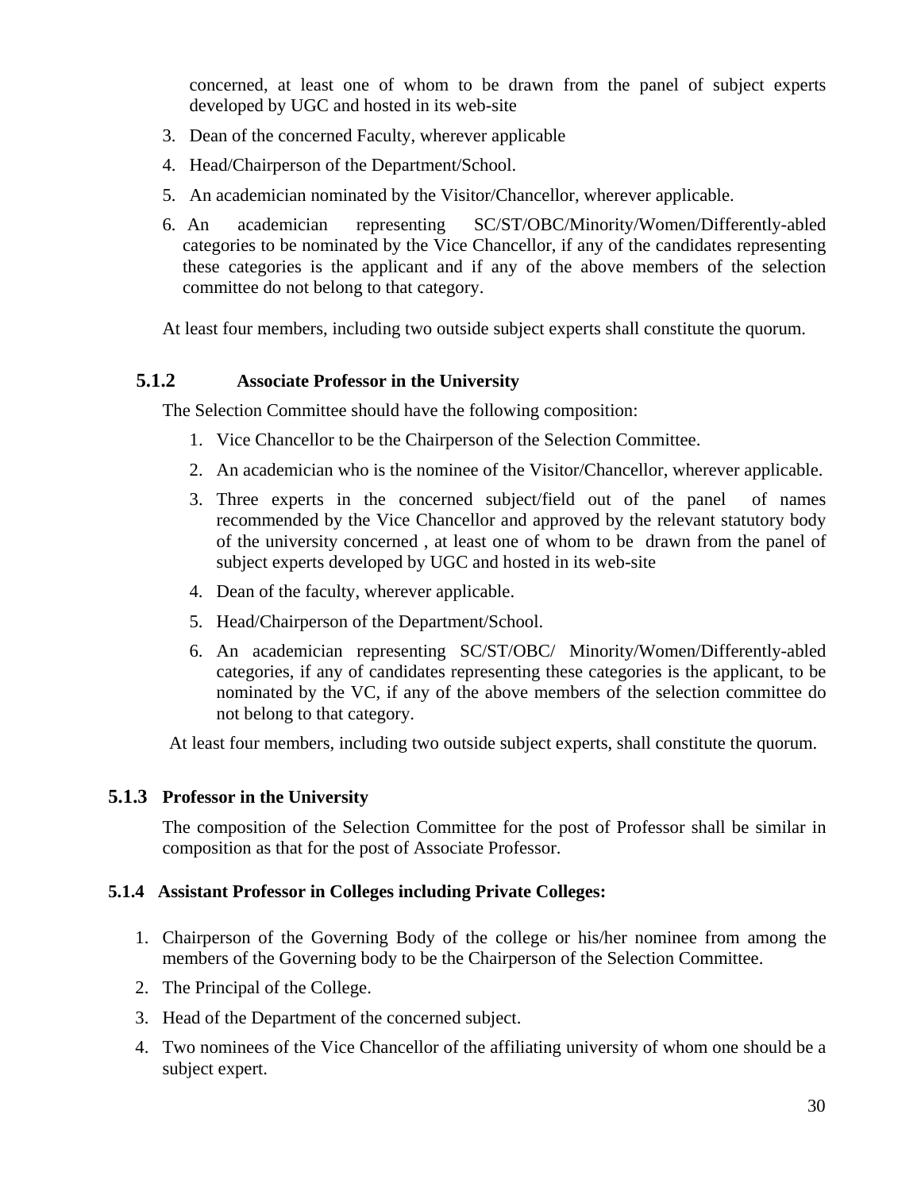concerned, at least one of whom to be drawn from the panel of subject experts developed by UGC and hosted in its web-site

3. Dean of the concerned Faculty, wherever applicable
4. Head/Chairperson of the Department/School.
5. An academician nominated by the Visitor/Chancellor, wherever applicable.
6. An academician representing SC/ST/OBC/Minority/Women/Differently-abled categories to be nominated by the Vice Chancellor, if any of the candidates representing these categories is the applicant and if any of the above members of the selection committee do not belong to that category.

At least four members, including two outside subject experts shall constitute the quorum.

### 5.1.2 Associate Professor in the University

The Selection Committee should have the following composition:

1. Vice Chancellor to be the Chairperson of the Selection Committee.
2. An academician who is the nominee of the Visitor/Chancellor, wherever applicable.
3. Three experts in the concerned subject/field out of the panel of names recommended by the Vice Chancellor and approved by the relevant statutory body of the university concerned , at least one of whom to be drawn from the panel of subject experts developed by UGC and hosted in its web-site
4. Dean of the faculty, wherever applicable.
5. Head/Chairperson of the Department/School.
6. An academician representing SC/ST/OBC/ Minority/Women/Differently-abled categories, if any of candidates representing these categories is the applicant, to be nominated by the VC, if any of the above members of the selection committee do not belong to that category.

At least four members, including two outside subject experts, shall constitute the quorum.

### 5.1.3 Professor in the University

The composition of the Selection Committee for the post of Professor shall be similar in composition as that for the post of Associate Professor.

### 5.1.4 Assistant Professor in Colleges including Private Colleges:

1. Chairperson of the Governing Body of the college or his/her nominee from among the members of the Governing body to be the Chairperson of the Selection Committee.
2. The Principal of the College.
3. Head of the Department of the concerned subject.
4. Two nominees of the Vice Chancellor of the affiliating university of whom one should be a subject expert.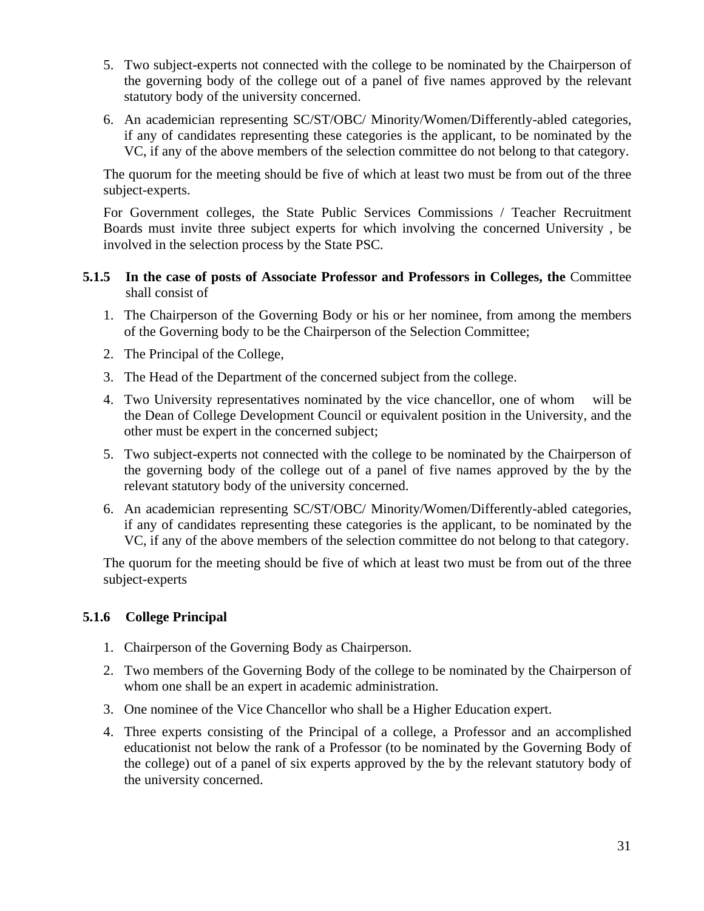5. Two subject-experts not connected with the college to be nominated by the Chairperson of the governing body of the college out of a panel of five names approved by the relevant statutory body of the university concerned.
6. An academician representing SC/ST/OBC/ Minority/Women/Differently-abled categories, if any of candidates representing these categories is the applicant, to be nominated by the VC, if any of the above members of the selection committee do not belong to that category.

The quorum for the meeting should be five of which at least two must be from out of the three subject-experts.

For Government colleges, the State Public Services Commissions / Teacher Recruitment Boards must invite three subject experts for which involving the concerned University , be involved in the selection process by the State PSC.

**5.1.5 In the case of posts of Associate Professor and Professors in Colleges, the** Committee shall consist of

1. The Chairperson of the Governing Body or his or her nominee, from among the members of the Governing body to be the Chairperson of the Selection Committee;
2. The Principal of the College,
3. The Head of the Department of the concerned subject from the college.
4. Two University representatives nominated by the vice chancellor, one of whom will be the Dean of College Development Council or equivalent position in the University, and the other must be expert in the concerned subject;
5. Two subject-experts not connected with the college to be nominated by the Chairperson of the governing body of the college out of a panel of five names approved by the by the relevant statutory body of the university concerned.
6. An academician representing SC/ST/OBC/ Minority/Women/Differently-abled categories, if any of candidates representing these categories is the applicant, to be nominated by the VC, if any of the above members of the selection committee do not belong to that category.

The quorum for the meeting should be five of which at least two must be from out of the three subject-experts

**5.1.6 College Principal**

1. Chairperson of the Governing Body as Chairperson.
2. Two members of the Governing Body of the college to be nominated by the Chairperson of whom one shall be an expert in academic administration.
3. One nominee of the Vice Chancellor who shall be a Higher Education expert.
4. Three experts consisting of the Principal of a college, a Professor and an accomplished educationist not below the rank of a Professor (to be nominated by the Governing Body of the college) out of a panel of six experts approved by the by the relevant statutory body of the university concerned.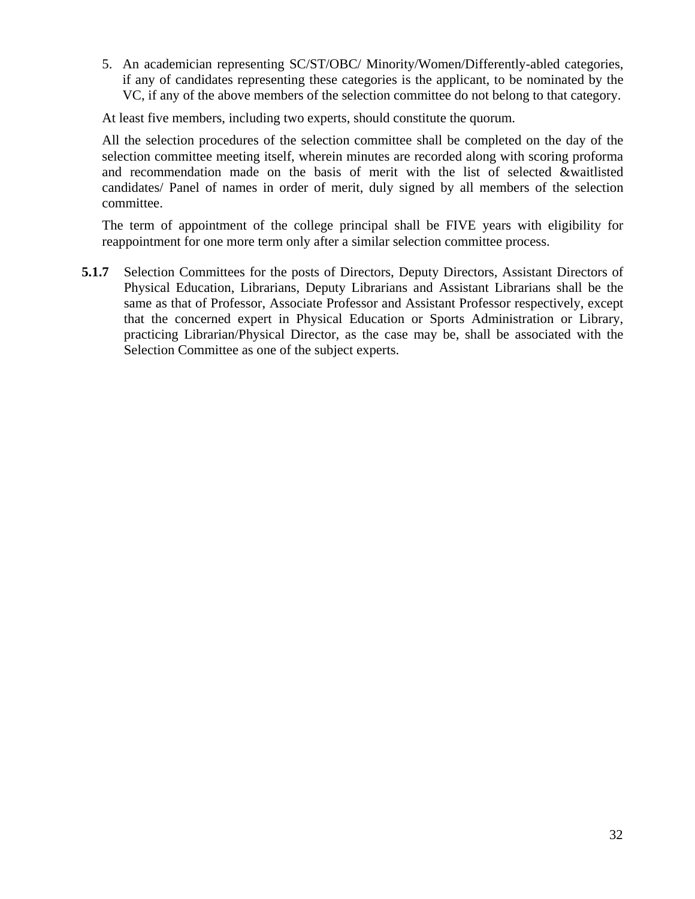5. An academician representing SC/ST/OBC/ Minority/Women/Differently-abled categories, if any of candidates representing these categories is the applicant, to be nominated by the VC, if any of the above members of the selection committee do not belong to that category.

At least five members, including two experts, should constitute the quorum.

All the selection procedures of the selection committee shall be completed on the day of the selection committee meeting itself, wherein minutes are recorded along with scoring proforma and recommendation made on the basis of merit with the list of selected &waitlisted candidates/ Panel of names in order of merit, duly signed by all members of the selection committee.

The term of appointment of the college principal shall be FIVE years with eligibility for reappointment for one more term only after a similar selection committee process.

**5.1.7** Selection Committees for the posts of Directors, Deputy Directors, Assistant Directors of Physical Education, Librarians, Deputy Librarians and Assistant Librarians shall be the same as that of Professor, Associate Professor and Assistant Professor respectively, except that the concerned expert in Physical Education or Sports Administration or Library, practicing Librarian/Physical Director, as the case may be, shall be associated with the Selection Committee as one of the subject experts.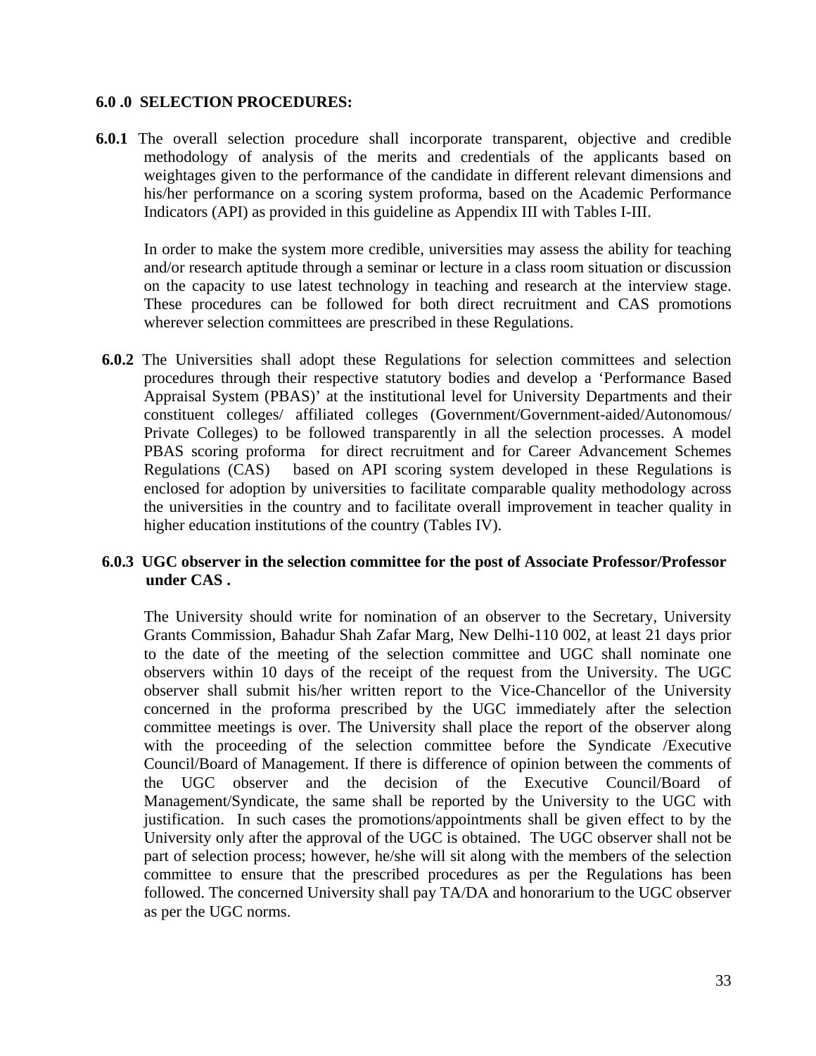## 6.0 .0 SELECTION PROCEDURES:

**6.0.1** The overall selection procedure shall incorporate transparent, objective and credible methodology of analysis of the merits and credentials of the applicants based on weightages given to the performance of the candidate in different relevant dimensions and his/her performance on a scoring system proforma, based on the Academic Performance Indicators (API) as provided in this guideline as Appendix III with Tables I-III.

In order to make the system more credible, universities may assess the ability for teaching and/or research aptitude through a seminar or lecture in a class room situation or discussion on the capacity to use latest technology in teaching and research at the interview stage. These procedures can be followed for both direct recruitment and CAS promotions wherever selection committees are prescribed in these Regulations.

**6.0.2** The Universities shall adopt these Regulations for selection committees and selection procedures through their respective statutory bodies and develop a 'Performance Based Appraisal System (PBAS)' at the institutional level for University Departments and their constituent colleges/ affiliated colleges (Government/Government-aided/Autonomous/ Private Colleges) to be followed transparently in all the selection processes. A model PBAS scoring proforma for direct recruitment and for Career Advancement Schemes Regulations (CAS) based on API scoring system developed in these Regulations is enclosed for adoption by universities to facilitate comparable quality methodology across the universities in the country and to facilitate overall improvement in teacher quality in higher education institutions of the country (Tables IV).

**6.0.3 UGC observer in the selection committee for the post of Associate Professor/Professor under CAS .**

The University should write for nomination of an observer to the Secretary, University Grants Commission, Bahadur Shah Zafar Marg, New Delhi-110 002, at least 21 days prior to the date of the meeting of the selection committee and UGC shall nominate one observers within 10 days of the receipt of the request from the University. The UGC observer shall submit his/her written report to the Vice-Chancellor of the University concerned in the proforma prescribed by the UGC immediately after the selection committee meetings is over. The University shall place the report of the observer along with the proceeding of the selection committee before the Syndicate /Executive Council/Board of Management. If there is difference of opinion between the comments of the UGC observer and the decision of the Executive Council/Board of Management/Syndicate, the same shall be reported by the University to the UGC with justification. In such cases the promotions/appointments shall be given effect to by the University only after the approval of the UGC is obtained. The UGC observer shall not be part of selection process; however, he/she will sit along with the members of the selection committee to ensure that the prescribed procedures as per the Regulations has been followed. The concerned University shall pay TA/DA and honorarium to the UGC observer as per the UGC norms.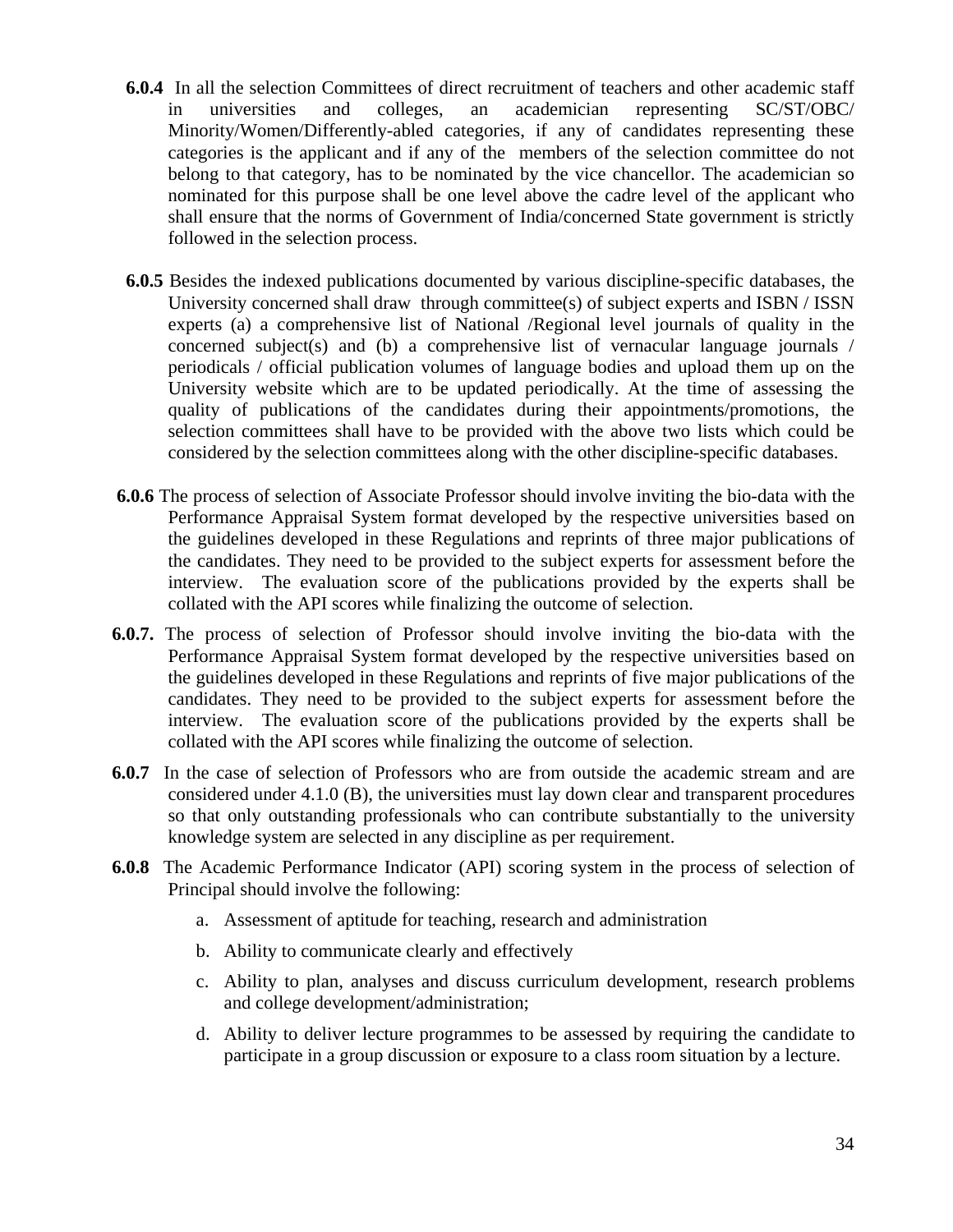**6.0.4** In all the selection Committees of direct recruitment of teachers and other academic staff in universities and colleges, an academician representing SC/ST/OBC/ Minority/Women/Differently-abled categories, if any of candidates representing these categories is the applicant and if any of the members of the selection committee do not belong to that category, has to be nominated by the vice chancellor. The academician so nominated for this purpose shall be one level above the cadre level of the applicant who shall ensure that the norms of Government of India/concerned State government is strictly followed in the selection process.

**6.0.5** Besides the indexed publications documented by various discipline-specific databases, the University concerned shall draw through committee(s) of subject experts and ISBN / ISSN experts (a) a comprehensive list of National /Regional level journals of quality in the concerned subject(s) and (b) a comprehensive list of vernacular language journals / periodicals / official publication volumes of language bodies and upload them up on the University website which are to be updated periodically. At the time of assessing the quality of publications of the candidates during their appointments/promotions, the selection committees shall have to be provided with the above two lists which could be considered by the selection committees along with the other discipline-specific databases.

**6.0.6** The process of selection of Associate Professor should involve inviting the bio-data with the Performance Appraisal System format developed by the respective universities based on the guidelines developed in these Regulations and reprints of three major publications of the candidates. They need to be provided to the subject experts for assessment before the interview. The evaluation score of the publications provided by the experts shall be collated with the API scores while finalizing the outcome of selection.

**6.0.7.** The process of selection of Professor should involve inviting the bio-data with the Performance Appraisal System format developed by the respective universities based on the guidelines developed in these Regulations and reprints of five major publications of the candidates. They need to be provided to the subject experts for assessment before the interview. The evaluation score of the publications provided by the experts shall be collated with the API scores while finalizing the outcome of selection.

**6.0.7** In the case of selection of Professors who are from outside the academic stream and are considered under 4.1.0 (B), the universities must lay down clear and transparent procedures so that only outstanding professionals who can contribute substantially to the university knowledge system are selected in any discipline as per requirement.

**6.0.8** The Academic Performance Indicator (API) scoring system in the process of selection of Principal should involve the following:

a. Assessment of aptitude for teaching, research and administration

b. Ability to communicate clearly and effectively

c. Ability to plan, analyses and discuss curriculum development, research problems and college development/administration;

d. Ability to deliver lecture programmes to be assessed by requiring the candidate to participate in a group discussion or exposure to a class room situation by a lecture.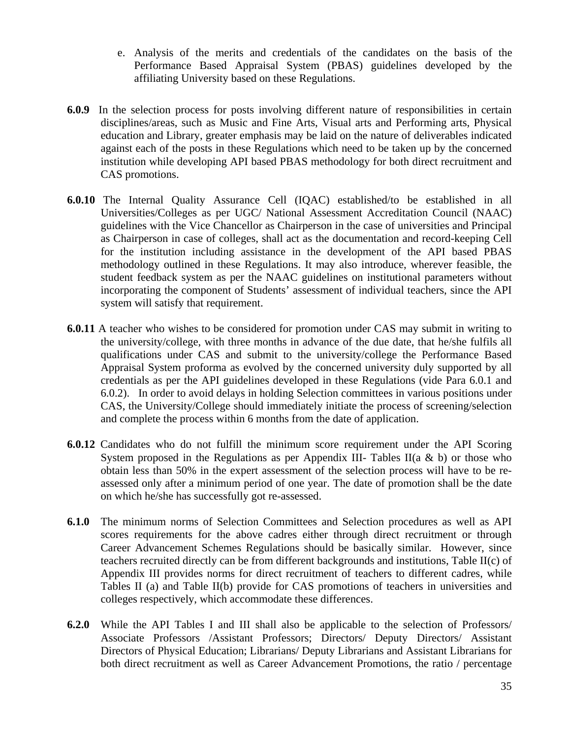e. Analysis of the merits and credentials of the candidates on the basis of the Performance Based Appraisal System (PBAS) guidelines developed by the affiliating University based on these Regulations.

**6.0.9** In the selection process for posts involving different nature of responsibilities in certain disciplines/areas, such as Music and Fine Arts, Visual arts and Performing arts, Physical education and Library, greater emphasis may be laid on the nature of deliverables indicated against each of the posts in these Regulations which need to be taken up by the concerned institution while developing API based PBAS methodology for both direct recruitment and CAS promotions.

**6.0.10** The Internal Quality Assurance Cell (IQAC) established/to be established in all Universities/Colleges as per UGC/ National Assessment Accreditation Council (NAAC) guidelines with the Vice Chancellor as Chairperson in the case of universities and Principal as Chairperson in case of colleges, shall act as the documentation and record-keeping Cell for the institution including assistance in the development of the API based PBAS methodology outlined in these Regulations. It may also introduce, wherever feasible, the student feedback system as per the NAAC guidelines on institutional parameters without incorporating the component of Students' assessment of individual teachers, since the API system will satisfy that requirement.

**6.0.11** A teacher who wishes to be considered for promotion under CAS may submit in writing to the university/college, with three months in advance of the due date, that he/she fulfils all qualifications under CAS and submit to the university/college the Performance Based Appraisal System proforma as evolved by the concerned university duly supported by all credentials as per the API guidelines developed in these Regulations (vide Para 6.0.1 and 6.0.2). In order to avoid delays in holding Selection committees in various positions under CAS, the University/College should immediately initiate the process of screening/selection and complete the process within 6 months from the date of application.

**6.0.12** Candidates who do not fulfill the minimum score requirement under the API Scoring System proposed in the Regulations as per Appendix III- Tables II(a & b) or those who obtain less than 50% in the expert assessment of the selection process will have to be re-assessed only after a minimum period of one year. The date of promotion shall be the date on which he/she has successfully got re-assessed.

**6.1.0** The minimum norms of Selection Committees and Selection procedures as well as API scores requirements for the above cadres either through direct recruitment or through Career Advancement Schemes Regulations should be basically similar. However, since teachers recruited directly can be from different backgrounds and institutions, Table II(c) of Appendix III provides norms for direct recruitment of teachers to different cadres, while Tables II (a) and Table II(b) provide for CAS promotions of teachers in universities and colleges respectively, which accommodate these differences.

**6.2.0** While the API Tables I and III shall also be applicable to the selection of Professors/ Associate Professors /Assistant Professors; Directors/ Deputy Directors/ Assistant Directors of Physical Education; Librarians/ Deputy Librarians and Assistant Librarians for both direct recruitment as well as Career Advancement Promotions, the ratio / percentage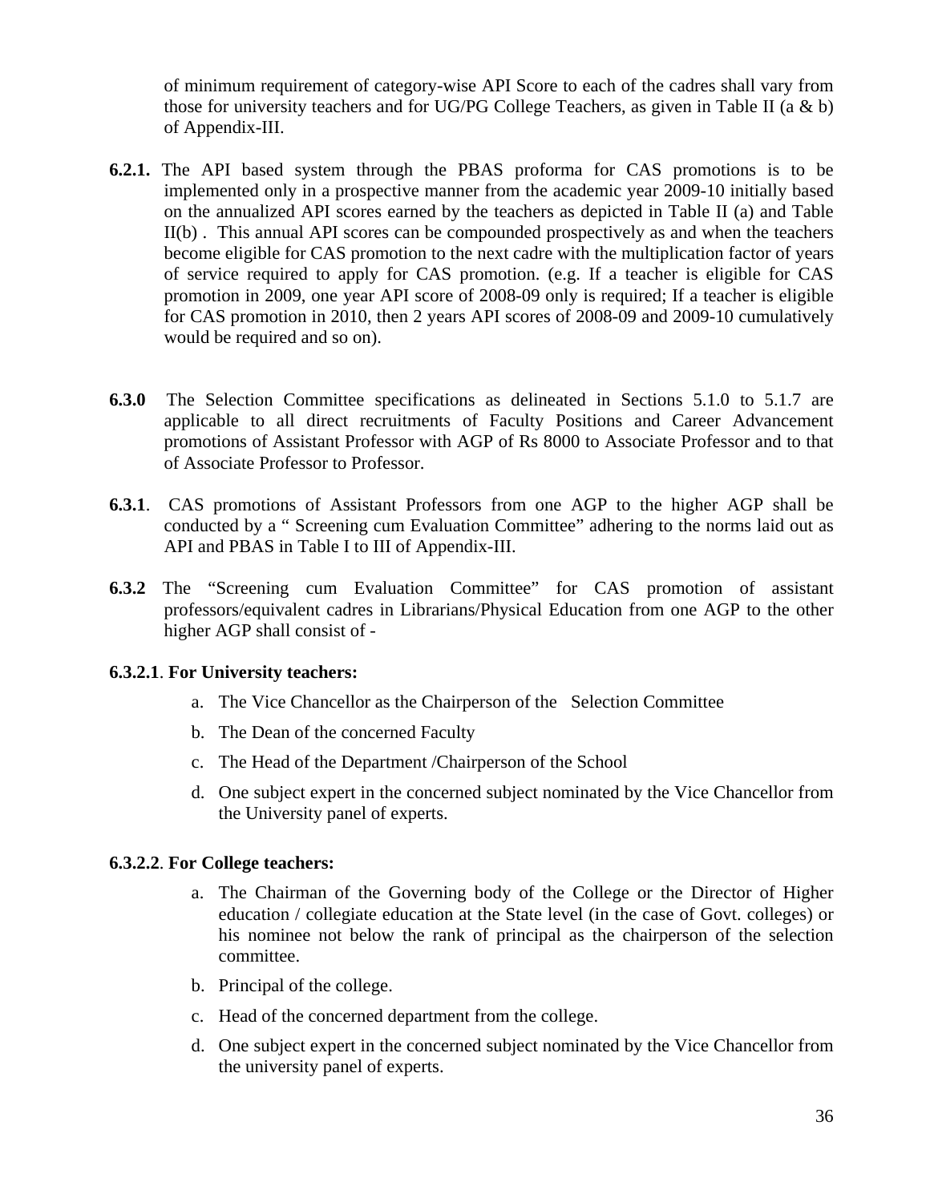of minimum requirement of category-wise API Score to each of the cadres shall vary from those for university teachers and for UG/PG College Teachers, as given in Table II (a & b) of Appendix-III.

**6.2.1.** The API based system through the PBAS proforma for CAS promotions is to be implemented only in a prospective manner from the academic year 2009-10 initially based on the annualized API scores earned by the teachers as depicted in Table II (a) and Table II(b) . This annual API scores can be compounded prospectively as and when the teachers become eligible for CAS promotion to the next cadre with the multiplication factor of years of service required to apply for CAS promotion. (e.g. If a teacher is eligible for CAS promotion in 2009, one year API score of 2008-09 only is required; If a teacher is eligible for CAS promotion in 2010, then 2 years API scores of 2008-09 and 2009-10 cumulatively would be required and so on).

**6.3.0** The Selection Committee specifications as delineated in Sections 5.1.0 to 5.1.7 are applicable to all direct recruitments of Faculty Positions and Career Advancement promotions of Assistant Professor with AGP of Rs 8000 to Associate Professor and to that of Associate Professor to Professor.

**6.3.1**. CAS promotions of Assistant Professors from one AGP to the higher AGP shall be conducted by a " Screening cum Evaluation Committee" adhering to the norms laid out as API and PBAS in Table I to III of Appendix-III.

**6.3.2** The "Screening cum Evaluation Committee" for CAS promotion of assistant professors/equivalent cadres in Librarians/Physical Education from one AGP to the other higher AGP shall consist of -

**6.3.2.1**. **For University teachers:**

a. The Vice Chancellor as the Chairperson of the Selection Committee
b. The Dean of the concerned Faculty
c. The Head of the Department /Chairperson of the School
d. One subject expert in the concerned subject nominated by the Vice Chancellor from the University panel of experts.

**6.3.2.2**. **For College teachers:**

a. The Chairman of the Governing body of the College or the Director of Higher education / collegiate education at the State level (in the case of Govt. colleges) or his nominee not below the rank of principal as the chairperson of the selection committee.
b. Principal of the college.
c. Head of the concerned department from the college.
d. One subject expert in the concerned subject nominated by the Vice Chancellor from the university panel of experts.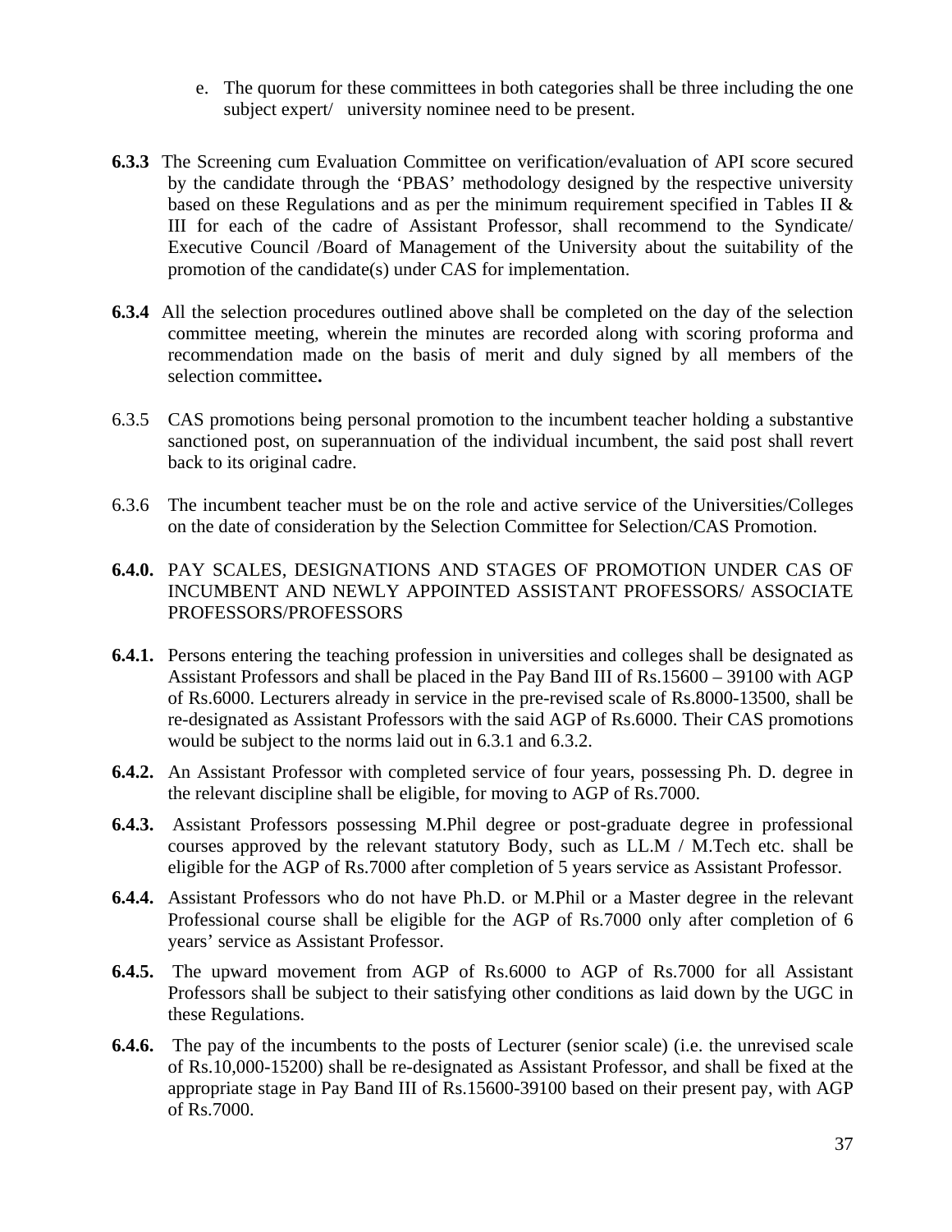e. The quorum for these committees in both categories shall be three including the one subject expert/ university nominee need to be present.

**6.3.3** The Screening cum Evaluation Committee on verification/evaluation of API score secured by the candidate through the 'PBAS' methodology designed by the respective university based on these Regulations and as per the minimum requirement specified in Tables II & III for each of the cadre of Assistant Professor, shall recommend to the Syndicate/ Executive Council /Board of Management of the University about the suitability of the promotion of the candidate(s) under CAS for implementation.

**6.3.4** All the selection procedures outlined above shall be completed on the day of the selection committee meeting, wherein the minutes are recorded along with scoring proforma and recommendation made on the basis of merit and duly signed by all members of the selection committee**.**

6.3.5 CAS promotions being personal promotion to the incumbent teacher holding a substantive sanctioned post, on superannuation of the individual incumbent, the said post shall revert back to its original cadre.

6.3.6 The incumbent teacher must be on the role and active service of the Universities/Colleges on the date of consideration by the Selection Committee for Selection/CAS Promotion.

**6.4.0.** PAY SCALES, DESIGNATIONS AND STAGES OF PROMOTION UNDER CAS OF INCUMBENT AND NEWLY APPOINTED ASSISTANT PROFESSORS/ ASSOCIATE PROFESSORS/PROFESSORS

**6.4.1.** Persons entering the teaching profession in universities and colleges shall be designated as Assistant Professors and shall be placed in the Pay Band III of Rs.15600 – 39100 with AGP of Rs.6000. Lecturers already in service in the pre-revised scale of Rs.8000-13500, shall be re-designated as Assistant Professors with the said AGP of Rs.6000. Their CAS promotions would be subject to the norms laid out in 6.3.1 and 6.3.2.

**6.4.2.** An Assistant Professor with completed service of four years, possessing Ph. D. degree in the relevant discipline shall be eligible, for moving to AGP of Rs.7000.

**6.4.3.** Assistant Professors possessing M.Phil degree or post-graduate degree in professional courses approved by the relevant statutory Body, such as LL.M / M.Tech etc. shall be eligible for the AGP of Rs.7000 after completion of 5 years service as Assistant Professor.

**6.4.4.** Assistant Professors who do not have Ph.D. or M.Phil or a Master degree in the relevant Professional course shall be eligible for the AGP of Rs.7000 only after completion of 6 years' service as Assistant Professor.

**6.4.5.** The upward movement from AGP of Rs.6000 to AGP of Rs.7000 for all Assistant Professors shall be subject to their satisfying other conditions as laid down by the UGC in these Regulations.

**6.4.6.** The pay of the incumbents to the posts of Lecturer (senior scale) (i.e. the unrevised scale of Rs.10,000-15200) shall be re-designated as Assistant Professor, and shall be fixed at the appropriate stage in Pay Band III of Rs.15600-39100 based on their present pay, with AGP of Rs.7000.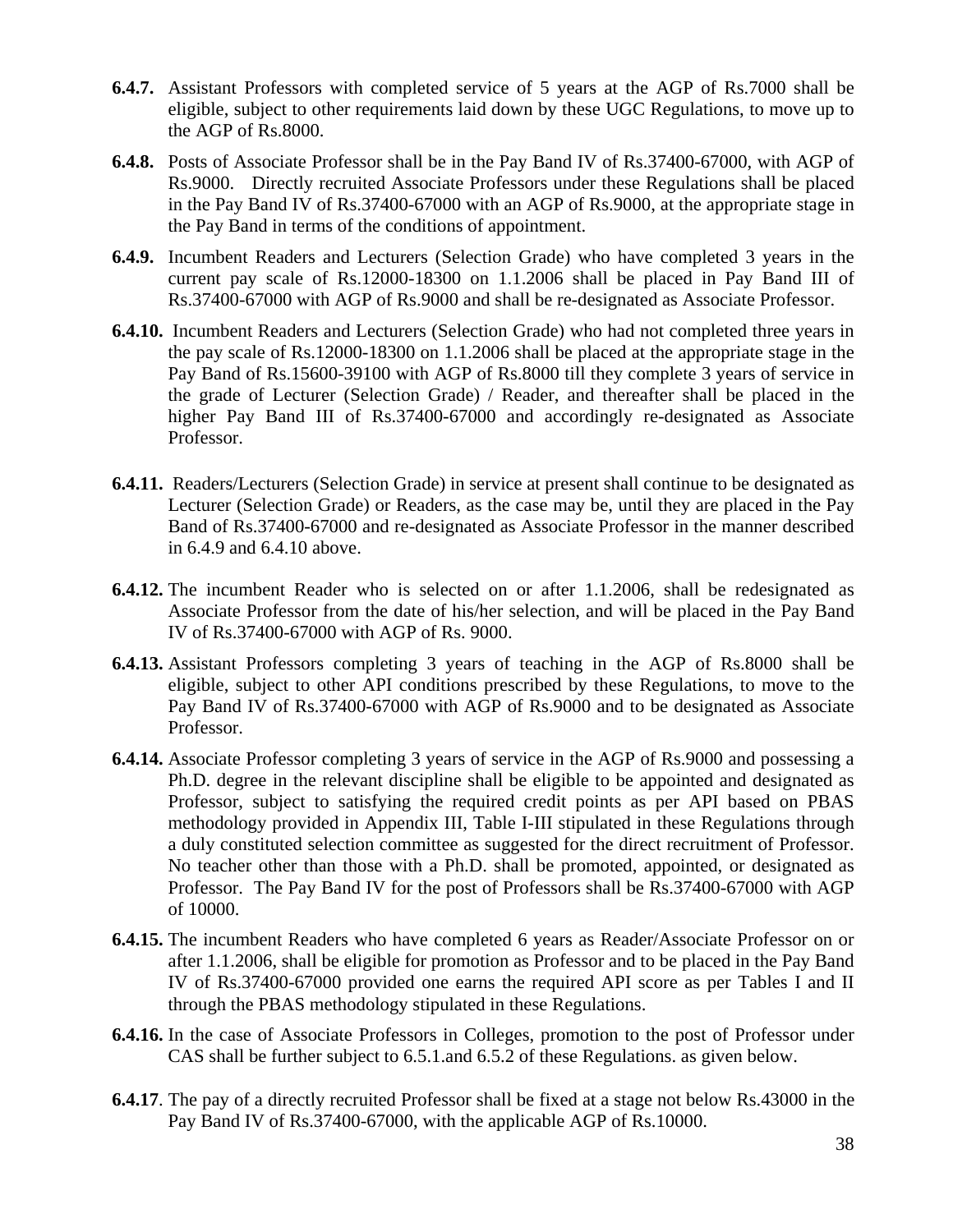**6.4.7.** Assistant Professors with completed service of 5 years at the AGP of Rs.7000 shall be eligible, subject to other requirements laid down by these UGC Regulations, to move up to the AGP of Rs.8000.

**6.4.8.** Posts of Associate Professor shall be in the Pay Band IV of Rs.37400-67000, with AGP of Rs.9000. Directly recruited Associate Professors under these Regulations shall be placed in the Pay Band IV of Rs.37400-67000 with an AGP of Rs.9000, at the appropriate stage in the Pay Band in terms of the conditions of appointment.

**6.4.9.** Incumbent Readers and Lecturers (Selection Grade) who have completed 3 years in the current pay scale of Rs.12000-18300 on 1.1.2006 shall be placed in Pay Band III of Rs.37400-67000 with AGP of Rs.9000 and shall be re-designated as Associate Professor.

**6.4.10.** Incumbent Readers and Lecturers (Selection Grade) who had not completed three years in the pay scale of Rs.12000-18300 on 1.1.2006 shall be placed at the appropriate stage in the Pay Band of Rs.15600-39100 with AGP of Rs.8000 till they complete 3 years of service in the grade of Lecturer (Selection Grade) / Reader, and thereafter shall be placed in the higher Pay Band III of Rs.37400-67000 and accordingly re-designated as Associate Professor.

**6.4.11.** Readers/Lecturers (Selection Grade) in service at present shall continue to be designated as Lecturer (Selection Grade) or Readers, as the case may be, until they are placed in the Pay Band of Rs.37400-67000 and re-designated as Associate Professor in the manner described in 6.4.9 and 6.4.10 above.

**6.4.12.** The incumbent Reader who is selected on or after 1.1.2006, shall be redesignated as Associate Professor from the date of his/her selection, and will be placed in the Pay Band IV of Rs.37400-67000 with AGP of Rs. 9000.

**6.4.13.** Assistant Professors completing 3 years of teaching in the AGP of Rs.8000 shall be eligible, subject to other API conditions prescribed by these Regulations, to move to the Pay Band IV of Rs.37400-67000 with AGP of Rs.9000 and to be designated as Associate Professor.

**6.4.14.** Associate Professor completing 3 years of service in the AGP of Rs.9000 and possessing a Ph.D. degree in the relevant discipline shall be eligible to be appointed and designated as Professor, subject to satisfying the required credit points as per API based on PBAS methodology provided in Appendix III, Table I-III stipulated in these Regulations through a duly constituted selection committee as suggested for the direct recruitment of Professor. No teacher other than those with a Ph.D. shall be promoted, appointed, or designated as Professor. The Pay Band IV for the post of Professors shall be Rs.37400-67000 with AGP of 10000.

**6.4.15.** The incumbent Readers who have completed 6 years as Reader/Associate Professor on or after 1.1.2006, shall be eligible for promotion as Professor and to be placed in the Pay Band IV of Rs.37400-67000 provided one earns the required API score as per Tables I and II through the PBAS methodology stipulated in these Regulations.

**6.4.16.** In the case of Associate Professors in Colleges, promotion to the post of Professor under CAS shall be further subject to 6.5.1.and 6.5.2 of these Regulations. as given below.

**6.4.17**. The pay of a directly recruited Professor shall be fixed at a stage not below Rs.43000 in the Pay Band IV of Rs.37400-67000, with the applicable AGP of Rs.10000.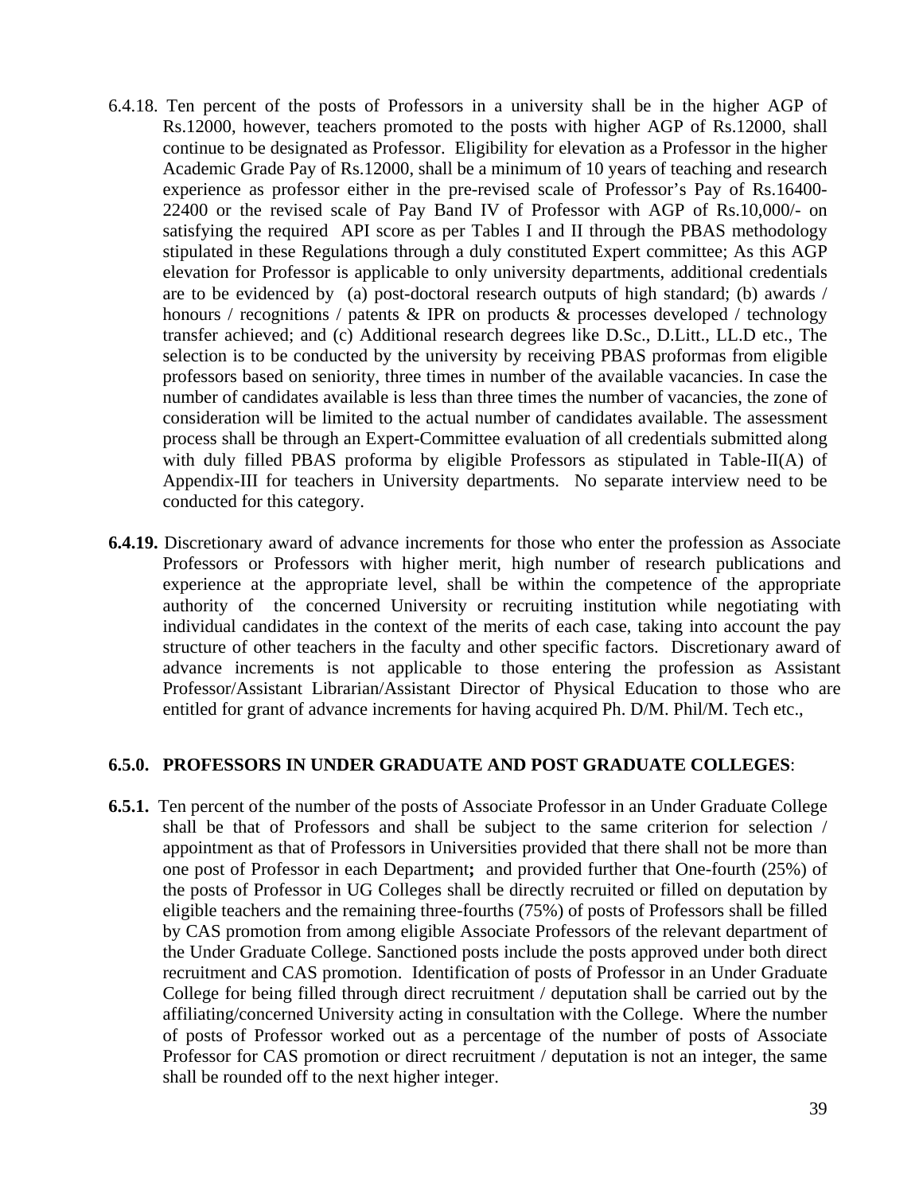6.4.18. Ten percent of the posts of Professors in a university shall be in the higher AGP of Rs.12000, however, teachers promoted to the posts with higher AGP of Rs.12000, shall continue to be designated as Professor. Eligibility for elevation as a Professor in the higher Academic Grade Pay of Rs.12000, shall be a minimum of 10 years of teaching and research experience as professor either in the pre-revised scale of Professor's Pay of Rs.16400-22400 or the revised scale of Pay Band IV of Professor with AGP of Rs.10,000/- on satisfying the required API score as per Tables I and II through the PBAS methodology stipulated in these Regulations through a duly constituted Expert committee; As this AGP elevation for Professor is applicable to only university departments, additional credentials are to be evidenced by (a) post-doctoral research outputs of high standard; (b) awards / honours / recognitions / patents & IPR on products & processes developed / technology transfer achieved; and (c) Additional research degrees like D.Sc., D.Litt., LL.D etc., The selection is to be conducted by the university by receiving PBAS proformas from eligible professors based on seniority, three times in number of the available vacancies. In case the number of candidates available is less than three times the number of vacancies, the zone of consideration will be limited to the actual number of candidates available. The assessment process shall be through an Expert-Committee evaluation of all credentials submitted along with duly filled PBAS proforma by eligible Professors as stipulated in Table-II(A) of Appendix-III for teachers in University departments. No separate interview need to be conducted for this category.

**6.4.19.** Discretionary award of advance increments for those who enter the profession as Associate Professors or Professors with higher merit, high number of research publications and experience at the appropriate level, shall be within the competence of the appropriate authority of the concerned University or recruiting institution while negotiating with individual candidates in the context of the merits of each case, taking into account the pay structure of other teachers in the faculty and other specific factors. Discretionary award of advance increments is not applicable to those entering the profession as Assistant Professor/Assistant Librarian/Assistant Director of Physical Education to those who are entitled for grant of advance increments for having acquired Ph. D/M. Phil/M. Tech etc.,

**6.5.0. PROFESSORS IN UNDER GRADUATE AND POST GRADUATE COLLEGES**:

**6.5.1.** Ten percent of the number of the posts of Associate Professor in an Under Graduate College shall be that of Professors and shall be subject to the same criterion for selection / appointment as that of Professors in Universities provided that there shall not be more than one post of Professor in each Department**;** and provided further that One-fourth (25%) of the posts of Professor in UG Colleges shall be directly recruited or filled on deputation by eligible teachers and the remaining three-fourths (75%) of posts of Professors shall be filled by CAS promotion from among eligible Associate Professors of the relevant department of the Under Graduate College. Sanctioned posts include the posts approved under both direct recruitment and CAS promotion. Identification of posts of Professor in an Under Graduate College for being filled through direct recruitment / deputation shall be carried out by the affiliating/concerned University acting in consultation with the College. Where the number of posts of Professor worked out as a percentage of the number of posts of Associate Professor for CAS promotion or direct recruitment / deputation is not an integer, the same shall be rounded off to the next higher integer.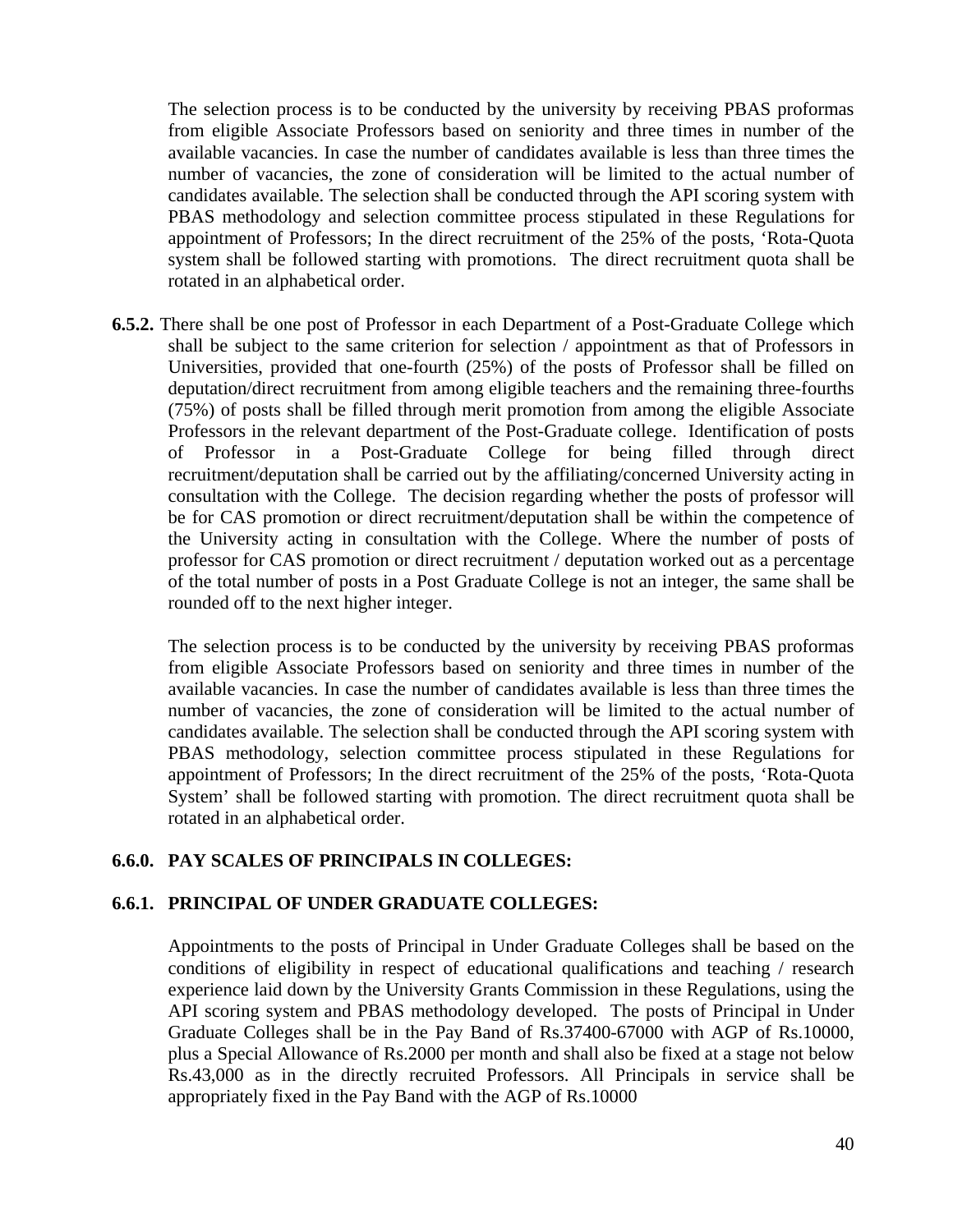The selection process is to be conducted by the university by receiving PBAS proformas from eligible Associate Professors based on seniority and three times in number of the available vacancies. In case the number of candidates available is less than three times the number of vacancies, the zone of consideration will be limited to the actual number of candidates available. The selection shall be conducted through the API scoring system with PBAS methodology and selection committee process stipulated in these Regulations for appointment of Professors; In the direct recruitment of the 25% of the posts, 'Rota-Quota system shall be followed starting with promotions. The direct recruitment quota shall be rotated in an alphabetical order.

**6.5.2.** There shall be one post of Professor in each Department of a Post-Graduate College which shall be subject to the same criterion for selection / appointment as that of Professors in Universities, provided that one-fourth (25%) of the posts of Professor shall be filled on deputation/direct recruitment from among eligible teachers and the remaining three-fourths (75%) of posts shall be filled through merit promotion from among the eligible Associate Professors in the relevant department of the Post-Graduate college. Identification of posts of Professor in a Post-Graduate College for being filled through direct recruitment/deputation shall be carried out by the affiliating/concerned University acting in consultation with the College. The decision regarding whether the posts of professor will be for CAS promotion or direct recruitment/deputation shall be within the competence of the University acting in consultation with the College. Where the number of posts of professor for CAS promotion or direct recruitment / deputation worked out as a percentage of the total number of posts in a Post Graduate College is not an integer, the same shall be rounded off to the next higher integer.

The selection process is to be conducted by the university by receiving PBAS proformas from eligible Associate Professors based on seniority and three times in number of the available vacancies. In case the number of candidates available is less than three times the number of vacancies, the zone of consideration will be limited to the actual number of candidates available. The selection shall be conducted through the API scoring system with PBAS methodology, selection committee process stipulated in these Regulations for appointment of Professors; In the direct recruitment of the 25% of the posts, 'Rota-Quota System' shall be followed starting with promotion. The direct recruitment quota shall be rotated in an alphabetical order.

### 6.6.0. PAY SCALES OF PRINCIPALS IN COLLEGES:

### 6.6.1. PRINCIPAL OF UNDER GRADUATE COLLEGES:

Appointments to the posts of Principal in Under Graduate Colleges shall be based on the conditions of eligibility in respect of educational qualifications and teaching / research experience laid down by the University Grants Commission in these Regulations, using the API scoring system and PBAS methodology developed. The posts of Principal in Under Graduate Colleges shall be in the Pay Band of Rs.37400-67000 with AGP of Rs.10000, plus a Special Allowance of Rs.2000 per month and shall also be fixed at a stage not below Rs.43,000 as in the directly recruited Professors. All Principals in service shall be appropriately fixed in the Pay Band with the AGP of Rs.10000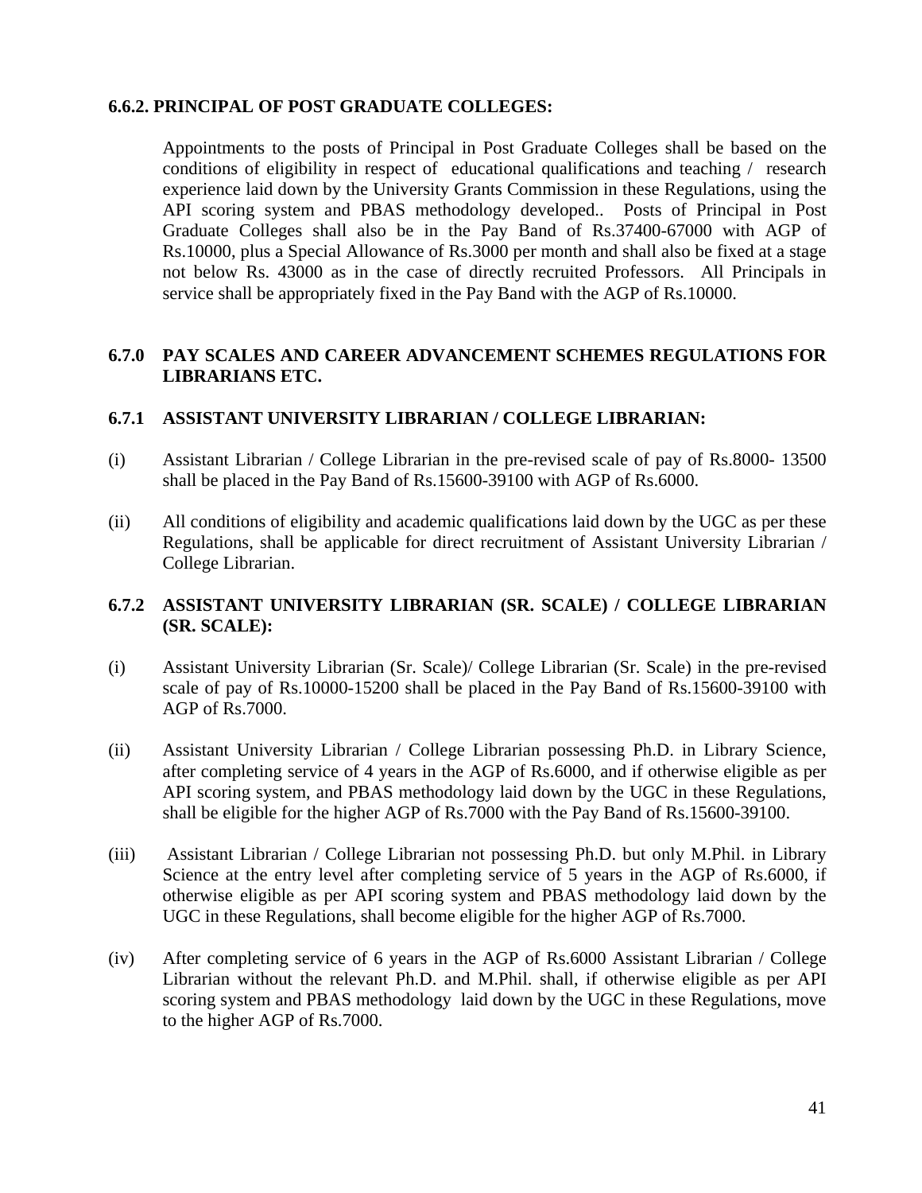### 6.6.2. PRINCIPAL OF POST GRADUATE COLLEGES:

Appointments to the posts of Principal in Post Graduate Colleges shall be based on the conditions of eligibility in respect of educational qualifications and teaching / research experience laid down by the University Grants Commission in these Regulations, using the API scoring system and PBAS methodology developed.. Posts of Principal in Post Graduate Colleges shall also be in the Pay Band of Rs.37400-67000 with AGP of Rs.10000, plus a Special Allowance of Rs.3000 per month and shall also be fixed at a stage not below Rs. 43000 as in the case of directly recruited Professors. All Principals in service shall be appropriately fixed in the Pay Band with the AGP of Rs.10000.

## 6.7.0 PAY SCALES AND CAREER ADVANCEMENT SCHEMES REGULATIONS FOR LIBRARIANS ETC.

### 6.7.1 ASSISTANT UNIVERSITY LIBRARIAN / COLLEGE LIBRARIAN:

(i) Assistant Librarian / College Librarian in the pre-revised scale of pay of Rs.8000- 13500 shall be placed in the Pay Band of Rs.15600-39100 with AGP of Rs.6000.

(ii) All conditions of eligibility and academic qualifications laid down by the UGC as per these Regulations, shall be applicable for direct recruitment of Assistant University Librarian / College Librarian.

### 6.7.2 ASSISTANT UNIVERSITY LIBRARIAN (SR. SCALE) / COLLEGE LIBRARIAN (SR. SCALE):

(i) Assistant University Librarian (Sr. Scale)/ College Librarian (Sr. Scale) in the pre-revised scale of pay of Rs.10000-15200 shall be placed in the Pay Band of Rs.15600-39100 with AGP of Rs.7000.

(ii) Assistant University Librarian / College Librarian possessing Ph.D. in Library Science, after completing service of 4 years in the AGP of Rs.6000, and if otherwise eligible as per API scoring system, and PBAS methodology laid down by the UGC in these Regulations, shall be eligible for the higher AGP of Rs.7000 with the Pay Band of Rs.15600-39100.

(iii) Assistant Librarian / College Librarian not possessing Ph.D. but only M.Phil. in Library Science at the entry level after completing service of 5 years in the AGP of Rs.6000, if otherwise eligible as per API scoring system and PBAS methodology laid down by the UGC in these Regulations, shall become eligible for the higher AGP of Rs.7000.

(iv) After completing service of 6 years in the AGP of Rs.6000 Assistant Librarian / College Librarian without the relevant Ph.D. and M.Phil. shall, if otherwise eligible as per API scoring system and PBAS methodology laid down by the UGC in these Regulations, move to the higher AGP of Rs.7000.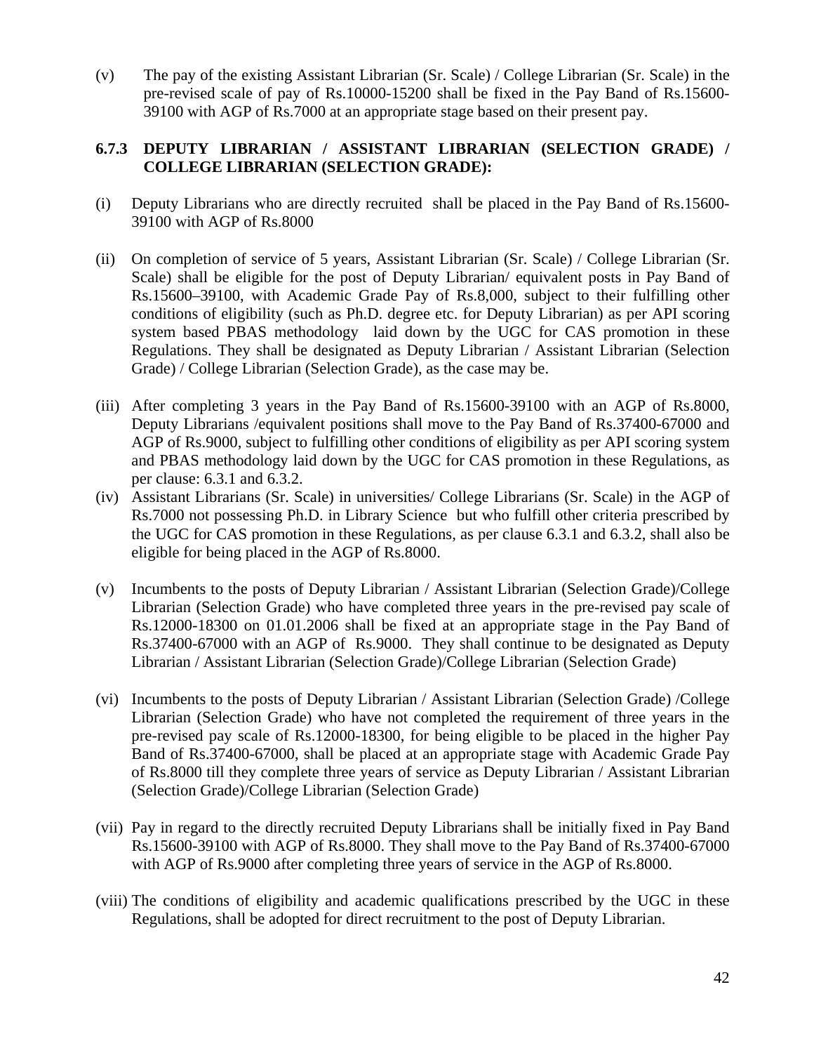(v) The pay of the existing Assistant Librarian (Sr. Scale) / College Librarian (Sr. Scale) in the pre-revised scale of pay of Rs.10000-15200 shall be fixed in the Pay Band of Rs.15600-39100 with AGP of Rs.7000 at an appropriate stage based on their present pay.

### 6.7.3 DEPUTY LIBRARIAN / ASSISTANT LIBRARIAN (SELECTION GRADE) / COLLEGE LIBRARIAN (SELECTION GRADE):

(i) Deputy Librarians who are directly recruited shall be placed in the Pay Band of Rs.15600-39100 with AGP of Rs.8000

(ii) On completion of service of 5 years, Assistant Librarian (Sr. Scale) / College Librarian (Sr. Scale) shall be eligible for the post of Deputy Librarian/ equivalent posts in Pay Band of Rs.15600–39100, with Academic Grade Pay of Rs.8,000, subject to their fulfilling other conditions of eligibility (such as Ph.D. degree etc. for Deputy Librarian) as per API scoring system based PBAS methodology laid down by the UGC for CAS promotion in these Regulations. They shall be designated as Deputy Librarian / Assistant Librarian (Selection Grade) / College Librarian (Selection Grade), as the case may be.

(iii) After completing 3 years in the Pay Band of Rs.15600-39100 with an AGP of Rs.8000, Deputy Librarians /equivalent positions shall move to the Pay Band of Rs.37400-67000 and AGP of Rs.9000, subject to fulfilling other conditions of eligibility as per API scoring system and PBAS methodology laid down by the UGC for CAS promotion in these Regulations, as per clause: 6.3.1 and 6.3.2.

(iv) Assistant Librarians (Sr. Scale) in universities/ College Librarians (Sr. Scale) in the AGP of Rs.7000 not possessing Ph.D. in Library Science but who fulfill other criteria prescribed by the UGC for CAS promotion in these Regulations, as per clause 6.3.1 and 6.3.2, shall also be eligible for being placed in the AGP of Rs.8000.

(v) Incumbents to the posts of Deputy Librarian / Assistant Librarian (Selection Grade)/College Librarian (Selection Grade) who have completed three years in the pre-revised pay scale of Rs.12000-18300 on 01.01.2006 shall be fixed at an appropriate stage in the Pay Band of Rs.37400-67000 with an AGP of Rs.9000. They shall continue to be designated as Deputy Librarian / Assistant Librarian (Selection Grade)/College Librarian (Selection Grade)

(vi) Incumbents to the posts of Deputy Librarian / Assistant Librarian (Selection Grade) /College Librarian (Selection Grade) who have not completed the requirement of three years in the pre-revised pay scale of Rs.12000-18300, for being eligible to be placed in the higher Pay Band of Rs.37400-67000, shall be placed at an appropriate stage with Academic Grade Pay of Rs.8000 till they complete three years of service as Deputy Librarian / Assistant Librarian (Selection Grade)/College Librarian (Selection Grade)

(vii) Pay in regard to the directly recruited Deputy Librarians shall be initially fixed in Pay Band Rs.15600-39100 with AGP of Rs.8000. They shall move to the Pay Band of Rs.37400-67000 with AGP of Rs.9000 after completing three years of service in the AGP of Rs.8000.

(viii) The conditions of eligibility and academic qualifications prescribed by the UGC in these Regulations, shall be adopted for direct recruitment to the post of Deputy Librarian.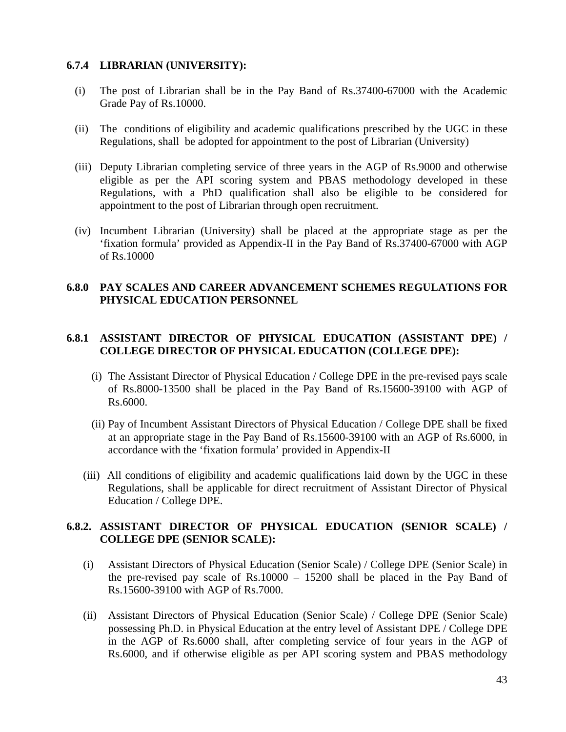### 6.7.4 LIBRARIAN (UNIVERSITY):

(i) The post of Librarian shall be in the Pay Band of Rs.37400-67000 with the Academic Grade Pay of Rs.10000.

(ii) The conditions of eligibility and academic qualifications prescribed by the UGC in these Regulations, shall be adopted for appointment to the post of Librarian (University)

(iii) Deputy Librarian completing service of three years in the AGP of Rs.9000 and otherwise eligible as per the API scoring system and PBAS methodology developed in these Regulations, with a PhD qualification shall also be eligible to be considered for appointment to the post of Librarian through open recruitment.

(iv) Incumbent Librarian (University) shall be placed at the appropriate stage as per the 'fixation formula' provided as Appendix-II in the Pay Band of Rs.37400-67000 with AGP of Rs.10000

## 6.8.0 PAY SCALES AND CAREER ADVANCEMENT SCHEMES REGULATIONS FOR PHYSICAL EDUCATION PERSONNEL

### 6.8.1 ASSISTANT DIRECTOR OF PHYSICAL EDUCATION (ASSISTANT DPE) / COLLEGE DIRECTOR OF PHYSICAL EDUCATION (COLLEGE DPE):

(i) The Assistant Director of Physical Education / College DPE in the pre-revised pays scale of Rs.8000-13500 shall be placed in the Pay Band of Rs.15600-39100 with AGP of Rs.6000.

(ii) Pay of Incumbent Assistant Directors of Physical Education / College DPE shall be fixed at an appropriate stage in the Pay Band of Rs.15600-39100 with an AGP of Rs.6000, in accordance with the 'fixation formula' provided in Appendix-II

(iii) All conditions of eligibility and academic qualifications laid down by the UGC in these Regulations, shall be applicable for direct recruitment of Assistant Director of Physical Education / College DPE.

### 6.8.2. ASSISTANT DIRECTOR OF PHYSICAL EDUCATION (SENIOR SCALE) / COLLEGE DPE (SENIOR SCALE):

(i) Assistant Directors of Physical Education (Senior Scale) / College DPE (Senior Scale) in the pre-revised pay scale of Rs.10000 – 15200 shall be placed in the Pay Band of Rs.15600-39100 with AGP of Rs.7000.

(ii) Assistant Directors of Physical Education (Senior Scale) / College DPE (Senior Scale) possessing Ph.D. in Physical Education at the entry level of Assistant DPE / College DPE in the AGP of Rs.6000 shall, after completing service of four years in the AGP of Rs.6000, and if otherwise eligible as per API scoring system and PBAS methodology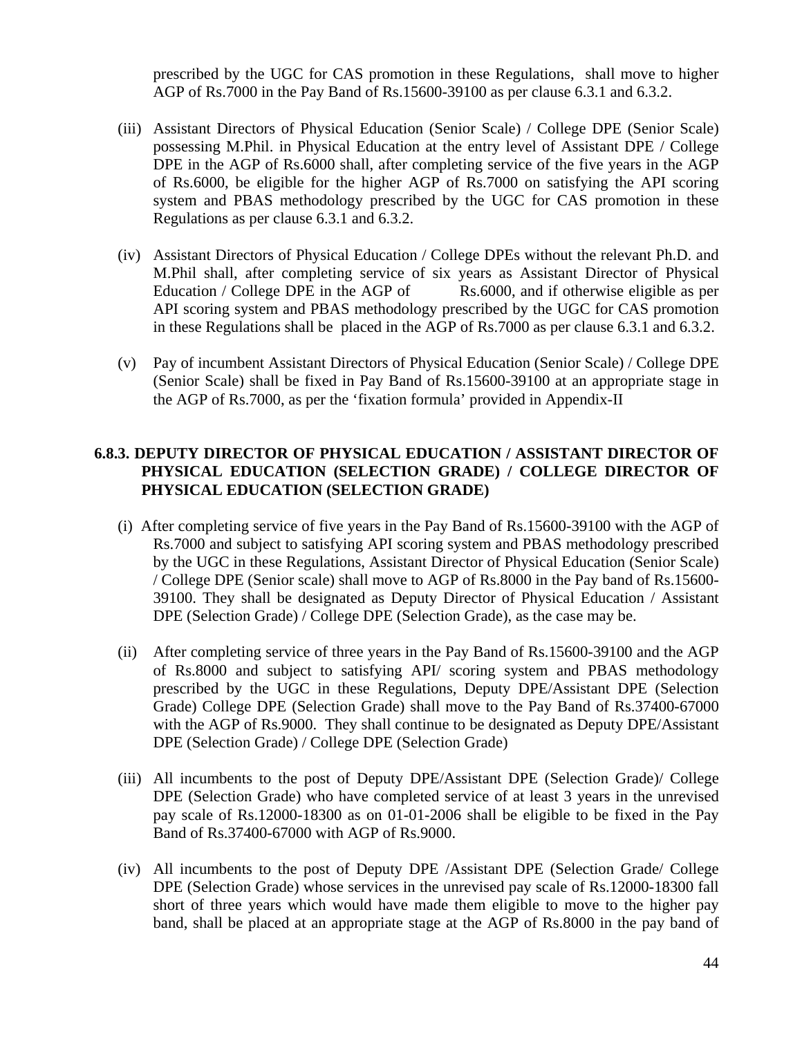prescribed by the UGC for CAS promotion in these Regulations, shall move to higher AGP of Rs.7000 in the Pay Band of Rs.15600-39100 as per clause 6.3.1 and 6.3.2.

(iii) Assistant Directors of Physical Education (Senior Scale) / College DPE (Senior Scale) possessing M.Phil. in Physical Education at the entry level of Assistant DPE / College DPE in the AGP of Rs.6000 shall, after completing service of the five years in the AGP of Rs.6000, be eligible for the higher AGP of Rs.7000 on satisfying the API scoring system and PBAS methodology prescribed by the UGC for CAS promotion in these Regulations as per clause 6.3.1 and 6.3.2.

(iv) Assistant Directors of Physical Education / College DPEs without the relevant Ph.D. and M.Phil shall, after completing service of six years as Assistant Director of Physical Education / College DPE in the AGP of Rs.6000, and if otherwise eligible as per API scoring system and PBAS methodology prescribed by the UGC for CAS promotion in these Regulations shall be placed in the AGP of Rs.7000 as per clause 6.3.1 and 6.3.2.

(v) Pay of incumbent Assistant Directors of Physical Education (Senior Scale) / College DPE (Senior Scale) shall be fixed in Pay Band of Rs.15600-39100 at an appropriate stage in the AGP of Rs.7000, as per the 'fixation formula' provided in Appendix-II

**6.8.3. DEPUTY DIRECTOR OF PHYSICAL EDUCATION / ASSISTANT DIRECTOR OF PHYSICAL EDUCATION (SELECTION GRADE) / COLLEGE DIRECTOR OF PHYSICAL EDUCATION (SELECTION GRADE)**

(i) After completing service of five years in the Pay Band of Rs.15600-39100 with the AGP of Rs.7000 and subject to satisfying API scoring system and PBAS methodology prescribed by the UGC in these Regulations, Assistant Director of Physical Education (Senior Scale) / College DPE (Senior scale) shall move to AGP of Rs.8000 in the Pay band of Rs.15600-39100. They shall be designated as Deputy Director of Physical Education / Assistant DPE (Selection Grade) / College DPE (Selection Grade), as the case may be.

(ii) After completing service of three years in the Pay Band of Rs.15600-39100 and the AGP of Rs.8000 and subject to satisfying API/ scoring system and PBAS methodology prescribed by the UGC in these Regulations, Deputy DPE/Assistant DPE (Selection Grade) College DPE (Selection Grade) shall move to the Pay Band of Rs.37400-67000 with the AGP of Rs.9000. They shall continue to be designated as Deputy DPE/Assistant DPE (Selection Grade) / College DPE (Selection Grade)

(iii) All incumbents to the post of Deputy DPE/Assistant DPE (Selection Grade)/ College DPE (Selection Grade) who have completed service of at least 3 years in the unrevised pay scale of Rs.12000-18300 as on 01-01-2006 shall be eligible to be fixed in the Pay Band of Rs.37400-67000 with AGP of Rs.9000.

(iv) All incumbents to the post of Deputy DPE /Assistant DPE (Selection Grade/ College DPE (Selection Grade) whose services in the unrevised pay scale of Rs.12000-18300 fall short of three years which would have made them eligible to move to the higher pay band, shall be placed at an appropriate stage at the AGP of Rs.8000 in the pay band of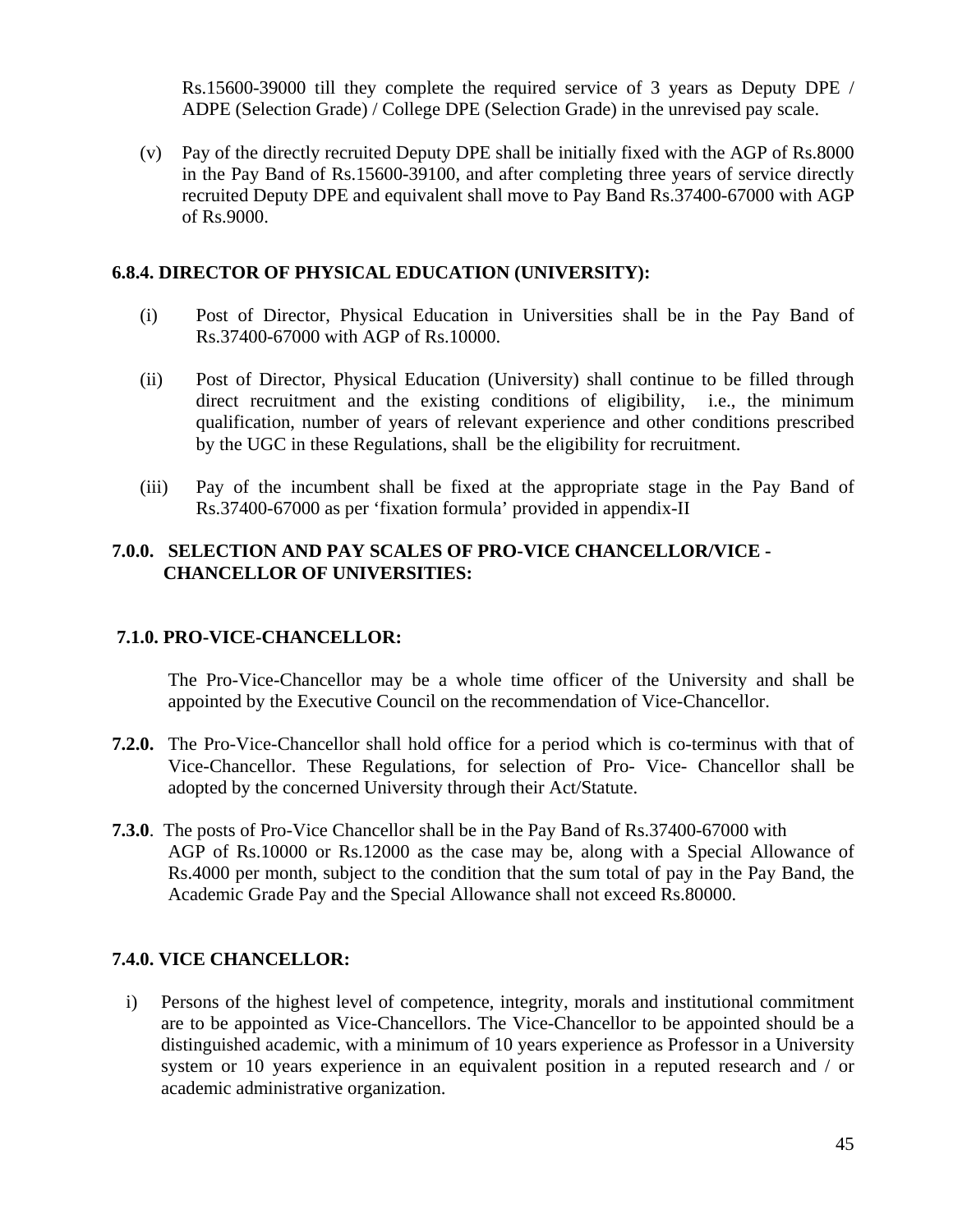Rs.15600-39000 till they complete the required service of 3 years as Deputy DPE / ADPE (Selection Grade) / College DPE (Selection Grade) in the unrevised pay scale.

(v) Pay of the directly recruited Deputy DPE shall be initially fixed with the AGP of Rs.8000 in the Pay Band of Rs.15600-39100, and after completing three years of service directly recruited Deputy DPE and equivalent shall move to Pay Band Rs.37400-67000 with AGP of Rs.9000.

**6.8.4. DIRECTOR OF PHYSICAL EDUCATION (UNIVERSITY):**

(i) Post of Director, Physical Education in Universities shall be in the Pay Band of Rs.37400-67000 with AGP of Rs.10000.

(ii) Post of Director, Physical Education (University) shall continue to be filled through direct recruitment and the existing conditions of eligibility, i.e., the minimum qualification, number of years of relevant experience and other conditions prescribed by the UGC in these Regulations, shall be the eligibility for recruitment.

(iii) Pay of the incumbent shall be fixed at the appropriate stage in the Pay Band of Rs.37400-67000 as per 'fixation formula' provided in appendix-II

**7.0.0. SELECTION AND PAY SCALES OF PRO-VICE CHANCELLOR/VICE - CHANCELLOR OF UNIVERSITIES:**

**7.1.0. PRO-VICE-CHANCELLOR:**

The Pro-Vice-Chancellor may be a whole time officer of the University and shall be appointed by the Executive Council on the recommendation of Vice-Chancellor.

**7.2.0.** The Pro-Vice-Chancellor shall hold office for a period which is co-terminus with that of Vice-Chancellor. These Regulations, for selection of Pro- Vice- Chancellor shall be adopted by the concerned University through their Act/Statute.

**7.3.0**. The posts of Pro-Vice Chancellor shall be in the Pay Band of Rs.37400-67000 with AGP of Rs.10000 or Rs.12000 as the case may be, along with a Special Allowance of Rs.4000 per month, subject to the condition that the sum total of pay in the Pay Band, the Academic Grade Pay and the Special Allowance shall not exceed Rs.80000.

**7.4.0. VICE CHANCELLOR:**

i) Persons of the highest level of competence, integrity, morals and institutional commitment are to be appointed as Vice-Chancellors. The Vice-Chancellor to be appointed should be a distinguished academic, with a minimum of 10 years experience as Professor in a University system or 10 years experience in an equivalent position in a reputed research and / or academic administrative organization.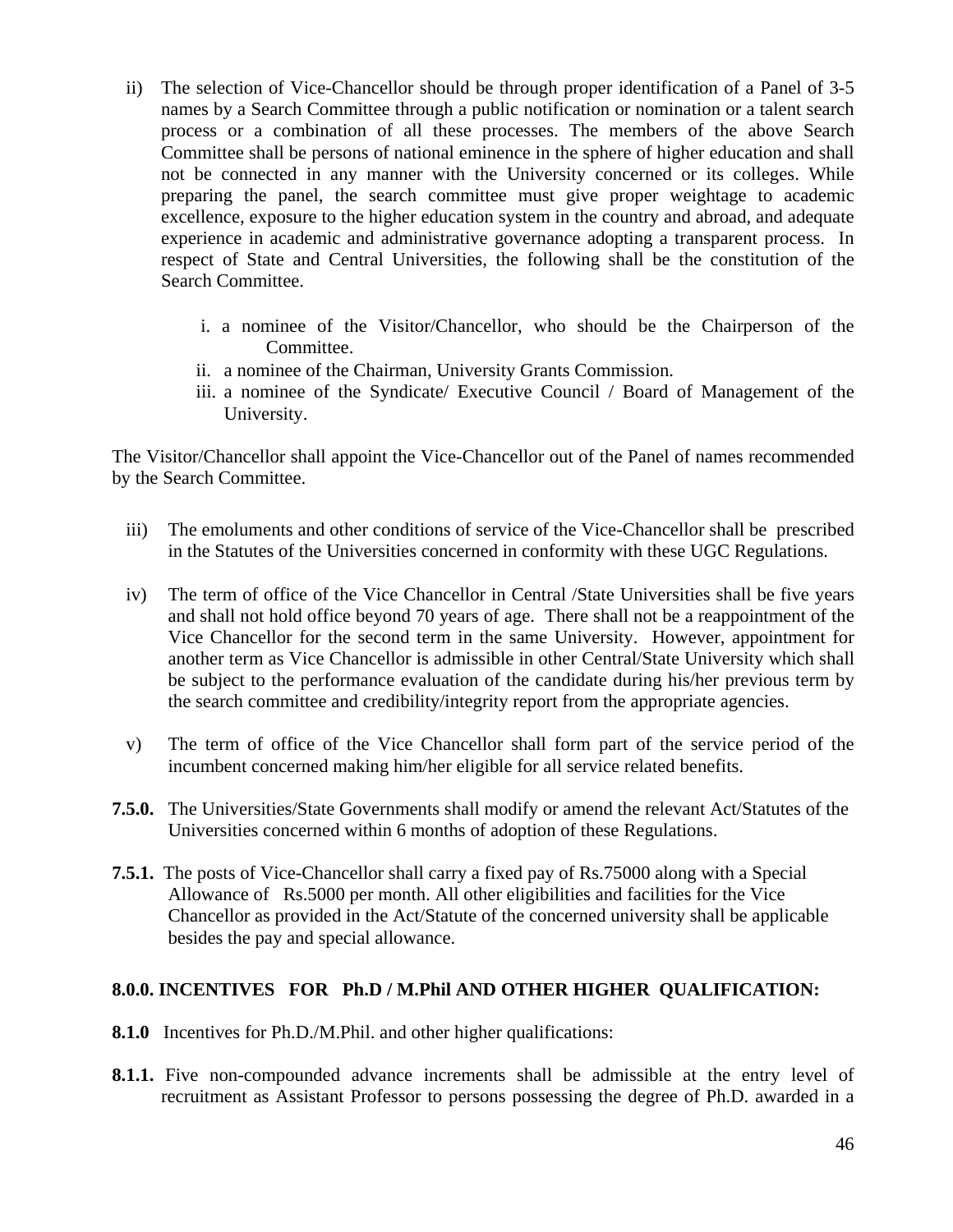ii) The selection of Vice-Chancellor should be through proper identification of a Panel of 3-5 names by a Search Committee through a public notification or nomination or a talent search process or a combination of all these processes. The members of the above Search Committee shall be persons of national eminence in the sphere of higher education and shall not be connected in any manner with the University concerned or its colleges. While preparing the panel, the search committee must give proper weightage to academic excellence, exposure to the higher education system in the country and abroad, and adequate experience in academic and administrative governance adopting a transparent process. In respect of State and Central Universities, the following shall be the constitution of the Search Committee.

   i. a nominee of the Visitor/Chancellor, who should be the Chairperson of the Committee.
   ii. a nominee of the Chairman, University Grants Commission.
   iii. a nominee of the Syndicate/ Executive Council / Board of Management of the University.

The Visitor/Chancellor shall appoint the Vice-Chancellor out of the Panel of names recommended by the Search Committee.

iii) The emoluments and other conditions of service of the Vice-Chancellor shall be prescribed in the Statutes of the Universities concerned in conformity with these UGC Regulations.

iv) The term of office of the Vice Chancellor in Central /State Universities shall be five years and shall not hold office beyond 70 years of age. There shall not be a reappointment of the Vice Chancellor for the second term in the same University. However, appointment for another term as Vice Chancellor is admissible in other Central/State University which shall be subject to the performance evaluation of the candidate during his/her previous term by the search committee and credibility/integrity report from the appropriate agencies.

v) The term of office of the Vice Chancellor shall form part of the service period of the incumbent concerned making him/her eligible for all service related benefits.

**7.5.0.** The Universities/State Governments shall modify or amend the relevant Act/Statutes of the Universities concerned within 6 months of adoption of these Regulations.

**7.5.1.** The posts of Vice-Chancellor shall carry a fixed pay of Rs.75000 along with a Special Allowance of Rs.5000 per month. All other eligibilities and facilities for the Vice Chancellor as provided in the Act/Statute of the concerned university shall be applicable besides the pay and special allowance.

## 8.0.0. INCENTIVES FOR Ph.D / M.Phil AND OTHER HIGHER QUALIFICATION:

**8.1.0** Incentives for Ph.D./M.Phil. and other higher qualifications:

**8.1.1.** Five non-compounded advance increments shall be admissible at the entry level of recruitment as Assistant Professor to persons possessing the degree of Ph.D. awarded in a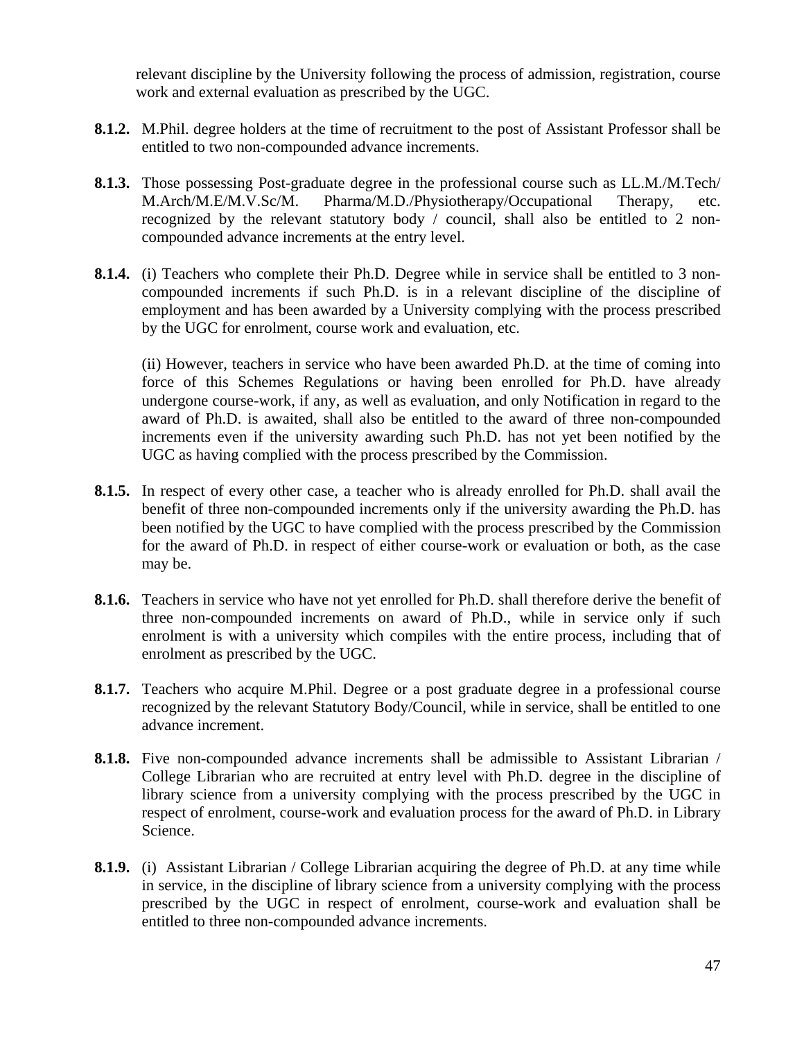relevant discipline by the University following the process of admission, registration, course work and external evaluation as prescribed by the UGC.

**8.1.2.** M.Phil. degree holders at the time of recruitment to the post of Assistant Professor shall be entitled to two non-compounded advance increments.

**8.1.3.** Those possessing Post-graduate degree in the professional course such as LL.M./M.Tech/ M.Arch/M.E/M.V.Sc/M. Pharma/M.D./Physiotherapy/Occupational Therapy, etc. recognized by the relevant statutory body / council, shall also be entitled to 2 non-compounded advance increments at the entry level.

**8.1.4.** (i) Teachers who complete their Ph.D. Degree while in service shall be entitled to 3 non-compounded increments if such Ph.D. is in a relevant discipline of the discipline of employment and has been awarded by a University complying with the process prescribed by the UGC for enrolment, course work and evaluation, etc.

(ii) However, teachers in service who have been awarded Ph.D. at the time of coming into force of this Schemes Regulations or having been enrolled for Ph.D. have already undergone course-work, if any, as well as evaluation, and only Notification in regard to the award of Ph.D. is awaited, shall also be entitled to the award of three non-compounded increments even if the university awarding such Ph.D. has not yet been notified by the UGC as having complied with the process prescribed by the Commission.

**8.1.5.** In respect of every other case, a teacher who is already enrolled for Ph.D. shall avail the benefit of three non-compounded increments only if the university awarding the Ph.D. has been notified by the UGC to have complied with the process prescribed by the Commission for the award of Ph.D. in respect of either course-work or evaluation or both, as the case may be.

**8.1.6.** Teachers in service who have not yet enrolled for Ph.D. shall therefore derive the benefit of three non-compounded increments on award of Ph.D., while in service only if such enrolment is with a university which compiles with the entire process, including that of enrolment as prescribed by the UGC.

**8.1.7.** Teachers who acquire M.Phil. Degree or a post graduate degree in a professional course recognized by the relevant Statutory Body/Council, while in service, shall be entitled to one advance increment.

**8.1.8.** Five non-compounded advance increments shall be admissible to Assistant Librarian / College Librarian who are recruited at entry level with Ph.D. degree in the discipline of library science from a university complying with the process prescribed by the UGC in respect of enrolment, course-work and evaluation process for the award of Ph.D. in Library Science.

**8.1.9.** (i) Assistant Librarian / College Librarian acquiring the degree of Ph.D. at any time while in service, in the discipline of library science from a university complying with the process prescribed by the UGC in respect of enrolment, course-work and evaluation shall be entitled to three non-compounded advance increments.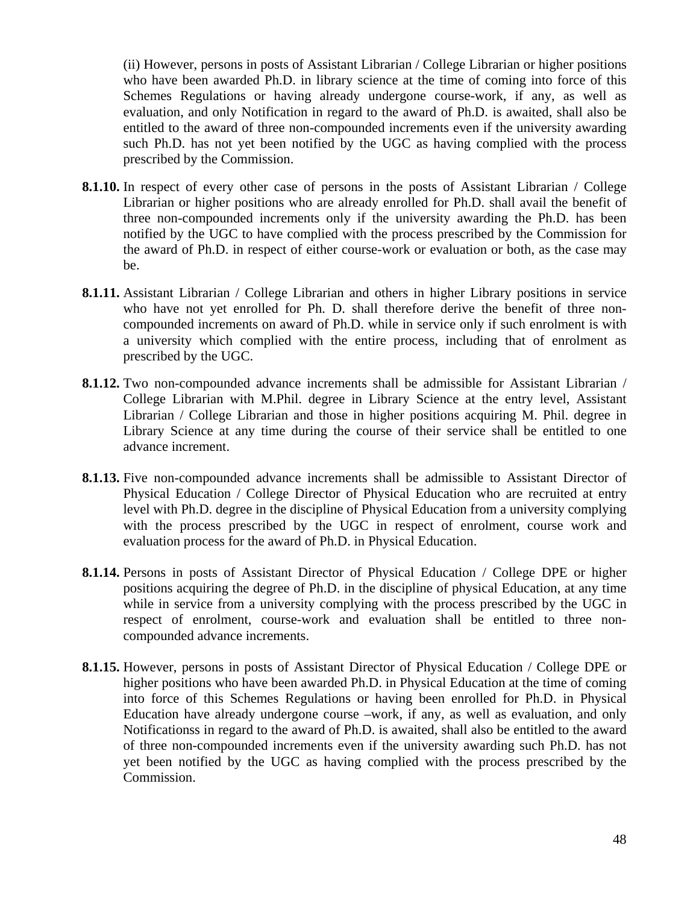(ii) However, persons in posts of Assistant Librarian / College Librarian or higher positions who have been awarded Ph.D. in library science at the time of coming into force of this Schemes Regulations or having already undergone course-work, if any, as well as evaluation, and only Notification in regard to the award of Ph.D. is awaited, shall also be entitled to the award of three non-compounded increments even if the university awarding such Ph.D. has not yet been notified by the UGC as having complied with the process prescribed by the Commission.

**8.1.10.** In respect of every other case of persons in the posts of Assistant Librarian / College Librarian or higher positions who are already enrolled for Ph.D. shall avail the benefit of three non-compounded increments only if the university awarding the Ph.D. has been notified by the UGC to have complied with the process prescribed by the Commission for the award of Ph.D. in respect of either course-work or evaluation or both, as the case may be.

**8.1.11.** Assistant Librarian / College Librarian and others in higher Library positions in service who have not yet enrolled for Ph. D. shall therefore derive the benefit of three non-compounded increments on award of Ph.D. while in service only if such enrolment is with a university which complied with the entire process, including that of enrolment as prescribed by the UGC.

**8.1.12.** Two non-compounded advance increments shall be admissible for Assistant Librarian / College Librarian with M.Phil. degree in Library Science at the entry level, Assistant Librarian / College Librarian and those in higher positions acquiring M. Phil. degree in Library Science at any time during the course of their service shall be entitled to one advance increment.

**8.1.13.** Five non-compounded advance increments shall be admissible to Assistant Director of Physical Education / College Director of Physical Education who are recruited at entry level with Ph.D. degree in the discipline of Physical Education from a university complying with the process prescribed by the UGC in respect of enrolment, course work and evaluation process for the award of Ph.D. in Physical Education.

**8.1.14.** Persons in posts of Assistant Director of Physical Education / College DPE or higher positions acquiring the degree of Ph.D. in the discipline of physical Education, at any time while in service from a university complying with the process prescribed by the UGC in respect of enrolment, course-work and evaluation shall be entitled to three non-compounded advance increments.

**8.1.15.** However, persons in posts of Assistant Director of Physical Education / College DPE or higher positions who have been awarded Ph.D. in Physical Education at the time of coming into force of this Schemes Regulations or having been enrolled for Ph.D. in Physical Education have already undergone course –work, if any, as well as evaluation, and only Notificationss in regard to the award of Ph.D. is awaited, shall also be entitled to the award of three non-compounded increments even if the university awarding such Ph.D. has not yet been notified by the UGC as having complied with the process prescribed by the Commission.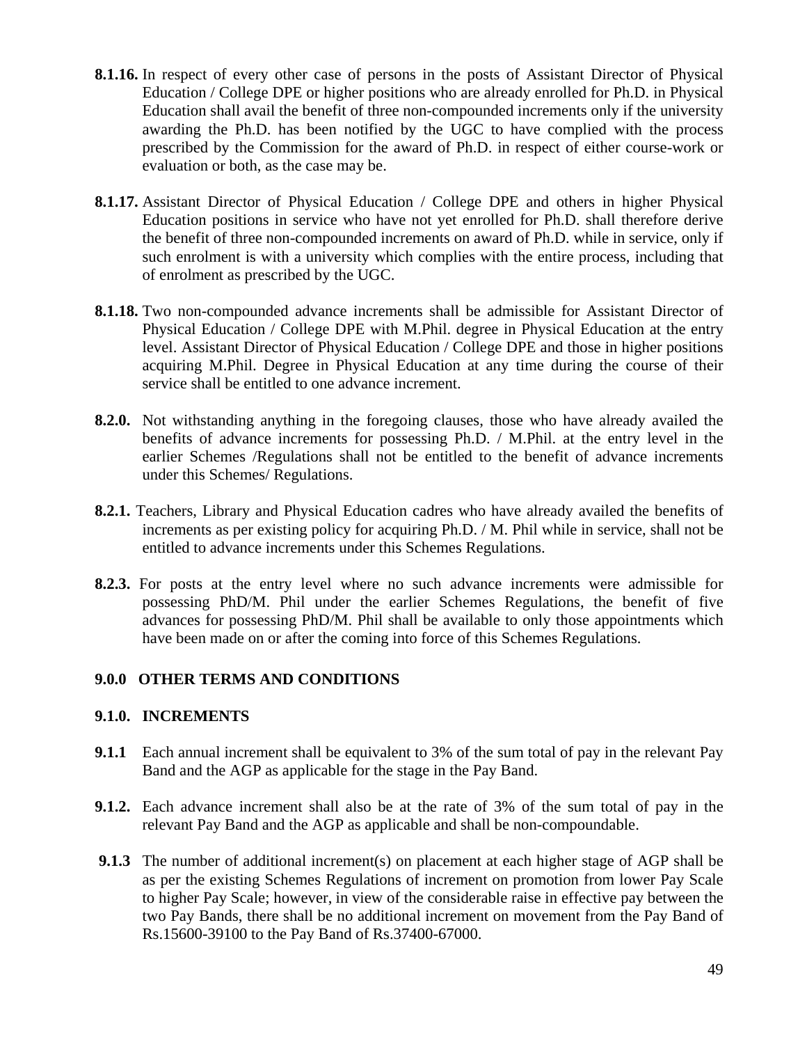**8.1.16.** In respect of every other case of persons in the posts of Assistant Director of Physical Education / College DPE or higher positions who are already enrolled for Ph.D. in Physical Education shall avail the benefit of three non-compounded increments only if the university awarding the Ph.D. has been notified by the UGC to have complied with the process prescribed by the Commission for the award of Ph.D. in respect of either course-work or evaluation or both, as the case may be.

**8.1.17.** Assistant Director of Physical Education / College DPE and others in higher Physical Education positions in service who have not yet enrolled for Ph.D. shall therefore derive the benefit of three non-compounded increments on award of Ph.D. while in service, only if such enrolment is with a university which complies with the entire process, including that of enrolment as prescribed by the UGC.

**8.1.18.** Two non-compounded advance increments shall be admissible for Assistant Director of Physical Education / College DPE with M.Phil. degree in Physical Education at the entry level. Assistant Director of Physical Education / College DPE and those in higher positions acquiring M.Phil. Degree in Physical Education at any time during the course of their service shall be entitled to one advance increment.

**8.2.0.** Not withstanding anything in the foregoing clauses, those who have already availed the benefits of advance increments for possessing Ph.D. / M.Phil. at the entry level in the earlier Schemes /Regulations shall not be entitled to the benefit of advance increments under this Schemes/ Regulations.

**8.2.1.** Teachers, Library and Physical Education cadres who have already availed the benefits of increments as per existing policy for acquiring Ph.D. / M. Phil while in service, shall not be entitled to advance increments under this Schemes Regulations.

**8.2.3.** For posts at the entry level where no such advance increments were admissible for possessing PhD/M. Phil under the earlier Schemes Regulations, the benefit of five advances for possessing PhD/M. Phil shall be available to only those appointments which have been made on or after the coming into force of this Schemes Regulations.

## 9.0.0 OTHER TERMS AND CONDITIONS

### 9.1.0. INCREMENTS

**9.1.1** Each annual increment shall be equivalent to 3% of the sum total of pay in the relevant Pay Band and the AGP as applicable for the stage in the Pay Band.

**9.1.2.** Each advance increment shall also be at the rate of 3% of the sum total of pay in the relevant Pay Band and the AGP as applicable and shall be non-compoundable.

**9.1.3** The number of additional increment(s) on placement at each higher stage of AGP shall be as per the existing Schemes Regulations of increment on promotion from lower Pay Scale to higher Pay Scale; however, in view of the considerable raise in effective pay between the two Pay Bands, there shall be no additional increment on movement from the Pay Band of Rs.15600-39100 to the Pay Band of Rs.37400-67000.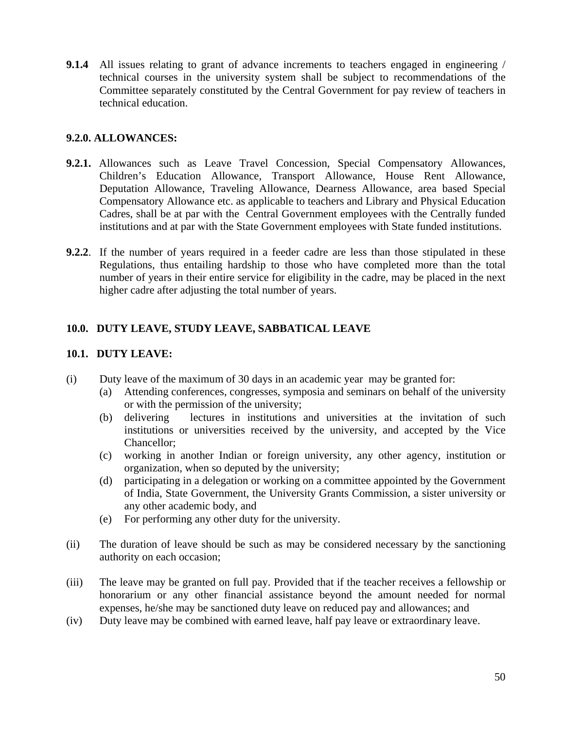**9.1.4** All issues relating to grant of advance increments to teachers engaged in engineering / technical courses in the university system shall be subject to recommendations of the Committee separately constituted by the Central Government for pay review of teachers in technical education.

**9.2.0. ALLOWANCES:**

**9.2.1.** Allowances such as Leave Travel Concession, Special Compensatory Allowances, Children's Education Allowance, Transport Allowance, House Rent Allowance, Deputation Allowance, Traveling Allowance, Dearness Allowance, area based Special Compensatory Allowance etc. as applicable to teachers and Library and Physical Education Cadres, shall be at par with the Central Government employees with the Centrally funded institutions and at par with the State Government employees with State funded institutions.

**9.2.2**. If the number of years required in a feeder cadre are less than those stipulated in these Regulations, thus entailing hardship to those who have completed more than the total number of years in their entire service for eligibility in the cadre, may be placed in the next higher cadre after adjusting the total number of years.

**10.0. DUTY LEAVE, STUDY LEAVE, SABBATICAL LEAVE**

**10.1. DUTY LEAVE:**

(i) Duty leave of the maximum of 30 days in an academic year may be granted for:
  - (a) Attending conferences, congresses, symposia and seminars on behalf of the university or with the permission of the university;
  - (b) delivering lectures in institutions and universities at the invitation of such institutions or universities received by the university, and accepted by the Vice Chancellor;
  - (c) working in another Indian or foreign university, any other agency, institution or organization, when so deputed by the university;
  - (d) participating in a delegation or working on a committee appointed by the Government of India, State Government, the University Grants Commission, a sister university or any other academic body, and
  - (e) For performing any other duty for the university.

(ii) The duration of leave should be such as may be considered necessary by the sanctioning authority on each occasion;

(iii) The leave may be granted on full pay. Provided that if the teacher receives a fellowship or honorarium or any other financial assistance beyond the amount needed for normal expenses, he/she may be sanctioned duty leave on reduced pay and allowances; and

(iv) Duty leave may be combined with earned leave, half pay leave or extraordinary leave.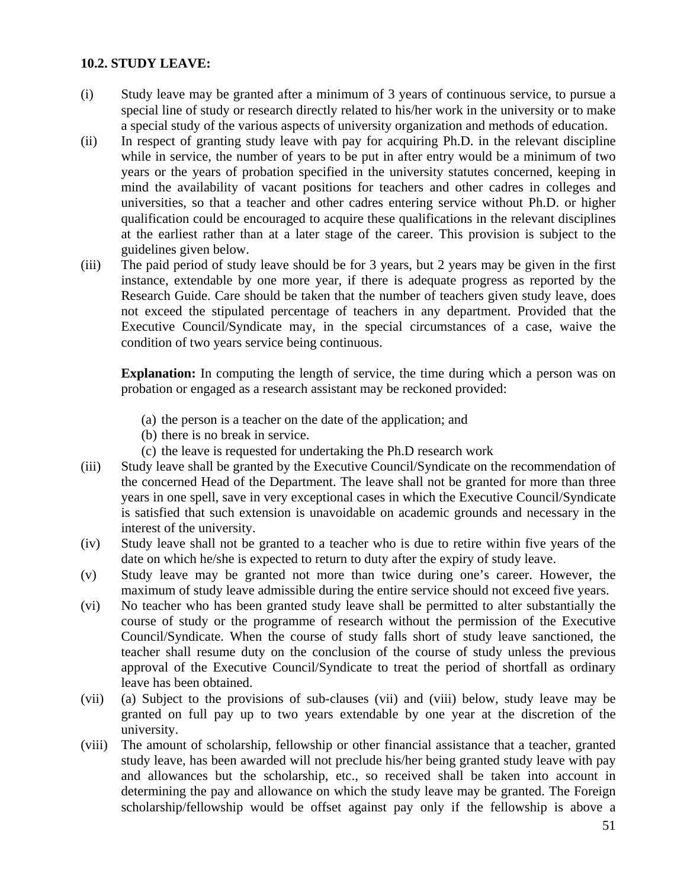**10.2. STUDY LEAVE:**

(i) Study leave may be granted after a minimum of 3 years of continuous service, to pursue a special line of study or research directly related to his/her work in the university or to make a special study of the various aspects of university organization and methods of education.

(ii) In respect of granting study leave with pay for acquiring Ph.D. in the relevant discipline while in service, the number of years to be put in after entry would be a minimum of two years or the years of probation specified in the university statutes concerned, keeping in mind the availability of vacant positions for teachers and other cadres in colleges and universities, so that a teacher and other cadres entering service without Ph.D. or higher qualification could be encouraged to acquire these qualifications in the relevant disciplines at the earliest rather than at a later stage of the career. This provision is subject to the guidelines given below.

(iii) The paid period of study leave should be for 3 years, but 2 years may be given in the first instance, extendable by one more year, if there is adequate progress as reported by the Research Guide. Care should be taken that the number of teachers given study leave, does not exceed the stipulated percentage of teachers in any department. Provided that the Executive Council/Syndicate may, in the special circumstances of a case, waive the condition of two years service being continuous.

**Explanation:** In computing the length of service, the time during which a person was on probation or engaged as a research assistant may be reckoned provided:

(a) the person is a teacher on the date of the application; and
(b) there is no break in service.
(c) the leave is requested for undertaking the Ph.D research work

(iii) Study leave shall be granted by the Executive Council/Syndicate on the recommendation of the concerned Head of the Department. The leave shall not be granted for more than three years in one spell, save in very exceptional cases in which the Executive Council/Syndicate is satisfied that such extension is unavoidable on academic grounds and necessary in the interest of the university.

(iv) Study leave shall not be granted to a teacher who is due to retire within five years of the date on which he/she is expected to return to duty after the expiry of study leave.

(v) Study leave may be granted not more than twice during one's career. However, the maximum of study leave admissible during the entire service should not exceed five years.

(vi) No teacher who has been granted study leave shall be permitted to alter substantially the course of study or the programme of research without the permission of the Executive Council/Syndicate. When the course of study falls short of study leave sanctioned, the teacher shall resume duty on the conclusion of the course of study unless the previous approval of the Executive Council/Syndicate to treat the period of shortfall as ordinary leave has been obtained.

(vii) (a) Subject to the provisions of sub-clauses (vii) and (viii) below, study leave may be granted on full pay up to two years extendable by one year at the discretion of the university.

(viii) The amount of scholarship, fellowship or other financial assistance that a teacher, granted study leave, has been awarded will not preclude his/her being granted study leave with pay and allowances but the scholarship, etc., so received shall be taken into account in determining the pay and allowance on which the study leave may be granted. The Foreign scholarship/fellowship would be offset against pay only if the fellowship is above a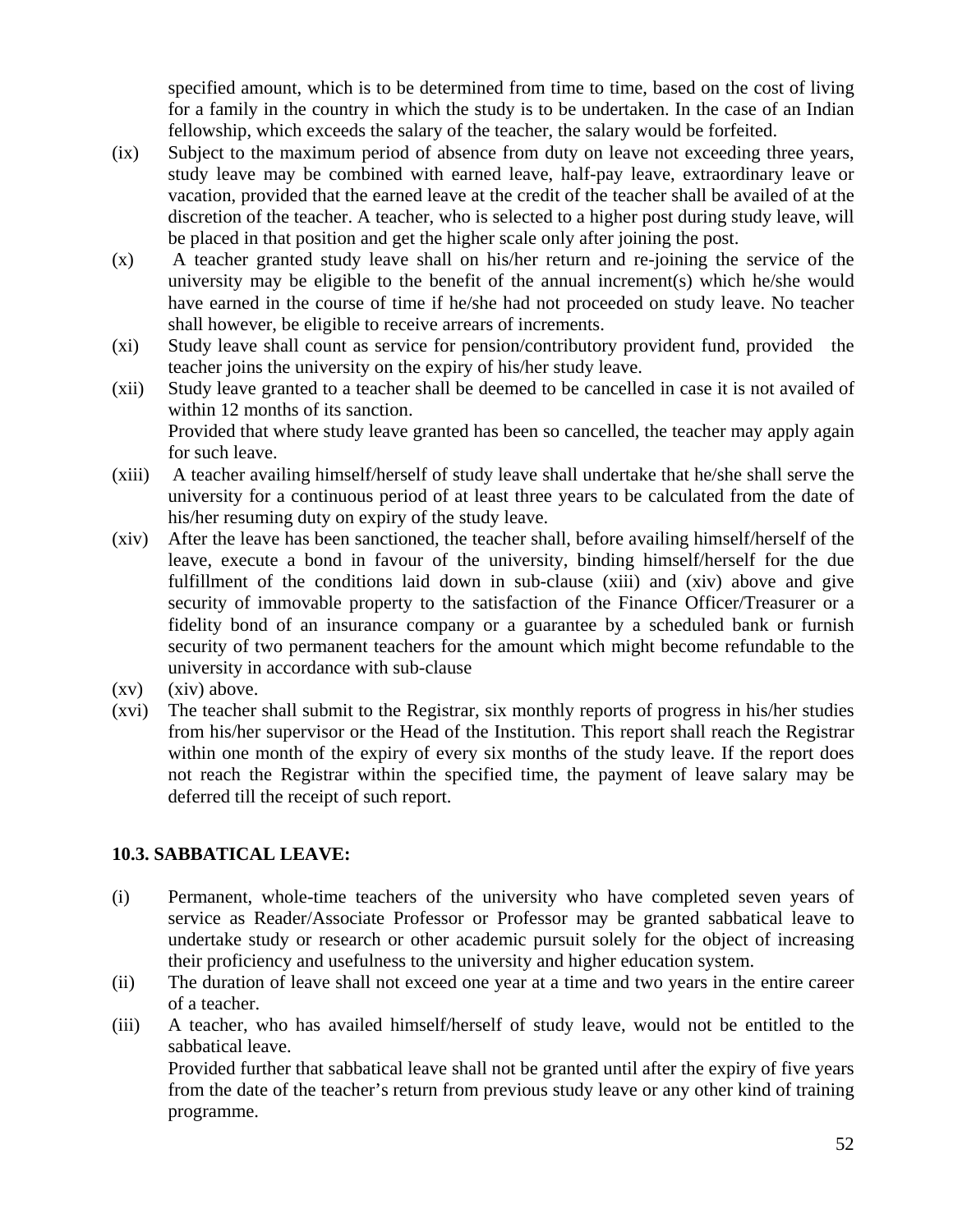specified amount, which is to be determined from time to time, based on the cost of living for a family in the country in which the study is to be undertaken. In the case of an Indian fellowship, which exceeds the salary of the teacher, the salary would be forfeited.

(ix) Subject to the maximum period of absence from duty on leave not exceeding three years, study leave may be combined with earned leave, half-pay leave, extraordinary leave or vacation, provided that the earned leave at the credit of the teacher shall be availed of at the discretion of the teacher. A teacher, who is selected to a higher post during study leave, will be placed in that position and get the higher scale only after joining the post.

(x) A teacher granted study leave shall on his/her return and re-joining the service of the university may be eligible to the benefit of the annual increment(s) which he/she would have earned in the course of time if he/she had not proceeded on study leave. No teacher shall however, be eligible to receive arrears of increments.

(xi) Study leave shall count as service for pension/contributory provident fund, provided the teacher joins the university on the expiry of his/her study leave.

(xii) Study leave granted to a teacher shall be deemed to be cancelled in case it is not availed of within 12 months of its sanction.
Provided that where study leave granted has been so cancelled, the teacher may apply again for such leave.

(xiii) A teacher availing himself/herself of study leave shall undertake that he/she shall serve the university for a continuous period of at least three years to be calculated from the date of his/her resuming duty on expiry of the study leave.

(xiv) After the leave has been sanctioned, the teacher shall, before availing himself/herself of the leave, execute a bond in favour of the university, binding himself/herself for the due fulfillment of the conditions laid down in sub-clause (xiii) and (xiv) above and give security of immovable property to the satisfaction of the Finance Officer/Treasurer or a fidelity bond of an insurance company or a guarantee by a scheduled bank or furnish security of two permanent teachers for the amount which might become refundable to the university in accordance with sub-clause

(xv) (xiv) above.

(xvi) The teacher shall submit to the Registrar, six monthly reports of progress in his/her studies from his/her supervisor or the Head of the Institution. This report shall reach the Registrar within one month of the expiry of every six months of the study leave. If the report does not reach the Registrar within the specified time, the payment of leave salary may be deferred till the receipt of such report.

**10.3. SABBATICAL LEAVE:**

(i) Permanent, whole-time teachers of the university who have completed seven years of service as Reader/Associate Professor or Professor may be granted sabbatical leave to undertake study or research or other academic pursuit solely for the object of increasing their proficiency and usefulness to the university and higher education system.

(ii) The duration of leave shall not exceed one year at a time and two years in the entire career of a teacher.

(iii) A teacher, who has availed himself/herself of study leave, would not be entitled to the sabbatical leave.
Provided further that sabbatical leave shall not be granted until after the expiry of five years from the date of the teacher's return from previous study leave or any other kind of training programme.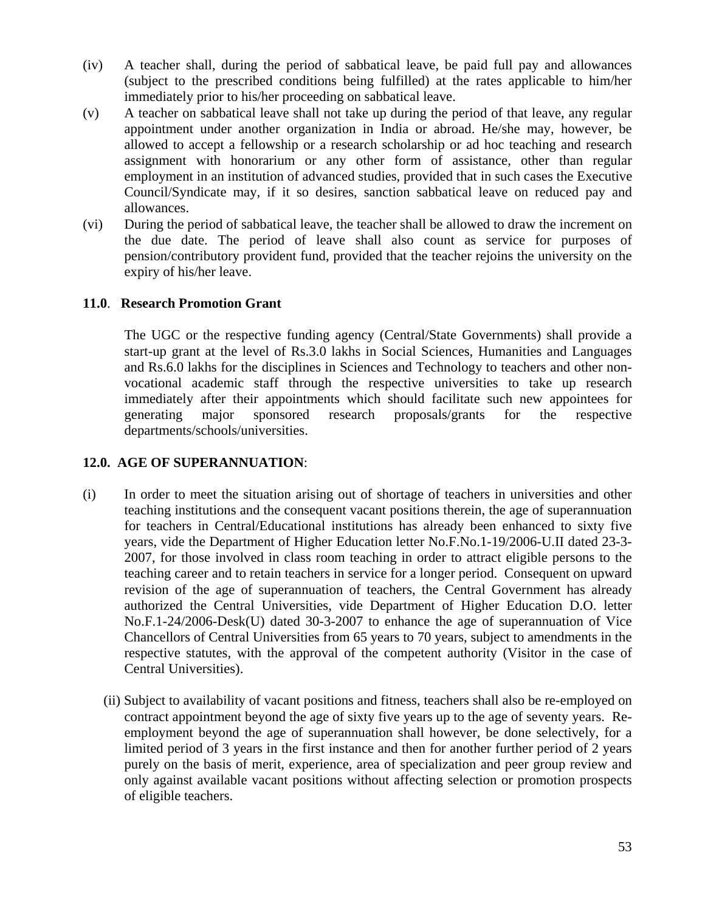(iv) A teacher shall, during the period of sabbatical leave, be paid full pay and allowances (subject to the prescribed conditions being fulfilled) at the rates applicable to him/her immediately prior to his/her proceeding on sabbatical leave.

(v) A teacher on sabbatical leave shall not take up during the period of that leave, any regular appointment under another organization in India or abroad. He/she may, however, be allowed to accept a fellowship or a research scholarship or ad hoc teaching and research assignment with honorarium or any other form of assistance, other than regular employment in an institution of advanced studies, provided that in such cases the Executive Council/Syndicate may, if it so desires, sanction sabbatical leave on reduced pay and allowances.

(vi) During the period of sabbatical leave, the teacher shall be allowed to draw the increment on the due date. The period of leave shall also count as service for purposes of pension/contributory provident fund, provided that the teacher rejoins the university on the expiry of his/her leave.

**11.0. Research Promotion Grant**

The UGC or the respective funding agency (Central/State Governments) shall provide a start-up grant at the level of Rs.3.0 lakhs in Social Sciences, Humanities and Languages and Rs.6.0 lakhs for the disciplines in Sciences and Technology to teachers and other non-vocational academic staff through the respective universities to take up research immediately after their appointments which should facilitate such new appointees for generating major sponsored research proposals/grants for the respective departments/schools/universities.

**12.0. AGE OF SUPERANNUATION**:

(i) In order to meet the situation arising out of shortage of teachers in universities and other teaching institutions and the consequent vacant positions therein, the age of superannuation for teachers in Central/Educational institutions has already been enhanced to sixty five years, vide the Department of Higher Education letter No.F.No.1-19/2006-U.II dated 23-3-2007, for those involved in class room teaching in order to attract eligible persons to the teaching career and to retain teachers in service for a longer period. Consequent on upward revision of the age of superannuation of teachers, the Central Government has already authorized the Central Universities, vide Department of Higher Education D.O. letter No.F.1-24/2006-Desk(U) dated 30-3-2007 to enhance the age of superannuation of Vice Chancellors of Central Universities from 65 years to 70 years, subject to amendments in the respective statutes, with the approval of the competent authority (Visitor in the case of Central Universities).

(ii) Subject to availability of vacant positions and fitness, teachers shall also be re-employed on contract appointment beyond the age of sixty five years up to the age of seventy years. Re-employment beyond the age of superannuation shall however, be done selectively, for a limited period of 3 years in the first instance and then for another further period of 2 years purely on the basis of merit, experience, area of specialization and peer group review and only against available vacant positions without affecting selection or promotion prospects of eligible teachers.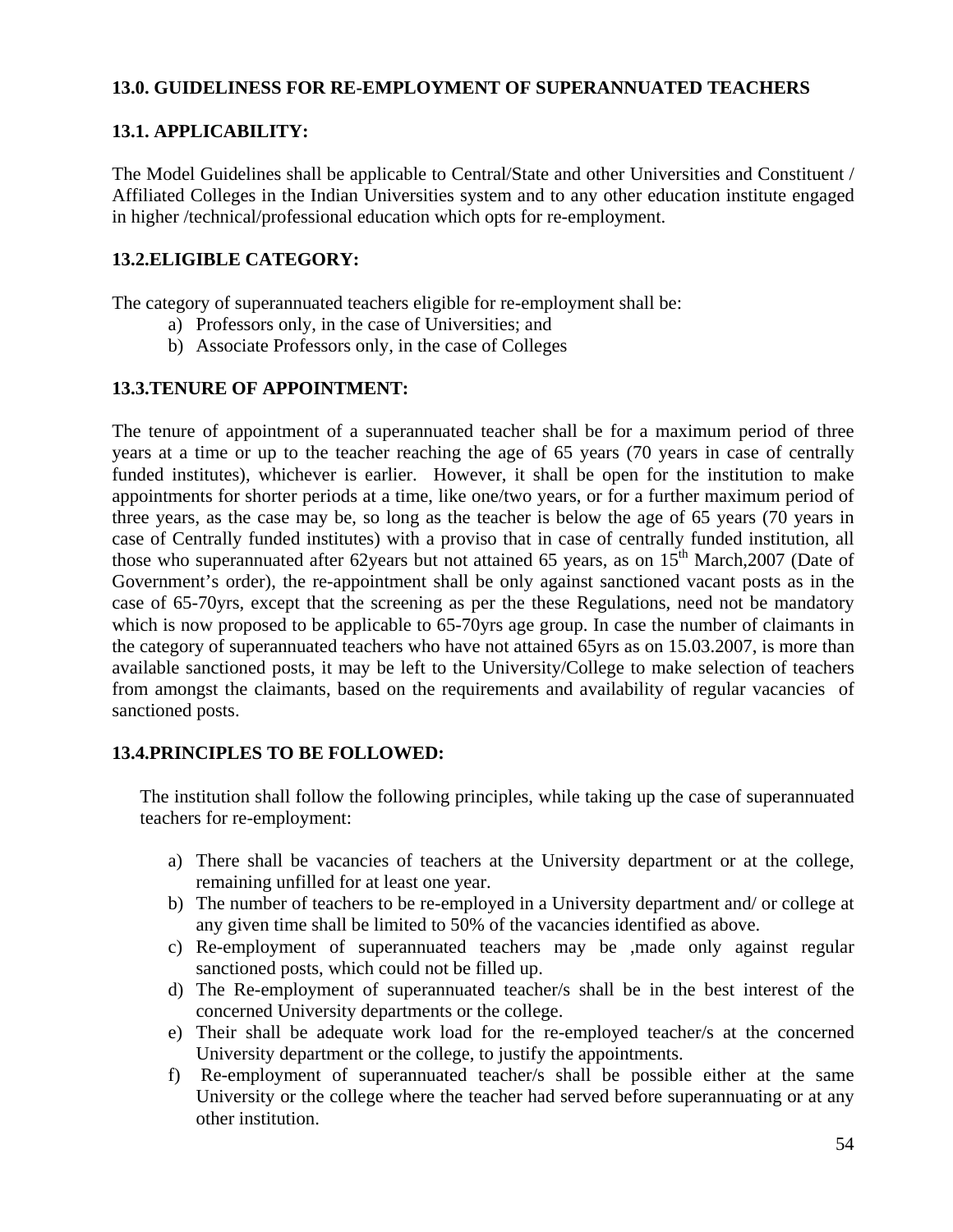### 13.0. GUIDELINESS FOR RE-EMPLOYMENT OF SUPERANNUATED TEACHERS

#### 13.1. APPLICABILITY:

The Model Guidelines shall be applicable to Central/State and other Universities and Constituent / Affiliated Colleges in the Indian Universities system and to any other education institute engaged in higher /technical/professional education which opts for re-employment.

#### 13.2.ELIGIBLE CATEGORY:

The category of superannuated teachers eligible for re-employment shall be:

a) Professors only, in the case of Universities; and
b) Associate Professors only, in the case of Colleges

#### 13.3.TENURE OF APPOINTMENT:

The tenure of appointment of a superannuated teacher shall be for a maximum period of three years at a time or up to the teacher reaching the age of 65 years (70 years in case of centrally funded institutes), whichever is earlier. However, it shall be open for the institution to make appointments for shorter periods at a time, like one/two years, or for a further maximum period of three years, as the case may be, so long as the teacher is below the age of 65 years (70 years in case of Centrally funded institutes) with a proviso that in case of centrally funded institution, all those who superannuated after 62years but not attained 65 years, as on 15th March,2007 (Date of Government's order), the re-appointment shall be only against sanctioned vacant posts as in the case of 65-70yrs, except that the screening as per the these Regulations, need not be mandatory which is now proposed to be applicable to 65-70yrs age group. In case the number of claimants in the category of superannuated teachers who have not attained 65yrs as on 15.03.2007, is more than available sanctioned posts, it may be left to the University/College to make selection of teachers from amongst the claimants, based on the requirements and availability of regular vacancies of sanctioned posts.

#### 13.4.PRINCIPLES TO BE FOLLOWED:

The institution shall follow the following principles, while taking up the case of superannuated teachers for re-employment:

a) There shall be vacancies of teachers at the University department or at the college, remaining unfilled for at least one year.
b) The number of teachers to be re-employed in a University department and/ or college at any given time shall be limited to 50% of the vacancies identified as above.
c) Re-employment of superannuated teachers may be ,made only against regular sanctioned posts, which could not be filled up.
d) The Re-employment of superannuated teacher/s shall be in the best interest of the concerned University departments or the college.
e) Their shall be adequate work load for the re-employed teacher/s at the concerned University department or the college, to justify the appointments.
f) Re-employment of superannuated teacher/s shall be possible either at the same University or the college where the teacher had served before superannuating or at any other institution.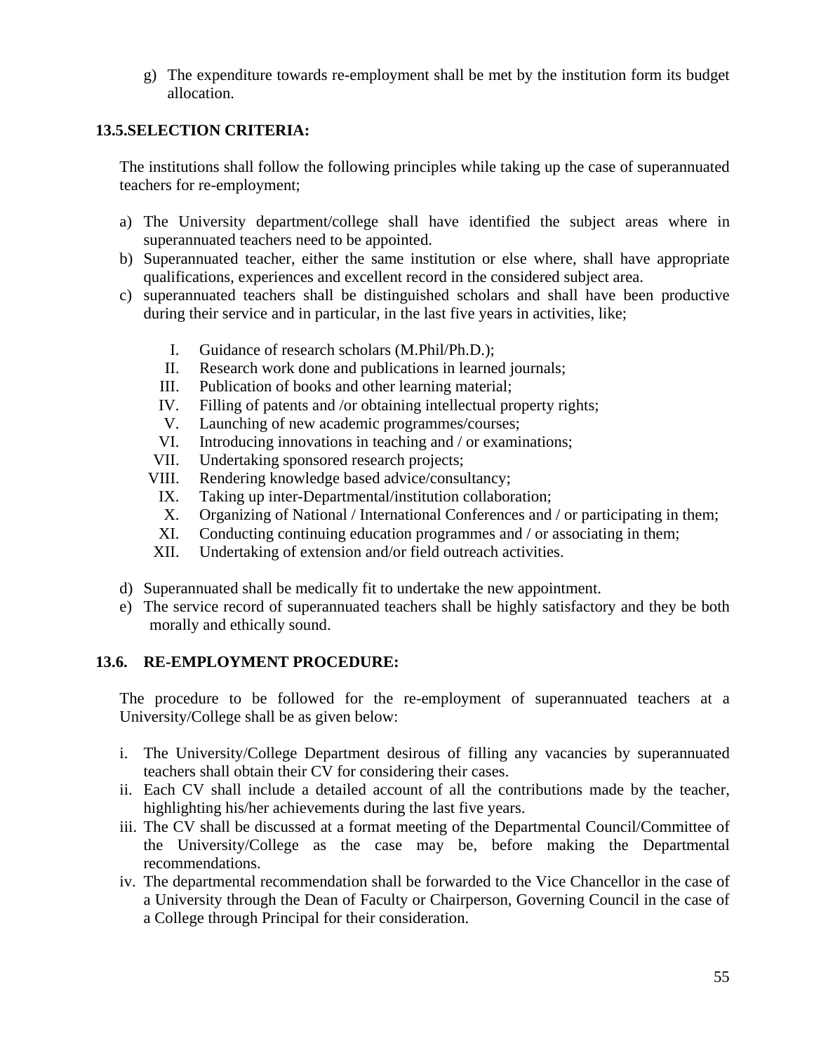g) The expenditure towards re-employment shall be met by the institution form its budget allocation.

### 13.5.SELECTION CRITERIA:

The institutions shall follow the following principles while taking up the case of superannuated teachers for re-employment;

a) The University department/college shall have identified the subject areas where in superannuated teachers need to be appointed.
b) Superannuated teacher, either the same institution or else where, shall have appropriate qualifications, experiences and excellent record in the considered subject area.
c) superannuated teachers shall be distinguished scholars and shall have been productive during their service and in particular, in the last five years in activities, like;

    I. Guidance of research scholars (M.Phil/Ph.D.);
    II. Research work done and publications in learned journals;
    III. Publication of books and other learning material;
    IV. Filling of patents and /or obtaining intellectual property rights;
    V. Launching of new academic programmes/courses;
    VI. Introducing innovations in teaching and / or examinations;
    VII. Undertaking sponsored research projects;
    VIII. Rendering knowledge based advice/consultancy;
    IX. Taking up inter-Departmental/institution collaboration;
    X. Organizing of National / International Conferences and / or participating in them;
    XI. Conducting continuing education programmes and / or associating in them;
    XII. Undertaking of extension and/or field outreach activities.

d) Superannuated shall be medically fit to undertake the new appointment.
e) The service record of superannuated teachers shall be highly satisfactory and they be both morally and ethically sound.

### 13.6. RE-EMPLOYMENT PROCEDURE:

The procedure to be followed for the re-employment of superannuated teachers at a University/College shall be as given below:

i. The University/College Department desirous of filling any vacancies by superannuated teachers shall obtain their CV for considering their cases.
ii. Each CV shall include a detailed account of all the contributions made by the teacher, highlighting his/her achievements during the last five years.
iii. The CV shall be discussed at a format meeting of the Departmental Council/Committee of the University/College as the case may be, before making the Departmental recommendations.
iv. The departmental recommendation shall be forwarded to the Vice Chancellor in the case of a University through the Dean of Faculty or Chairperson, Governing Council in the case of a College through Principal for their consideration.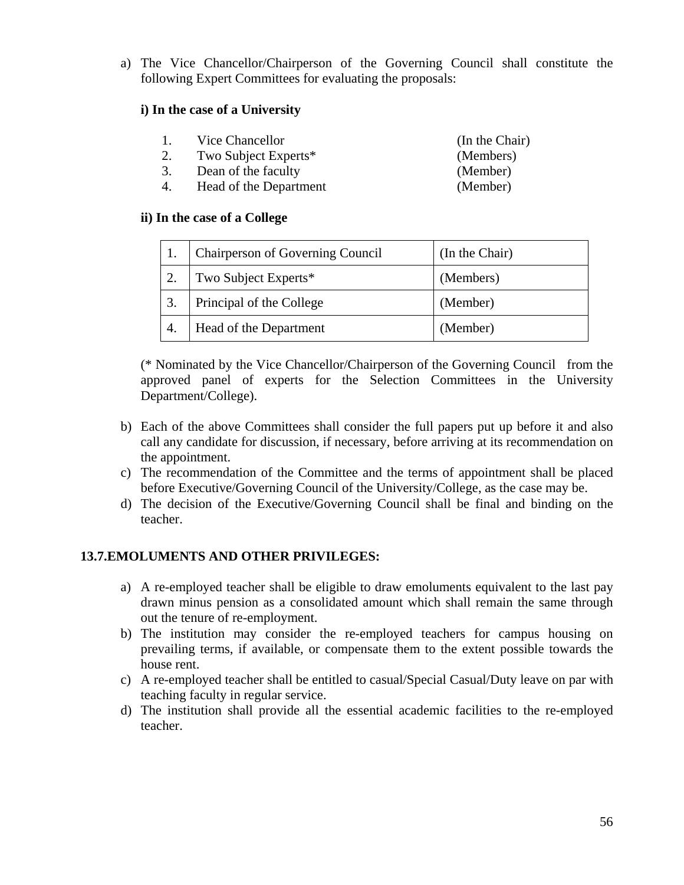a) The Vice Chancellor/Chairperson of the Governing Council shall constitute the following Expert Committees for evaluating the proposals:

**i) In the case of a University**

| | | |
|---|---|---|
| 1. | Vice Chancellor | (In the Chair) |
| 2. | Two Subject Experts* | (Members) |
| 3. | Dean of the faculty | (Member) |
| 4. | Head of the Department | (Member) |

**ii) In the case of a College**

| | | |
|---|---|---|
| 1. | Chairperson of Governing Council | (In the Chair) |
| 2. | Two Subject Experts* | (Members) |
| 3. | Principal of the College | (Member) |
| 4. | Head of the Department | (Member) |

(* Nominated by the Vice Chancellor/Chairperson of the Governing Council from the approved panel of experts for the Selection Committees in the University Department/College).

b) Each of the above Committees shall consider the full papers put up before it and also call any candidate for discussion, if necessary, before arriving at its recommendation on the appointment.

c) The recommendation of the Committee and the terms of appointment shall be placed before Executive/Governing Council of the University/College, as the case may be.

d) The decision of the Executive/Governing Council shall be final and binding on the teacher.

## 13.7.EMOLUMENTS AND OTHER PRIVILEGES:

a) A re-employed teacher shall be eligible to draw emoluments equivalent to the last pay drawn minus pension as a consolidated amount which shall remain the same through out the tenure of re-employment.

b) The institution may consider the re-employed teachers for campus housing on prevailing terms, if available, or compensate them to the extent possible towards the house rent.

c) A re-employed teacher shall be entitled to casual/Special Casual/Duty leave on par with teaching faculty in regular service.

d) The institution shall provide all the essential academic facilities to the re-employed teacher.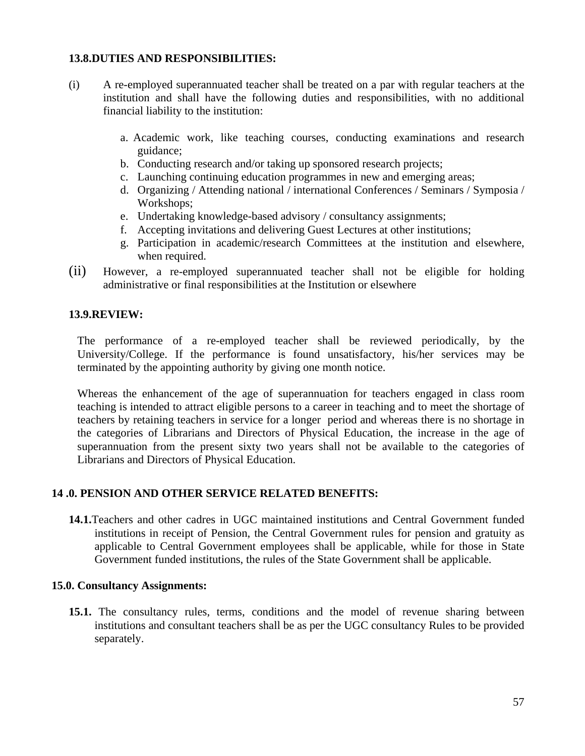**13.8.DUTIES AND RESPONSIBILITIES:**

(i) A re-employed superannuated teacher shall be treated on a par with regular teachers at the institution and shall have the following duties and responsibilities, with no additional financial liability to the institution:

a. Academic work, like teaching courses, conducting examinations and research guidance;
b. Conducting research and/or taking up sponsored research projects;
c. Launching continuing education programmes in new and emerging areas;
d. Organizing / Attending national / international Conferences / Seminars / Symposia / Workshops;
e. Undertaking knowledge-based advisory / consultancy assignments;
f. Accepting invitations and delivering Guest Lectures at other institutions;
g. Participation in academic/research Committees at the institution and elsewhere, when required.

(ii) However, a re-employed superannuated teacher shall not be eligible for holding administrative or final responsibilities at the Institution or elsewhere

**13.9.REVIEW:**

The performance of a re-employed teacher shall be reviewed periodically, by the University/College. If the performance is found unsatisfactory, his/her services may be terminated by the appointing authority by giving one month notice.

Whereas the enhancement of the age of superannuation for teachers engaged in class room teaching is intended to attract eligible persons to a career in teaching and to meet the shortage of teachers by retaining teachers in service for a longer period and whereas there is no shortage in the categories of Librarians and Directors of Physical Education, the increase in the age of superannuation from the present sixty two years shall not be available to the categories of Librarians and Directors of Physical Education.

**14 .0. PENSION AND OTHER SERVICE RELATED BENEFITS:**

**14.1.**Teachers and other cadres in UGC maintained institutions and Central Government funded institutions in receipt of Pension, the Central Government rules for pension and gratuity as applicable to Central Government employees shall be applicable, while for those in State Government funded institutions, the rules of the State Government shall be applicable.

**15.0. Consultancy Assignments:**

**15.1.** The consultancy rules, terms, conditions and the model of revenue sharing between institutions and consultant teachers shall be as per the UGC consultancy Rules to be provided separately.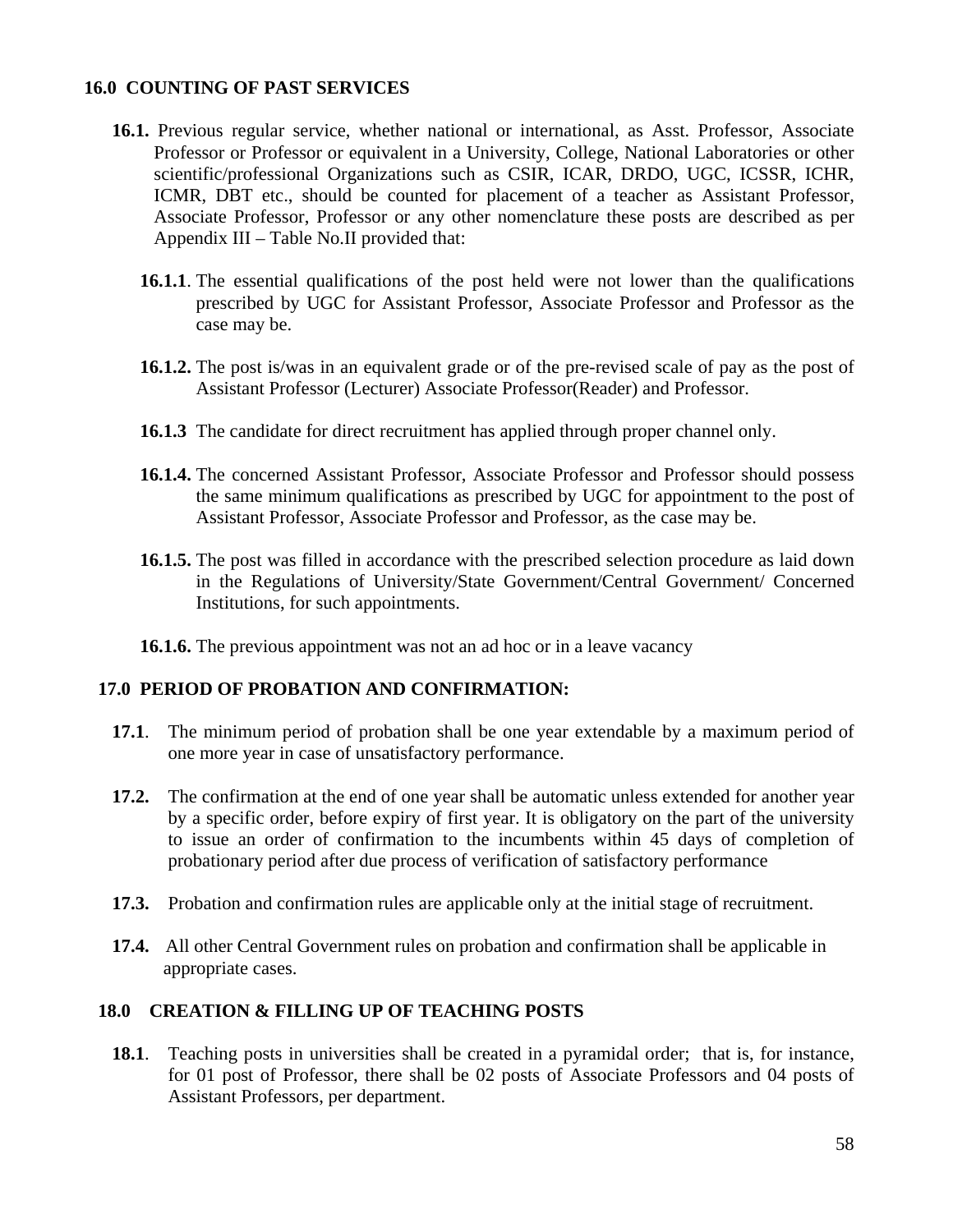## 16.0 COUNTING OF PAST SERVICES

**16.1.** Previous regular service, whether national or international, as Asst. Professor, Associate Professor or Professor or equivalent in a University, College, National Laboratories or other scientific/professional Organizations such as CSIR, ICAR, DRDO, UGC, ICSSR, ICHR, ICMR, DBT etc., should be counted for placement of a teacher as Assistant Professor, Associate Professor, Professor or any other nomenclature these posts are described as per Appendix III – Table No.II provided that:

**16.1.1**. The essential qualifications of the post held were not lower than the qualifications prescribed by UGC for Assistant Professor, Associate Professor and Professor as the case may be.

**16.1.2.** The post is/was in an equivalent grade or of the pre-revised scale of pay as the post of Assistant Professor (Lecturer) Associate Professor(Reader) and Professor.

**16.1.3** The candidate for direct recruitment has applied through proper channel only.

**16.1.4.** The concerned Assistant Professor, Associate Professor and Professor should possess the same minimum qualifications as prescribed by UGC for appointment to the post of Assistant Professor, Associate Professor and Professor, as the case may be.

**16.1.5.** The post was filled in accordance with the prescribed selection procedure as laid down in the Regulations of University/State Government/Central Government/ Concerned Institutions, for such appointments.

**16.1.6.** The previous appointment was not an ad hoc or in a leave vacancy

## 17.0 PERIOD OF PROBATION AND CONFIRMATION:

**17.1**. The minimum period of probation shall be one year extendable by a maximum period of one more year in case of unsatisfactory performance.

**17.2.** The confirmation at the end of one year shall be automatic unless extended for another year by a specific order, before expiry of first year. It is obligatory on the part of the university to issue an order of confirmation to the incumbents within 45 days of completion of probationary period after due process of verification of satisfactory performance

**17.3.** Probation and confirmation rules are applicable only at the initial stage of recruitment.

**17.4.** All other Central Government rules on probation and confirmation shall be applicable in appropriate cases.

## 18.0 CREATION & FILLING UP OF TEACHING POSTS

**18.1**. Teaching posts in universities shall be created in a pyramidal order; that is, for instance, for 01 post of Professor, there shall be 02 posts of Associate Professors and 04 posts of Assistant Professors, per department.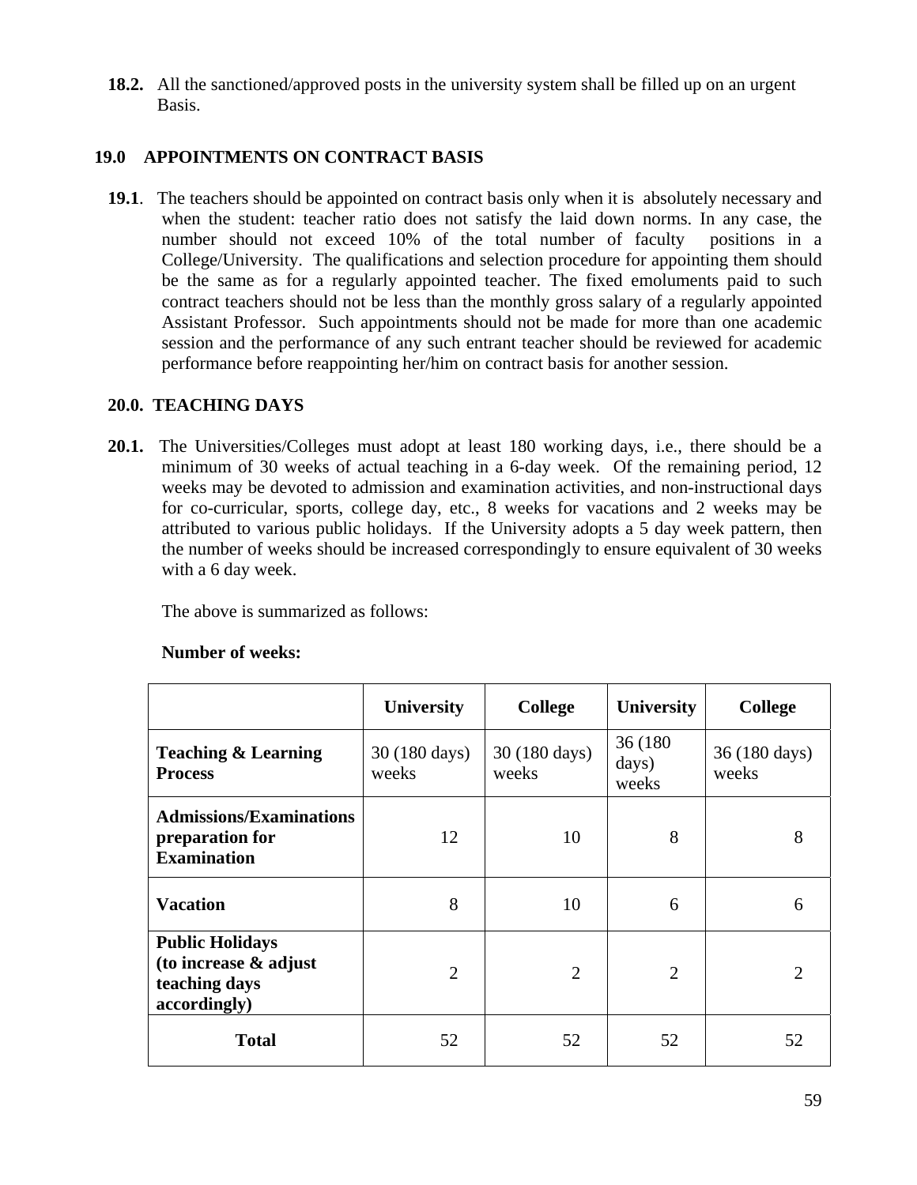**18.2.** All the sanctioned/approved posts in the university system shall be filled up on an urgent Basis.

## 19.0 APPOINTMENTS ON CONTRACT BASIS

**19.1**. The teachers should be appointed on contract basis only when it is absolutely necessary and when the student: teacher ratio does not satisfy the laid down norms. In any case, the number should not exceed 10% of the total number of faculty positions in a College/University. The qualifications and selection procedure for appointing them should be the same as for a regularly appointed teacher. The fixed emoluments paid to such contract teachers should not be less than the monthly gross salary of a regularly appointed Assistant Professor. Such appointments should not be made for more than one academic session and the performance of any such entrant teacher should be reviewed for academic performance before reappointing her/him on contract basis for another session.

## 20.0. TEACHING DAYS

**20.1.** The Universities/Colleges must adopt at least 180 working days, i.e., there should be a minimum of 30 weeks of actual teaching in a 6-day week. Of the remaining period, 12 weeks may be devoted to admission and examination activities, and non-instructional days for co-curricular, sports, college day, etc., 8 weeks for vacations and 2 weeks may be attributed to various public holidays. If the University adopts a 5 day week pattern, then the number of weeks should be increased correspondingly to ensure equivalent of 30 weeks with a 6 day week.

The above is summarized as follows:

**Number of weeks:**

| | University | College | University | College |
|---|---|---|---|---|
| **Teaching & Learning Process** | 30 (180 days) weeks | 30 (180 days) weeks | 36 (180 days) weeks | 36 (180 days) weeks |
| **Admissions/Examinations preparation for Examination** | 12 | 10 | 8 | 8 |
| **Vacation** | 8 | 10 | 6 | 6 |
| **Public Holidays (to increase & adjust teaching days accordingly)** | 2 | 2 | 2 | 2 |
| **Total** | 52 | 52 | 52 | 52 |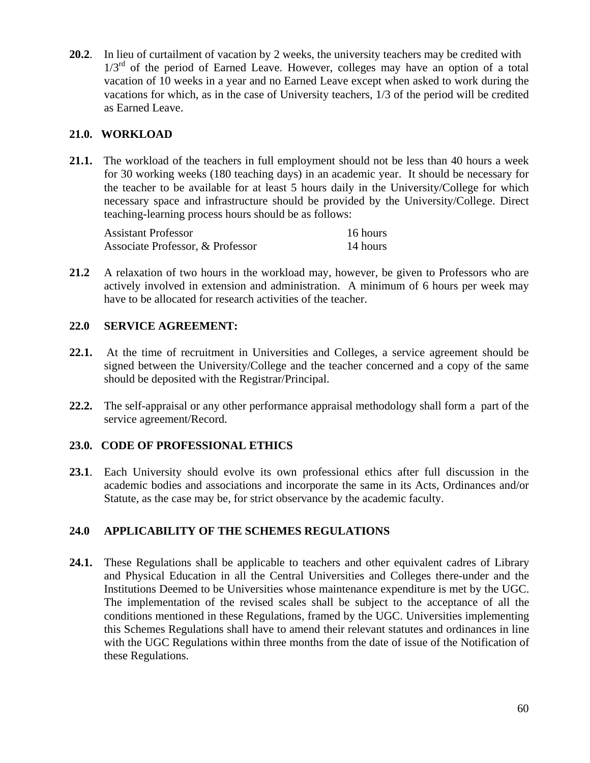**20.2**. In lieu of curtailment of vacation by 2 weeks, the university teachers may be credited with $1/3^{rd}$ of the period of Earned Leave. However, colleges may have an option of a total vacation of 10 weeks in a year and no Earned Leave except when asked to work during the vacations for which, as in the case of University teachers, 1/3 of the period will be credited as Earned Leave.

## 21.0. WORKLOAD

**21.1.** The workload of the teachers in full employment should not be less than 40 hours a week for 30 working weeks (180 teaching days) in an academic year. It should be necessary for the teacher to be available for at least 5 hours daily in the University/College for which necessary space and infrastructure should be provided by the University/College. Direct teaching-learning process hours should be as follows:

| | |
|---|---|
| Assistant Professor | 16 hours |
| Associate Professor, & Professor | 14 hours |

**21.2** A relaxation of two hours in the workload may, however, be given to Professors who are actively involved in extension and administration. A minimum of 6 hours per week may have to be allocated for research activities of the teacher.

## 22.0 SERVICE AGREEMENT:

**22.1.** At the time of recruitment in Universities and Colleges, a service agreement should be signed between the University/College and the teacher concerned and a copy of the same should be deposited with the Registrar/Principal.

**22.2.** The self-appraisal or any other performance appraisal methodology shall form a part of the service agreement/Record.

## 23.0. CODE OF PROFESSIONAL ETHICS

**23.1**. Each University should evolve its own professional ethics after full discussion in the academic bodies and associations and incorporate the same in its Acts, Ordinances and/or Statute, as the case may be, for strict observance by the academic faculty.

## 24.0 APPLICABILITY OF THE SCHEMES REGULATIONS

**24.1.** These Regulations shall be applicable to teachers and other equivalent cadres of Library and Physical Education in all the Central Universities and Colleges there-under and the Institutions Deemed to be Universities whose maintenance expenditure is met by the UGC. The implementation of the revised scales shall be subject to the acceptance of all the conditions mentioned in these Regulations, framed by the UGC. Universities implementing this Schemes Regulations shall have to amend their relevant statutes and ordinances in line with the UGC Regulations within three months from the date of issue of the Notification of these Regulations.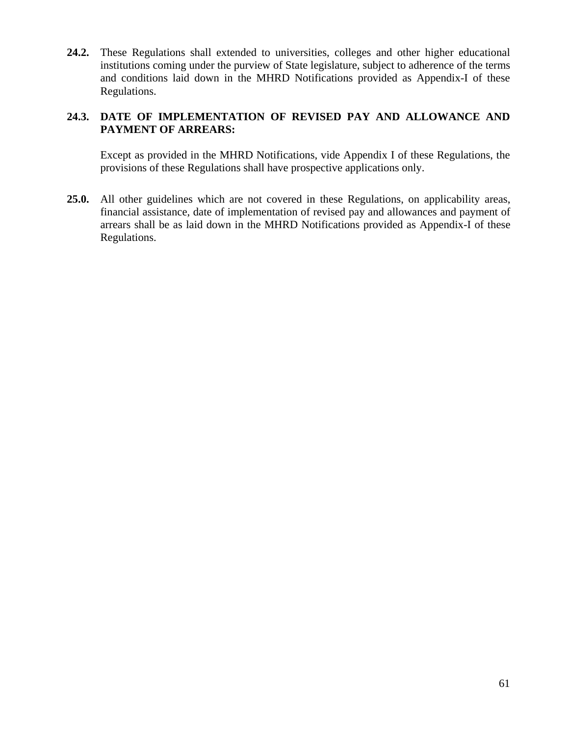**24.2.** These Regulations shall extended to universities, colleges and other higher educational institutions coming under the purview of State legislature, subject to adherence of the terms and conditions laid down in the MHRD Notifications provided as Appendix-I of these Regulations.

**24.3. DATE OF IMPLEMENTATION OF REVISED PAY AND ALLOWANCE AND PAYMENT OF ARREARS:**

Except as provided in the MHRD Notifications, vide Appendix I of these Regulations, the provisions of these Regulations shall have prospective applications only.

**25.0.** All other guidelines which are not covered in these Regulations, on applicability areas, financial assistance, date of implementation of revised pay and allowances and payment of arrears shall be as laid down in the MHRD Notifications provided as Appendix-I of these Regulations.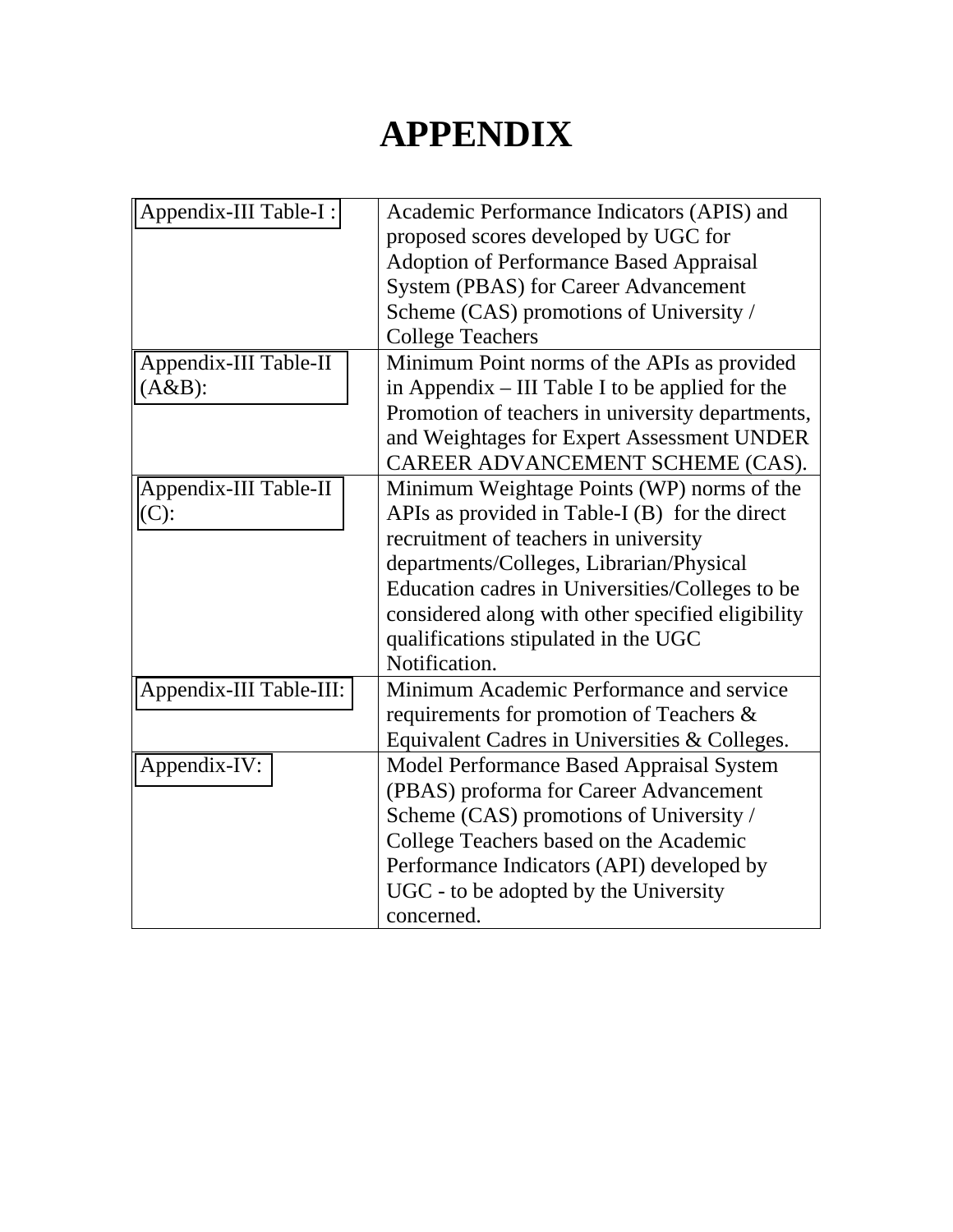# APPENDIX

| | |
|---|---|
| Appendix-III Table-I : | Academic Performance Indicators (APIS) and proposed scores developed by UGC for Adoption of Performance Based Appraisal System (PBAS) for Career Advancement Scheme (CAS) promotions of University / College Teachers |
| Appendix-III Table-II (A&B): | Minimum Point norms of the APIs as provided in Appendix – III Table I to be applied for the Promotion of teachers in university departments, and Weightages for Expert Assessment UNDER CAREER ADVANCEMENT SCHEME (CAS). |
| Appendix-III Table-II (C): | Minimum Weightage Points (WP) norms of the APIs as provided in Table-I (B) for the direct recruitment of teachers in university departments/Colleges, Librarian/Physical Education cadres in Universities/Colleges to be considered along with other specified eligibility qualifications stipulated in the UGC Notification. |
| Appendix-III Table-III: | Minimum Academic Performance and service requirements for promotion of Teachers & Equivalent Cadres in Universities & Colleges. |
| Appendix-IV: | Model Performance Based Appraisal System (PBAS) proforma for Career Advancement Scheme (CAS) promotions of University / College Teachers based on the Academic Performance Indicators (API) developed by UGC - to be adopted by the University concerned. |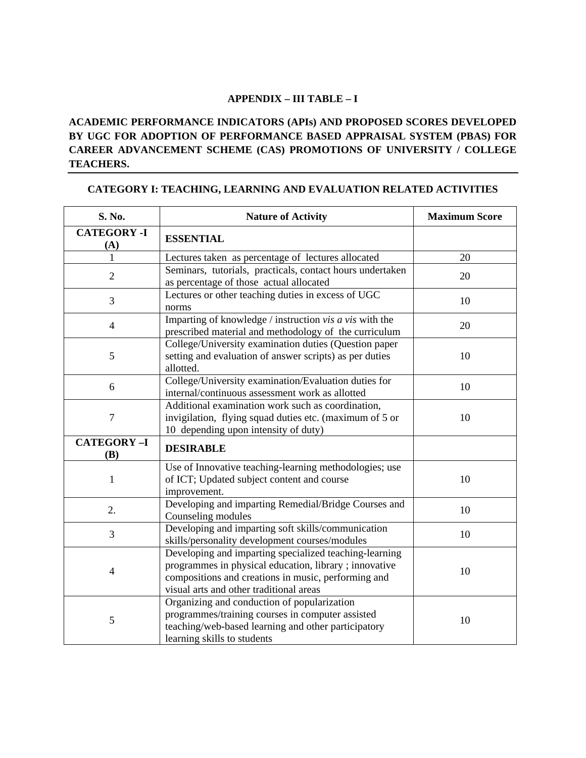**APPENDIX – III TABLE – I**

**ACADEMIC PERFORMANCE INDICATORS (APIs) AND PROPOSED SCORES DEVELOPED BY UGC FOR ADOPTION OF PERFORMANCE BASED APPRAISAL SYSTEM (PBAS) FOR CAREER ADVANCEMENT SCHEME (CAS) PROMOTIONS OF UNIVERSITY / COLLEGE TEACHERS.**

**CATEGORY I: TEACHING, LEARNING AND EVALUATION RELATED ACTIVITIES**

| S. No. | Nature of Activity | Maximum Score |
|---|---|---|
| **CATEGORY -I (A)** | **ESSENTIAL** | |
| 1 | Lectures taken as percentage of lectures allocated | 20 |
| 2 | Seminars, tutorials, practicals, contact hours undertaken as percentage of those actual allocated | 20 |
| 3 | Lectures or other teaching duties in excess of UGC norms | 10 |
| 4 | Imparting of knowledge / instruction *vis a vis* with the prescribed material and methodology of the curriculum | 20 |
| 5 | College/University examination duties (Question paper setting and evaluation of answer scripts) as per duties allotted. | 10 |
| 6 | College/University examination/Evaluation duties for internal/continuous assessment work as allotted | 10 |
| 7 | Additional examination work such as coordination, invigilation, flying squad duties etc. (maximum of 5 or 10 depending upon intensity of duty) | 10 |
| **CATEGORY –I (B)** | **DESIRABLE** | |
| 1 | Use of Innovative teaching-learning methodologies; use of ICT; Updated subject content and course improvement. | 10 |
| 2. | Developing and imparting Remedial/Bridge Courses and Counseling modules | 10 |
| 3 | Developing and imparting soft skills/communication skills/personality development courses/modules | 10 |
| 4 | Developing and imparting specialized teaching-learning programmes in physical education, library ; innovative compositions and creations in music, performing and visual arts and other traditional areas | 10 |
| 5 | Organizing and conduction of popularization programmes/training courses in computer assisted teaching/web-based learning and other participatory learning skills to students | 10 |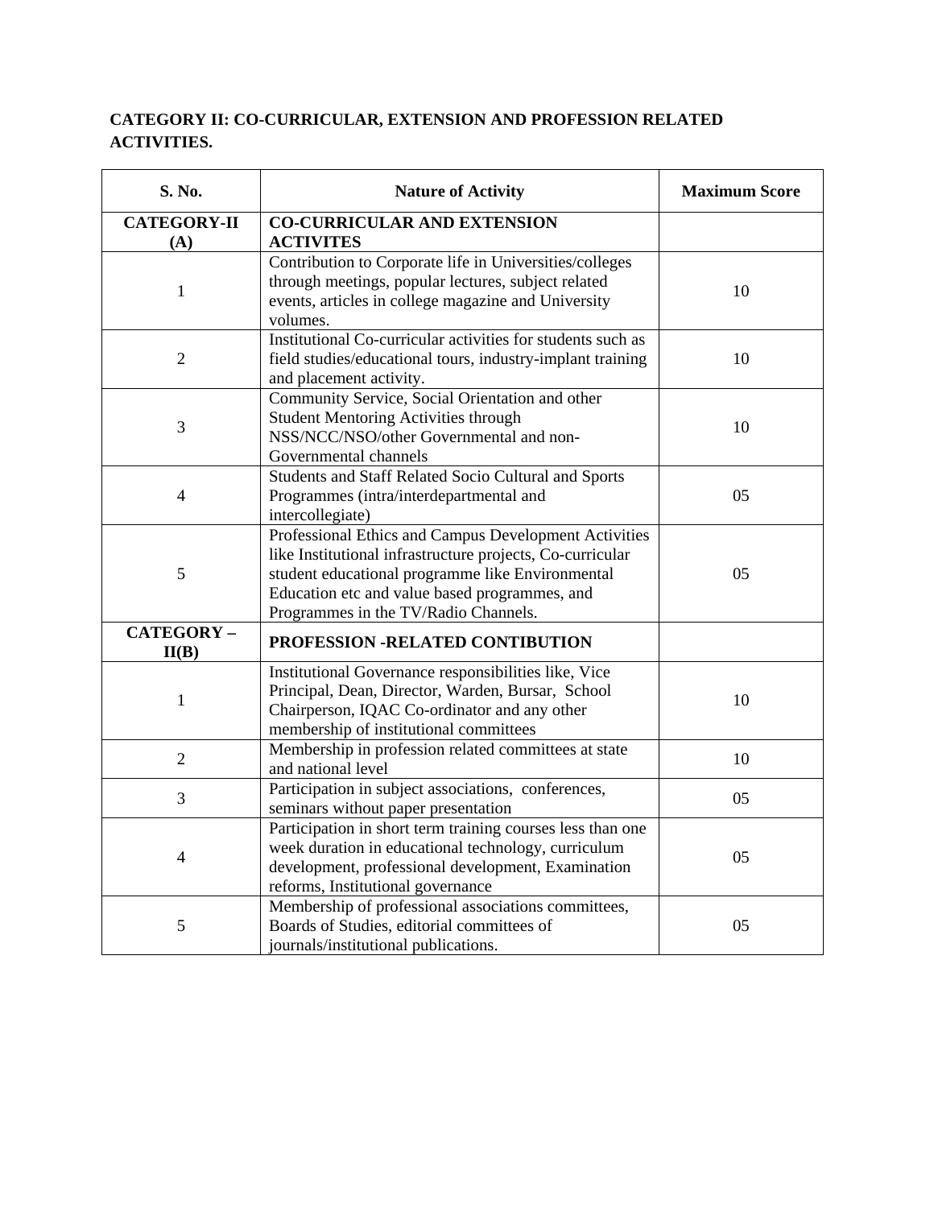**CATEGORY II: CO-CURRICULAR, EXTENSION AND PROFESSION RELATED ACTIVITIES.**

| S. No. | Nature of Activity | Maximum Score |
|---|---|---|
| **CATEGORY-II (A)** | **CO-CURRICULAR AND EXTENSION ACTIVITES** | |
| 1 | Contribution to Corporate life in Universities/colleges through meetings, popular lectures, subject related events, articles in college magazine and University volumes. | 10 |
| 2 | Institutional Co-curricular activities for students such as field studies/educational tours, industry-implant training and placement activity. | 10 |
| 3 | Community Service, Social Orientation and other Student Mentoring Activities through NSS/NCC/NSO/other Governmental and non-Governmental channels | 10 |
| 4 | Students and Staff Related Socio Cultural and Sports Programmes (intra/interdepartmental and intercollegiate) | 05 |
| 5 | Professional Ethics and Campus Development Activities like Institutional infrastructure projects, Co-curricular student educational programme like Environmental Education etc and value based programmes, and Programmes in the TV/Radio Channels. | 05 |
| **CATEGORY – II(B)** | **PROFESSION -RELATED CONTIBUTION** | |
| 1 | Institutional Governance responsibilities like, Vice Principal, Dean, Director, Warden, Bursar, School Chairperson, IQAC Co-ordinator and any other membership of institutional committees | 10 |
| 2 | Membership in profession related committees at state and national level | 10 |
| 3 | Participation in subject associations, conferences, seminars without paper presentation | 05 |
| 4 | Participation in short term training courses less than one week duration in educational technology, curriculum development, professional development, Examination reforms, Institutional governance | 05 |
| 5 | Membership of professional associations committees, Boards of Studies, editorial committees of journals/institutional publications. | 05 |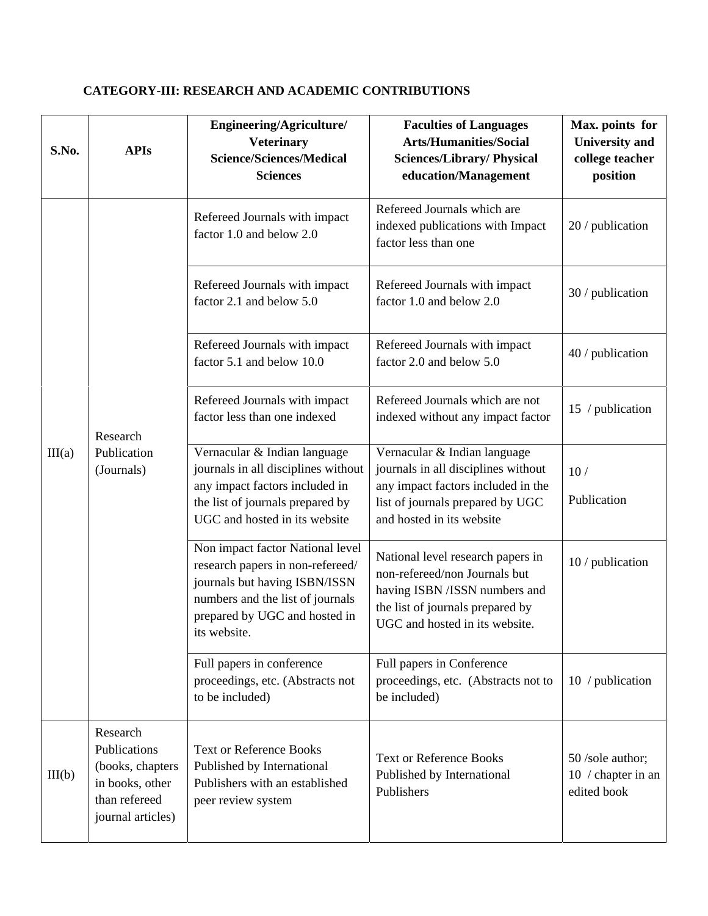**CATEGORY-III: RESEARCH AND ACADEMIC CONTRIBUTIONS**

| S.No. | APIs | Engineering/Agriculture/ Veterinary Science/Sciences/Medical Sciences | Faculties of Languages Arts/Humanities/Social Sciences/Library/ Physical education/Management | Max. points for University and college teacher position |
|---|---|---|---|---|
| III(a) | Research Publication (Journals) | Refereed Journals with impact factor 1.0 and below 2.0 | Refereed Journals which are indexed publications with Impact factor less than one | 20 / publication |
| | | Refereed Journals with impact factor 2.1 and below 5.0 | Refereed Journals with impact factor 1.0 and below 2.0 | 30 / publication |
| | | Refereed Journals with impact factor 5.1 and below 10.0 | Refereed Journals with impact factor 2.0 and below 5.0 | 40 / publication |
| | | Refereed Journals with impact factor less than one indexed | Refereed Journals which are not indexed without any impact factor | 15 / publication |
| | | Vernacular & Indian language journals in all disciplines without any impact factors included in the list of journals prepared by UGC and hosted in its website | Vernacular & Indian language journals in all disciplines without any impact factors included in the list of journals prepared by UGC and hosted in its website | 10 / Publication |
| | | Non impact factor National level research papers in non-refereed/ journals but having ISBN/ISSN numbers and the list of journals prepared by UGC and hosted in its website. | National level research papers in non-refereed/non Journals but having ISBN /ISSN numbers and the list of journals prepared by UGC and hosted in its website. | 10 / publication |
| | | Full papers in conference proceedings, etc. (Abstracts not to be included) | Full papers in Conference proceedings, etc. (Abstracts not to be included) | 10 / publication |
| III(b) | Research Publications (books, chapters in books, other than refereed journal articles) | Text or Reference Books Published by International Publishers with an established peer review system | Text or Reference Books Published by International Publishers | 50 /sole author; 10 / chapter in an edited book |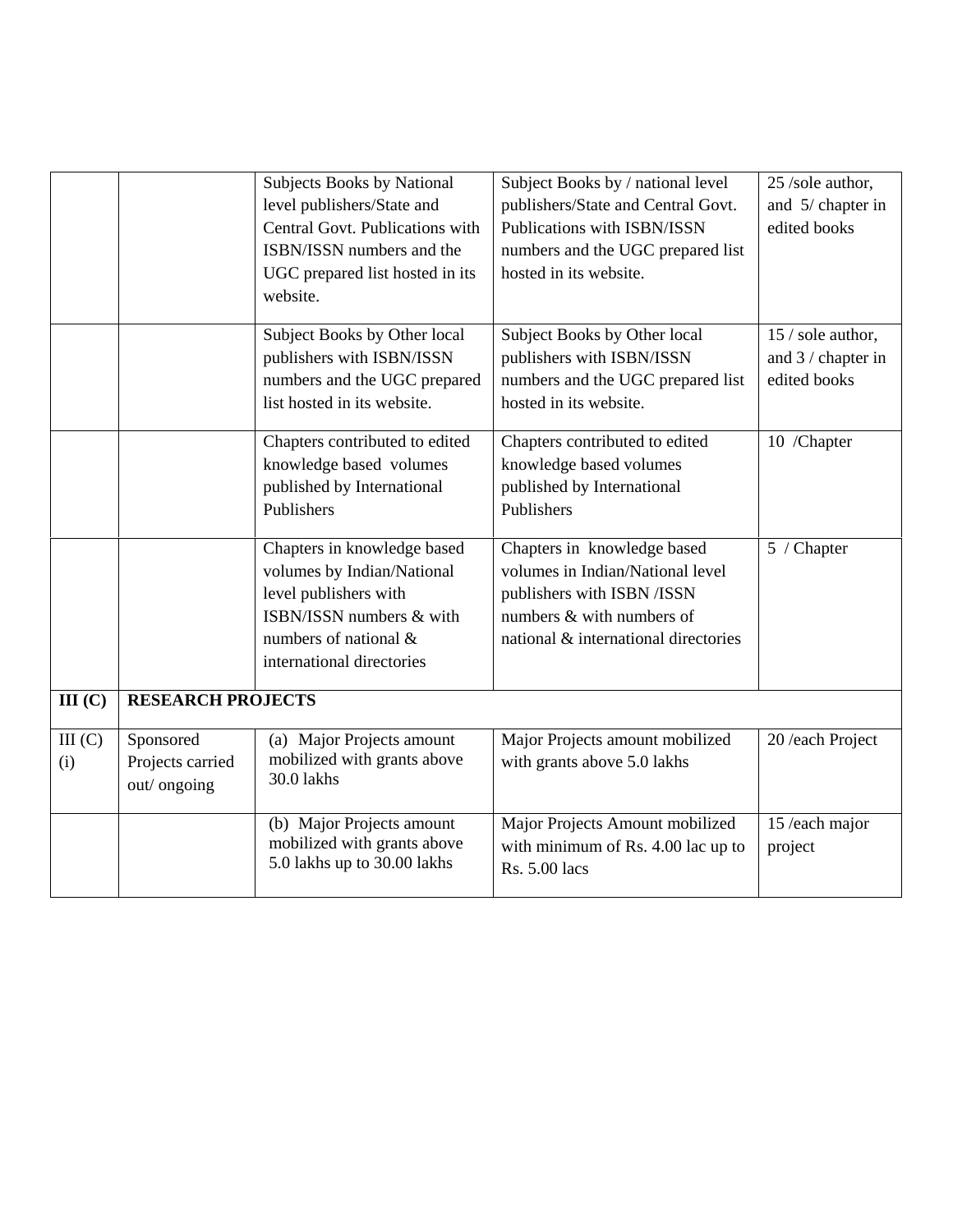| | | | | |
|---|---|---|---|---|
| | | Subjects Books by National level publishers/State and Central Govt. Publications with ISBN/ISSN numbers and the UGC prepared list hosted in its website. | Subject Books by / national level publishers/State and Central Govt. Publications with ISBN/ISSN numbers and the UGC prepared list hosted in its website. | 25 /sole author, and 5/ chapter in edited books |
| | | Subject Books by Other local publishers with ISBN/ISSN numbers and the UGC prepared list hosted in its website. | Subject Books by Other local publishers with ISBN/ISSN numbers and the UGC prepared list hosted in its website. | 15 / sole author, and 3 / chapter in edited books |
| | | Chapters contributed to edited knowledge based volumes published by International Publishers | Chapters contributed to edited knowledge based volumes published by International Publishers | 10 /Chapter |
| | | Chapters in knowledge based volumes by Indian/National level publishers with ISBN/ISSN numbers & with numbers of national & international directories | Chapters in knowledge based volumes in Indian/National level publishers with ISBN /ISSN numbers & with numbers of national & international directories | 5 / Chapter |
| **III (C)** | **RESEARCH PROJECTS** | | | |
| III (C) (i) | Sponsored Projects carried out/ ongoing | (a) Major Projects amount mobilized with grants above 30.0 lakhs | Major Projects amount mobilized with grants above 5.0 lakhs | 20 /each Project |
| | | (b) Major Projects amount mobilized with grants above 5.0 lakhs up to 30.00 lakhs | Major Projects Amount mobilized with minimum of Rs. 4.00 lac up to Rs. 5.00 lacs | 15 /each major project |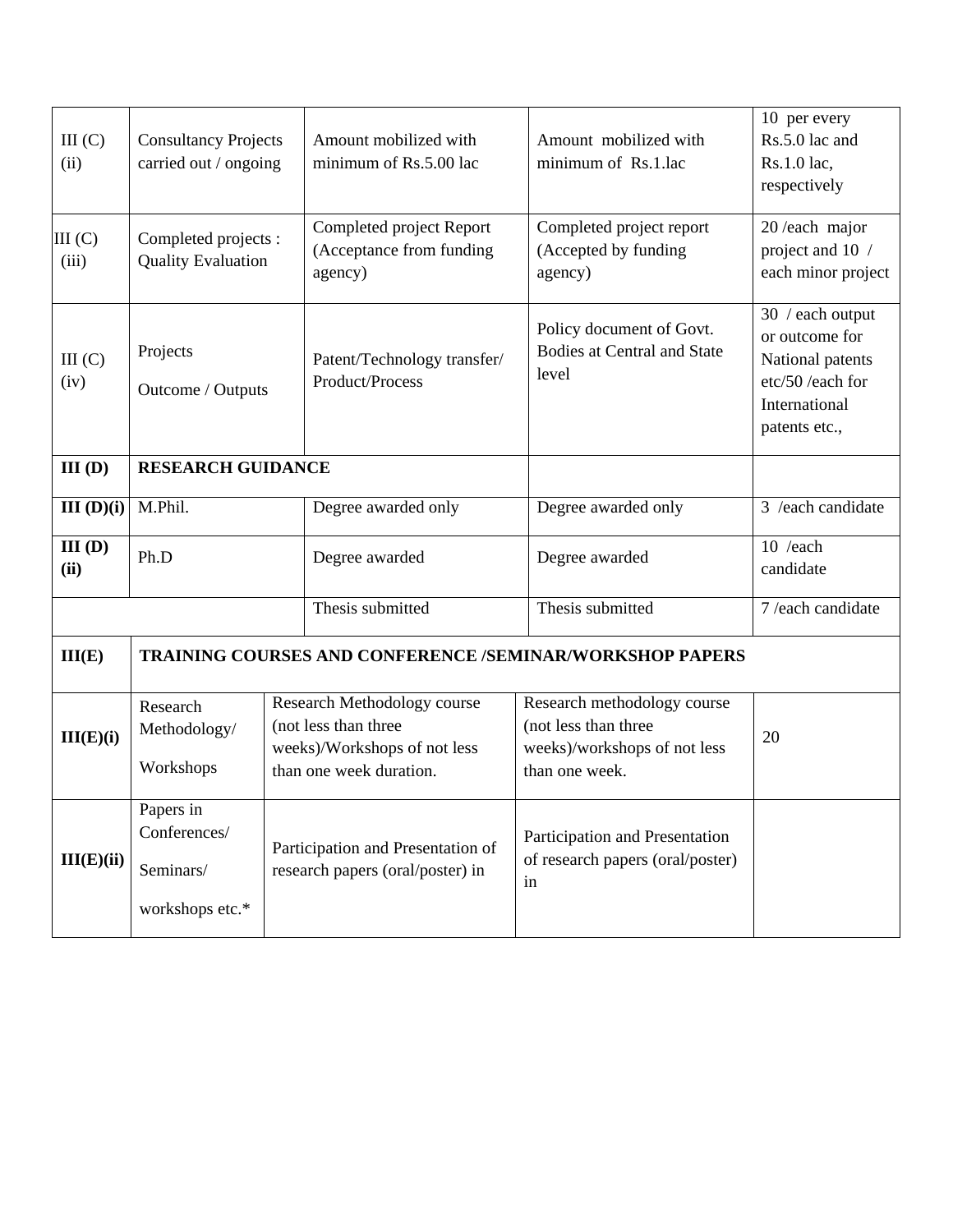| | | | | |
|---|---|---|---|---|
| III (C) (ii) | Consultancy Projects carried out / ongoing | Amount mobilized with minimum of Rs.5.00 lac | Amount mobilized with minimum of Rs.1.lac | 10 per every Rs.5.0 lac and Rs.1.0 lac, respectively |
| III (C) (iii) | Completed projects : Quality Evaluation | Completed project Report (Acceptance from funding agency) | Completed project report (Accepted by funding agency) | 20 /each major project and 10 / each minor project |
| III (C) (iv) | Projects Outcome / Outputs | Patent/Technology transfer/ Product/Process | Policy document of Govt. Bodies at Central and State level | 30 / each output or outcome for National patents etc/50 /each for International patents etc., |
| **III (D)** | **RESEARCH GUIDANCE** | | | |
| **III (D)(i)** | M.Phil. | Degree awarded only | Degree awarded only | 3 /each candidate |
| **III (D) (ii)** | Ph.D | Degree awarded | Degree awarded | 10 /each candidate |
| | | Thesis submitted | Thesis submitted | 7 /each candidate |
| **III(E)** | **TRAINING COURSES AND CONFERENCE /SEMINAR/WORKSHOP PAPERS** | | | |
| **III(E)(i)** | Research Methodology/ Workshops | Research Methodology course (not less than three weeks)/Workshops of not less than one week duration. | Research methodology course (not less than three weeks)/workshops of not less than one week. | 20 |
| **III(E)(ii)** | Papers in Conferences/ Seminars/ workshops etc.* | Participation and Presentation of research papers (oral/poster) in | Participation and Presentation of research papers (oral/poster) in | |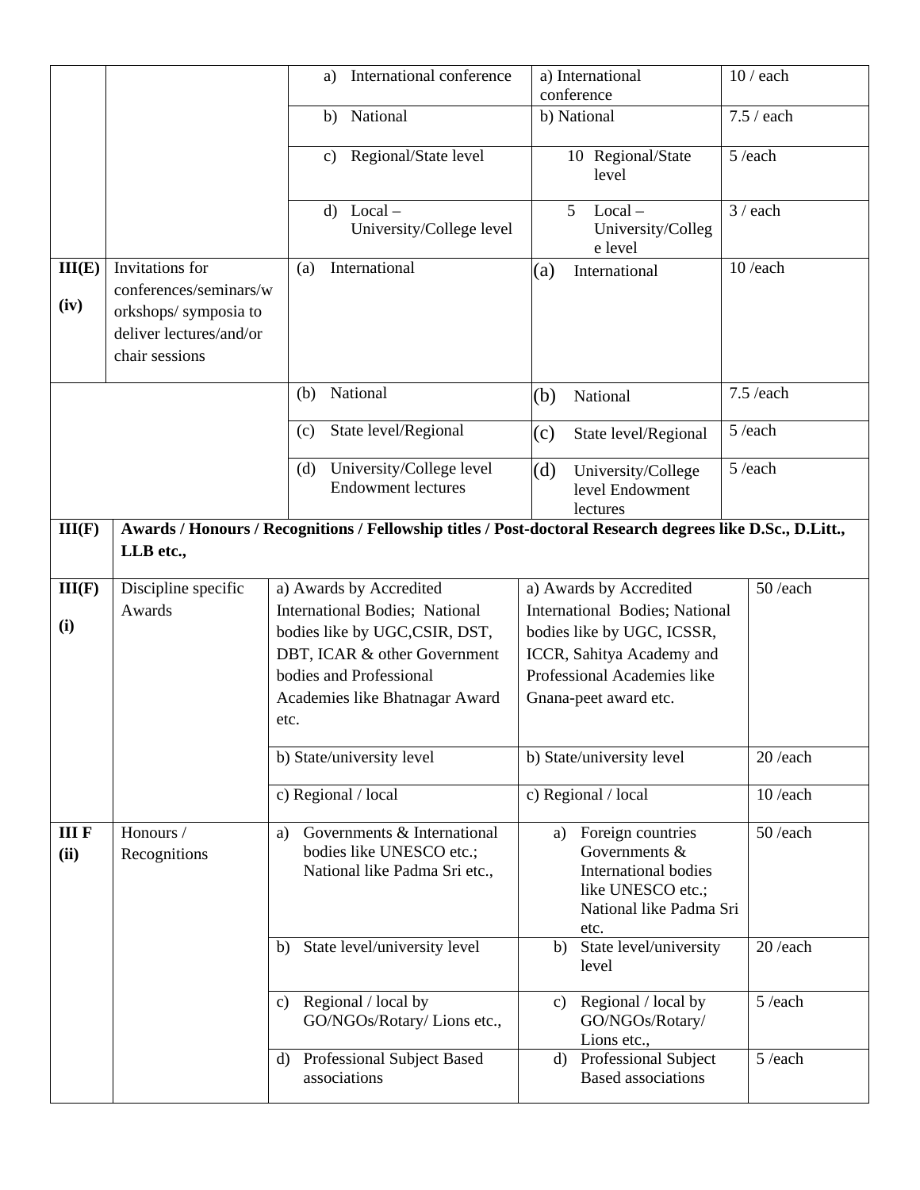| | | | | |
|---|---|---|---|---|
| | | a) International conference | a) International conference | 10 / each |
| | | b) National | b) National | 7.5 / each |
| | | c) Regional/State level | 10 Regional/State level | 5 /each |
| | | d) Local – University/College level | 5 Local – University/College level | 3 / each |
| III(E) (iv) | Invitations for conferences/seminars/workshops/ symposia to deliver lectures/and/or chair sessions | (a) International | (a) International | 10 /each |
| | | (b) National | (b) National | 7.5 /each |
| | | (c) State level/Regional | (c) State level/Regional | 5 /each |
| | | (d) University/College level Endowment lectures | (d) University/College level Endowment lectures | 5 /each |
| **III(F)** | **Awards / Honours / Recognitions / Fellowship titles / Post-doctoral Research degrees like D.Sc., D.Litt., LLB etc.,** | | | |
| **III(F) (i)** | Discipline specific Awards | a) Awards by Accredited International Bodies; National bodies like by UGC,CSIR, DST, DBT, ICAR & other Government bodies and Professional Academies like Bhatnagar Award etc. | a) Awards by Accredited International Bodies; National bodies like by UGC, ICSSR, ICCR, Sahitya Academy and Professional Academies like Gnana-peet award etc. | 50 /each |
| | | b) State/university level | b) State/university level | 20 /each |
| | | c) Regional / local | c) Regional / local | 10 /each |
| **III F (ii)** | Honours / Recognitions | a) Governments & International bodies like UNESCO etc.; National like Padma Sri etc., | a) Foreign countries Governments & International bodies like UNESCO etc.; National like Padma Sri etc. | 50 /each |
| | | b) State level/university level | b) State level/university level | 20 /each |
| | | c) Regional / local by GO/NGOs/Rotary/ Lions etc., | c) Regional / local by GO/NGOs/Rotary/ Lions etc., | 5 /each |
| | | d) Professional Subject Based associations | d) Professional Subject Based associations | 5 /each |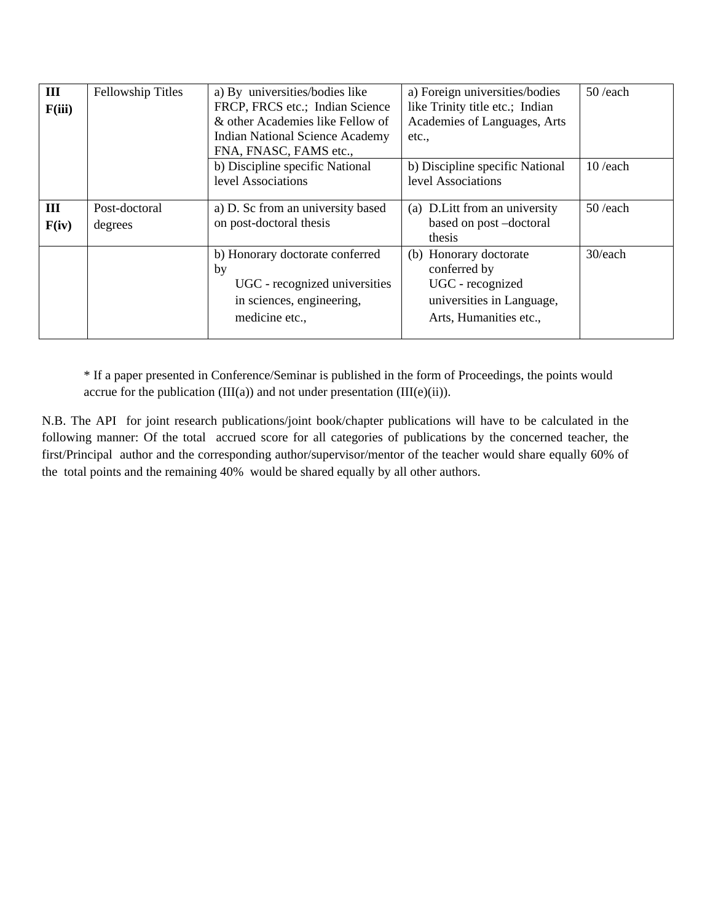| | | | | |
|---|---|---|---|---|
| **III F(iii)** | Fellowship Titles | a) By universities/bodies like FRCP, FRCS etc.; Indian Science & other Academies like Fellow of Indian National Science Academy FNA, FNASC, FAMS etc., | a) Foreign universities/bodies like Trinity title etc.; Indian Academies of Languages, Arts etc., | 50 /each |
| | | b) Discipline specific National level Associations | b) Discipline specific National level Associations | 10 /each |
| **III F(iv)** | Post-doctoral degrees | a) D. Sc from an university based on post-doctoral thesis | (a) D.Litt from an university based on post –doctoral thesis | 50 /each |
| | | b) Honorary doctorate conferred by UGC - recognized universities in sciences, engineering, medicine etc., | (b) Honorary doctorate conferred by UGC - recognized universities in Language, Arts, Humanities etc., | 30/each |

* If a paper presented in Conference/Seminar is published in the form of Proceedings, the points would accrue for the publication (III(a)) and not under presentation (III(e)(ii)).

N.B. The API for joint research publications/joint book/chapter publications will have to be calculated in the following manner: Of the total accrued score for all categories of publications by the concerned teacher, the first/Principal author and the corresponding author/supervisor/mentor of the teacher would share equally 60% of the total points and the remaining 40% would be shared equally by all other authors.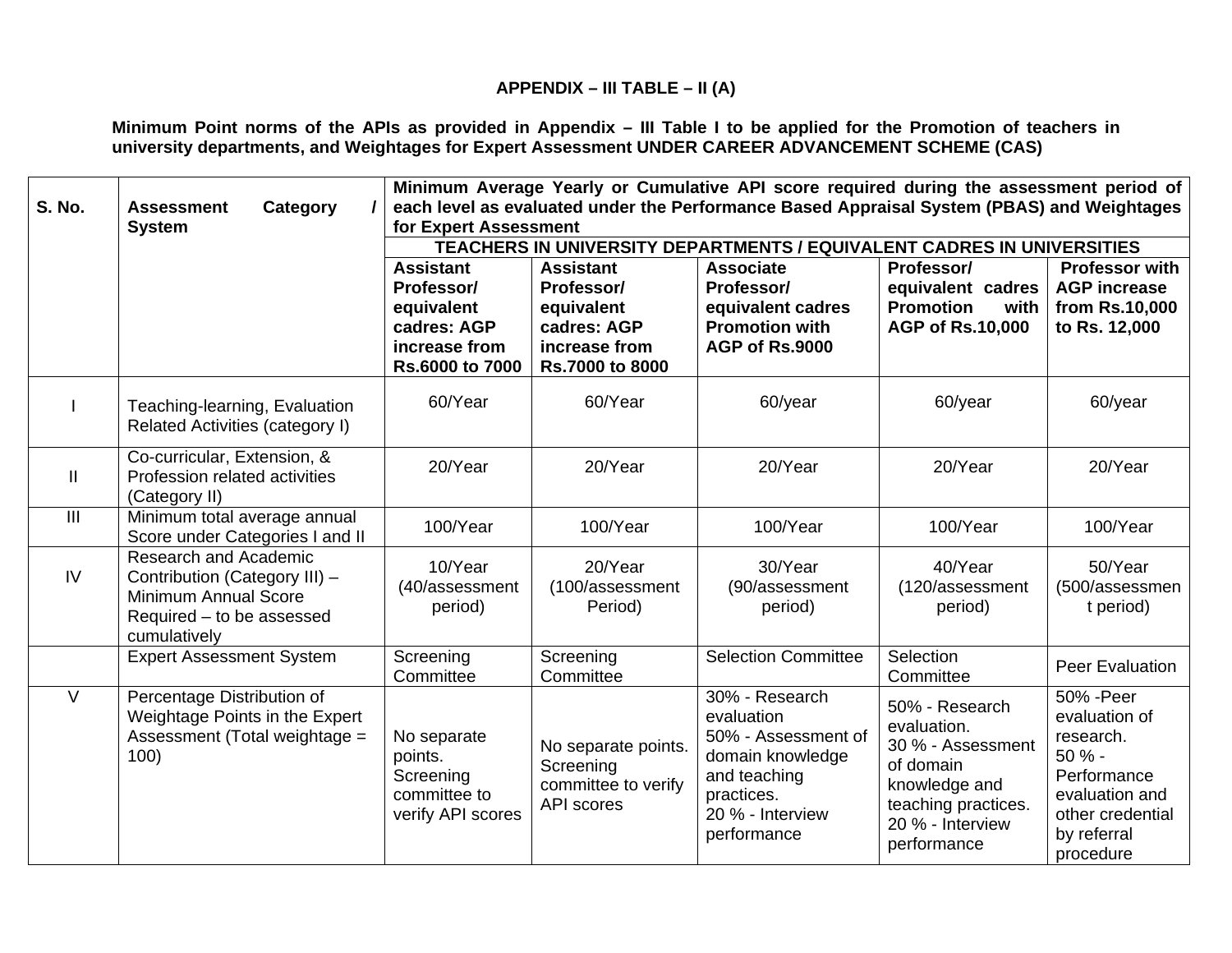**APPENDIX – III TABLE – II (A)**

**Minimum Point norms of the APIs as provided in Appendix – III Table I to be applied for the Promotion of teachers in university departments, and Weightages for Expert Assessment UNDER CAREER ADVANCEMENT SCHEME (CAS)**

| S. No. | Assessment Category / System | Minimum Average Yearly or Cumulative API score required during the assessment period of each level as evaluated under the Performance Based Appraisal System (PBAS) and Weightages for Expert Assessment | | | | |
|---|---|---|---|---|---|---|
| | | TEACHERS IN UNIVERSITY DEPARTMENTS / EQUIVALENT CADRES IN UNIVERSITIES | | | | |
| | | **Assistant Professor/ equivalent cadres: AGP increase from Rs.6000 to 7000** | **Assistant Professor/ equivalent cadres: AGP increase from Rs.7000 to 8000** | **Associate Professor/ equivalent cadres Promotion with AGP of Rs.9000** | **Professor/ equivalent cadres Promotion with AGP of Rs.10,000** | **Professor with AGP increase from Rs.10,000 to Rs. 12,000** |
| I | Teaching-learning, Evaluation Related Activities (category I) | 60/Year | 60/Year | 60/year | 60/year | 60/year |
| II | Co-curricular, Extension, & Profession related activities (Category II) | 20/Year | 20/Year | 20/Year | 20/Year | 20/Year |
| III | Minimum total average annual Score under Categories I and II | 100/Year | 100/Year | 100/Year | 100/Year | 100/Year |
| IV | Research and Academic Contribution (Category III) – Minimum Annual Score Required – to be assessed cumulatively | 10/Year (40/assessment period) | 20/Year (100/assessment Period) | 30/Year (90/assessment period) | 40/Year (120/assessment period) | 50/Year (500/assessment period) |
| | Expert Assessment System | Screening Committee | Screening Committee | Selection Committee | Selection Committee | Peer Evaluation |
| V | Percentage Distribution of Weightage Points in the Expert Assessment (Total weightage = 100) | No separate points. Screening committee to verify API scores | No separate points. Screening committee to verify API scores | 30% - Research evaluation<br>50% - Assessment of domain knowledge and teaching practices.<br>20 % - Interview performance | 50% - Research evaluation.<br>30 % - Assessment of domain knowledge and teaching practices.<br>20 % - Interview performance | 50% -Peer evaluation of research.<br>50 % - Performance evaluation and other credential by referral procedure |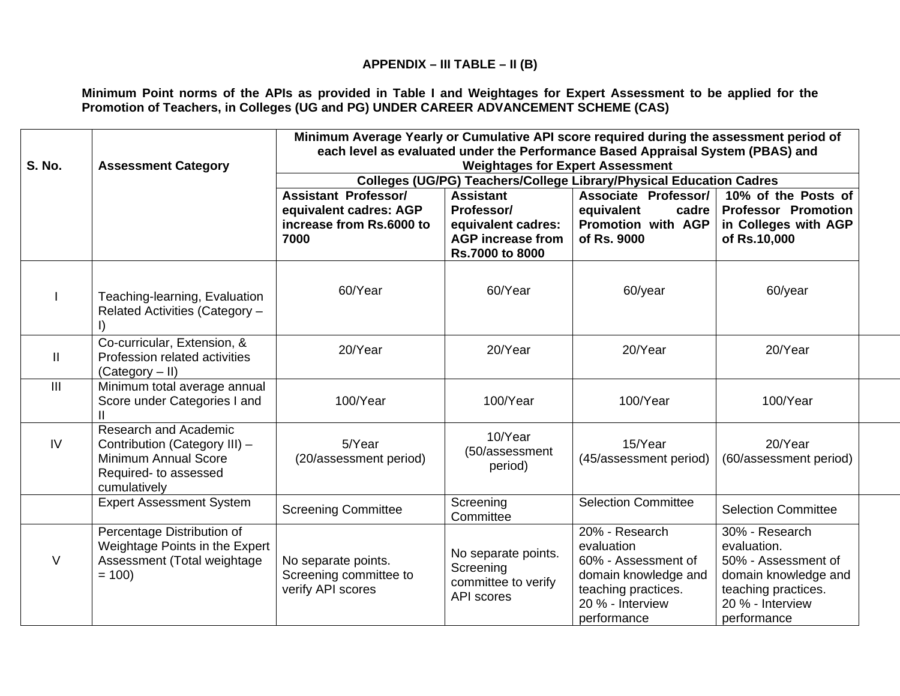**APPENDIX – III TABLE – II (B)**

**Minimum Point norms of the APIs as provided in Table I and Weightages for Expert Assessment to be applied for the Promotion of Teachers, in Colleges (UG and PG) UNDER CAREER ADVANCEMENT SCHEME (CAS)**

| S. No. | Assessment Category | Minimum Average Yearly or Cumulative API score required during the assessment period of each level as evaluated under the Performance Based Appraisal System (PBAS) and Weightages for Expert Assessment | | | |
|---|---|---|---|---|---|
| | | Colleges (UG/PG) Teachers/College Library/Physical Education Cadres | | | |
| | | Assistant Professor/ equivalent cadres: AGP increase from Rs.6000 to 7000 | Assistant Professor/ equivalent cadres: AGP increase from Rs.7000 to 8000 | Associate Professor/ equivalent cadre Promotion with AGP of Rs. 9000 | 10% of the Posts of Professor Promotion in Colleges with AGP of Rs.10,000 |
| I | Teaching-learning, Evaluation Related Activities (Category – I) | 60/Year | 60/Year | 60/year | 60/year |
| II | Co-curricular, Extension, & Profession related activities (Category – II) | 20/Year | 20/Year | 20/Year | 20/Year |
| III | Minimum total average annual Score under Categories I and II | 100/Year | 100/Year | 100/Year | 100/Year |
| IV | Research and Academic Contribution (Category III) – Minimum Annual Score Required- to assessed cumulatively | 5/Year (20/assessment period) | 10/Year (50/assessment period) | 15/Year (45/assessment period) | 20/Year (60/assessment period) |
| | Expert Assessment System | Screening Committee | Screening Committee | Selection Committee | Selection Committee |
| V | Percentage Distribution of Weightage Points in the Expert Assessment (Total weightage = 100) | No separate points. Screening committee to verify API scores | No separate points. Screening committee to verify API scores | 20% - Research evaluation<br>60% - Assessment of domain knowledge and teaching practices.<br>20 % - Interview performance | 30% - Research evaluation.<br>50% - Assessment of domain knowledge and teaching practices.<br>20 % - Interview performance |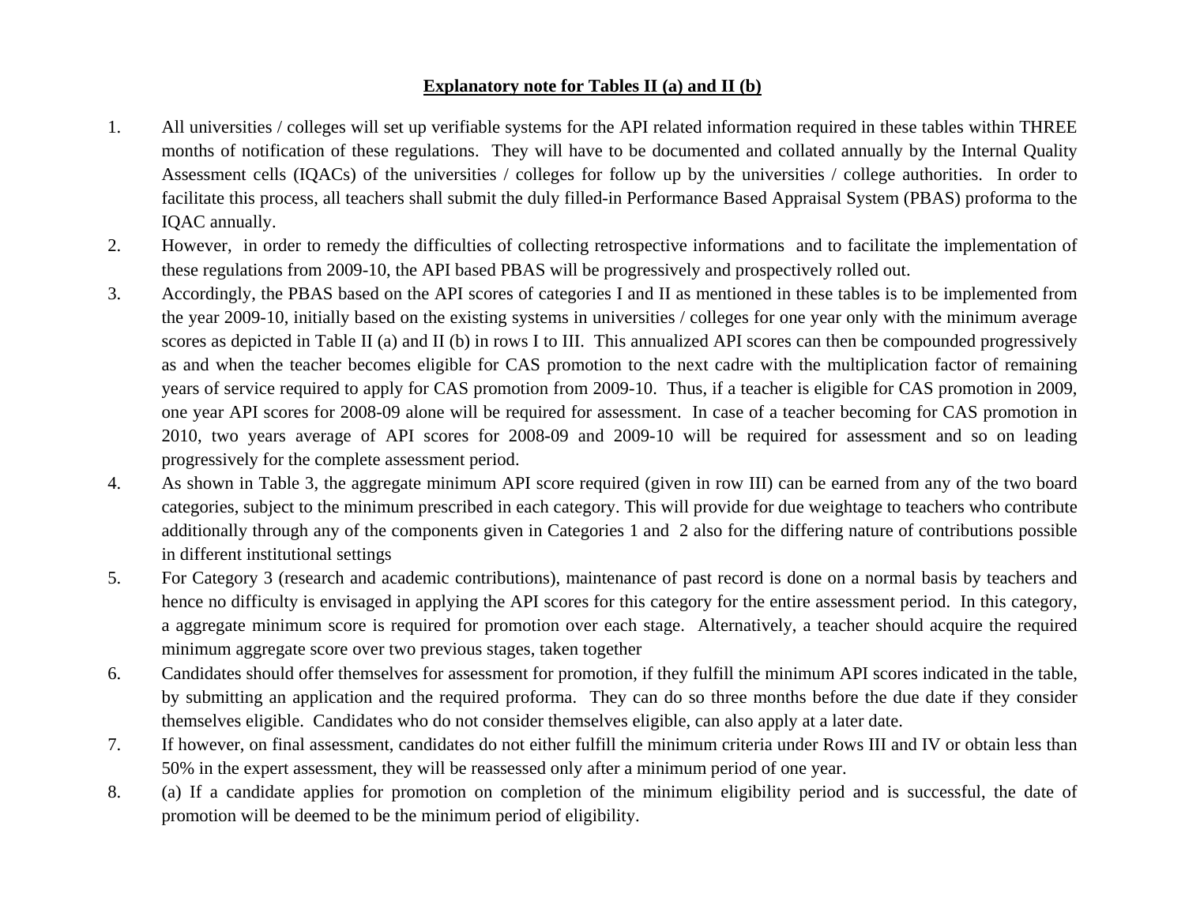## Explanatory note for Tables II (a) and II (b)

1. All universities / colleges will set up verifiable systems for the API related information required in these tables within THREE months of notification of these regulations. They will have to be documented and collated annually by the Internal Quality Assessment cells (IQACs) of the universities / colleges for follow up by the universities / college authorities. In order to facilitate this process, all teachers shall submit the duly filled-in Performance Based Appraisal System (PBAS) proforma to the IQAC annually.
2. However, in order to remedy the difficulties of collecting retrospective informations and to facilitate the implementation of these regulations from 2009-10, the API based PBAS will be progressively and prospectively rolled out.
3. Accordingly, the PBAS based on the API scores of categories I and II as mentioned in these tables is to be implemented from the year 2009-10, initially based on the existing systems in universities / colleges for one year only with the minimum average scores as depicted in Table II (a) and II (b) in rows I to III. This annualized API scores can then be compounded progressively as and when the teacher becomes eligible for CAS promotion to the next cadre with the multiplication factor of remaining years of service required to apply for CAS promotion from 2009-10. Thus, if a teacher is eligible for CAS promotion in 2009, one year API scores for 2008-09 alone will be required for assessment. In case of a teacher becoming for CAS promotion in 2010, two years average of API scores for 2008-09 and 2009-10 will be required for assessment and so on leading progressively for the complete assessment period.
4. As shown in Table 3, the aggregate minimum API score required (given in row III) can be earned from any of the two board categories, subject to the minimum prescribed in each category. This will provide for due weightage to teachers who contribute additionally through any of the components given in Categories 1 and 2 also for the differing nature of contributions possible in different institutional settings
5. For Category 3 (research and academic contributions), maintenance of past record is done on a normal basis by teachers and hence no difficulty is envisaged in applying the API scores for this category for the entire assessment period. In this category, a aggregate minimum score is required for promotion over each stage. Alternatively, a teacher should acquire the required minimum aggregate score over two previous stages, taken together
6. Candidates should offer themselves for assessment for promotion, if they fulfill the minimum API scores indicated in the table, by submitting an application and the required proforma. They can do so three months before the due date if they consider themselves eligible. Candidates who do not consider themselves eligible, can also apply at a later date.
7. If however, on final assessment, candidates do not either fulfill the minimum criteria under Rows III and IV or obtain less than 50% in the expert assessment, they will be reassessed only after a minimum period of one year.
8. (a) If a candidate applies for promotion on completion of the minimum eligibility period and is successful, the date of promotion will be deemed to be the minimum period of eligibility.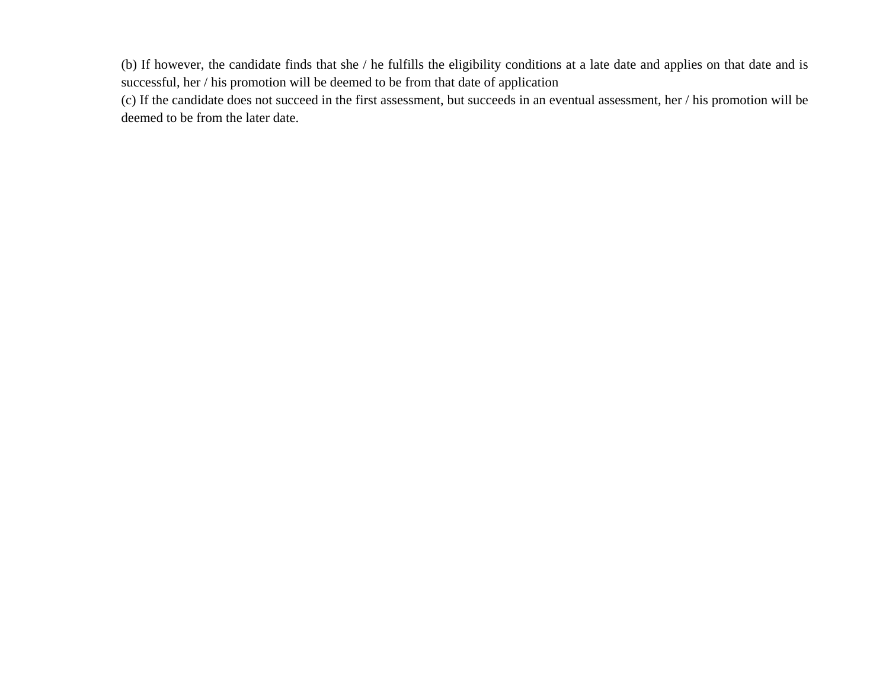(b) If however, the candidate finds that she / he fulfills the eligibility conditions at a late date and applies on that date and is successful, her / his promotion will be deemed to be from that date of application

(c) If the candidate does not succeed in the first assessment, but succeeds in an eventual assessment, her / his promotion will be deemed to be from the later date.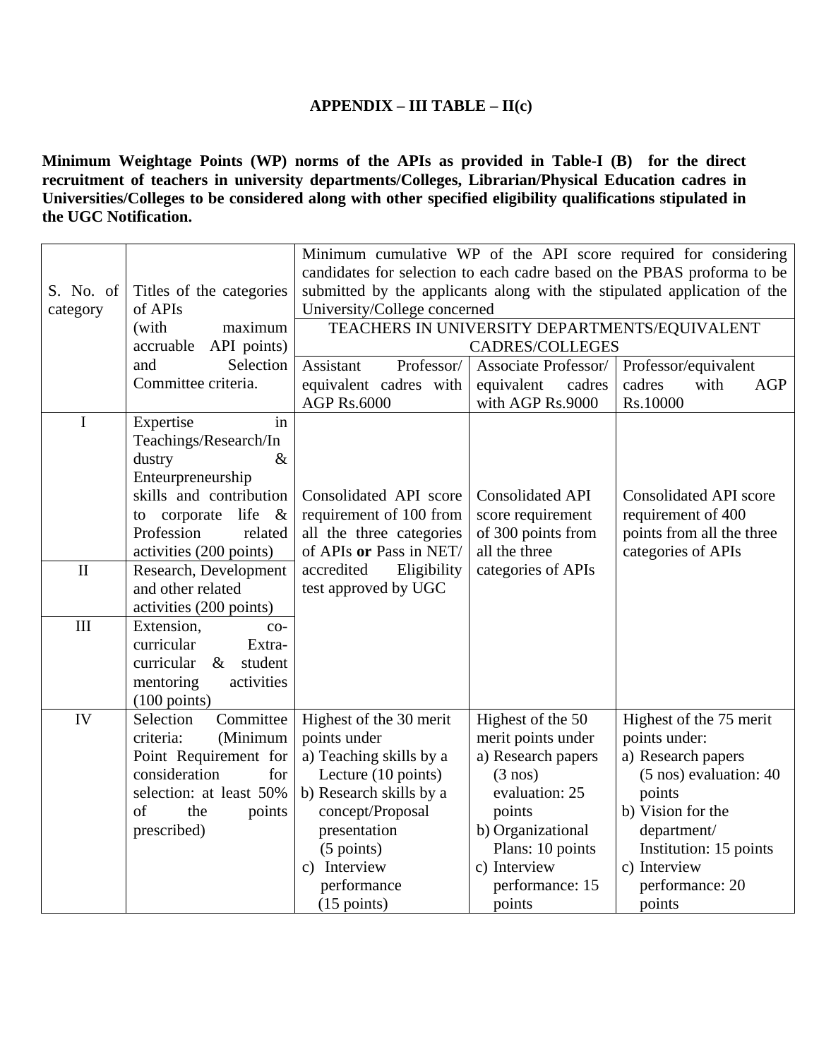**APPENDIX – III TABLE – II(c)**

**Minimum Weightage Points (WP) norms of the APIs as provided in Table-I (B) for the direct recruitment of teachers in university departments/Colleges, Librarian/Physical Education cadres in Universities/Colleges to be considered along with other specified eligibility qualifications stipulated in the UGC Notification.**

| S. No. of category | Titles of the categories of APIs (with maximum accruable API points) and Selection Committee criteria. | Minimum cumulative WP of the API score required for considering candidates for selection to each cadre based on the PBAS proforma to be submitted by the applicants along with the stipulated application of the University/College concerned | | |
|---|---|---|---|---|
| | | TEACHERS IN UNIVERSITY DEPARTMENTS/EQUIVALENT CADRES/COLLEGES | | |
| | | Assistant Professor/ equivalent cadres with AGP Rs.6000 | Associate Professor/ equivalent cadres with AGP Rs.9000 | Professor/equivalent cadres with AGP Rs.10000 |
| I | Expertise in Teachings/Research/Industry & Enteurpreneurship skills and contribution to corporate life & Profession related activities (200 points) | Consolidated API score requirement of 100 from all the three categories of APIs **or** Pass in NET/ accredited Eligibility test approved by UGC | Consolidated API score requirement of 300 points from all the three categories of APIs | Consolidated API score requirement of 400 points from all the three categories of APIs |
| II | Research, Development and other related activities (200 points) | | | |
| III | Extension, co-curricular Extra-curricular & student mentoring activities (100 points) | | | |
| IV | Selection Committee criteria: (Minimum Point Requirement for consideration for selection: at least 50% of the points prescribed) | Highest of the 30 merit points under<br>a) Teaching skills by a Lecture (10 points)<br>b) Research skills by a concept/Proposal presentation (5 points)<br>c) Interview performance (15 points) | Highest of the 50 merit points under<br>a) Research papers (3 nos) evaluation: 25 points<br>b) Organizational Plans: 10 points<br>c) Interview performance: 15 points | Highest of the 75 merit points under:<br>a) Research papers (5 nos) evaluation: 40 points<br>b) Vision for the department/ Institution: 15 points<br>c) Interview performance: 20 points |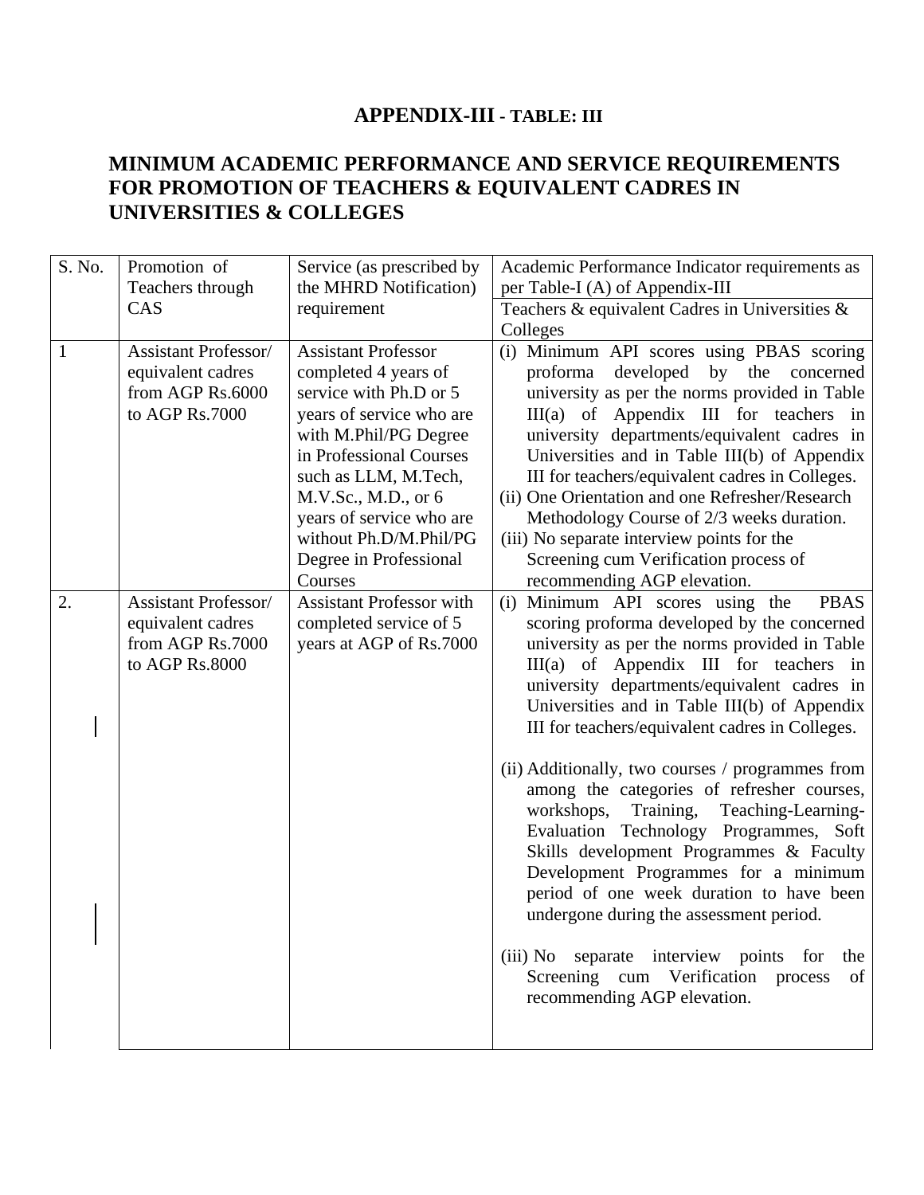## APPENDIX-III - TABLE: III

## MINIMUM ACADEMIC PERFORMANCE AND SERVICE REQUIREMENTS FOR PROMOTION OF TEACHERS & EQUIVALENT CADRES IN UNIVERSITIES & COLLEGES

| S. No. | Promotion of Teachers through CAS | Service (as prescribed by the MHRD Notification) requirement | Academic Performance Indicator requirements as per Table-I (A) of Appendix-III |
|---|---|---|---|
| | | | Teachers & equivalent Cadres in Universities & Colleges |
| 1 | Assistant Professor/ equivalent cadres from AGP Rs.6000 to AGP Rs.7000 | Assistant Professor completed 4 years of service with Ph.D or 5 years of service who are with M.Phil/PG Degree in Professional Courses such as LLM, M.Tech, M.V.Sc., M.D., or 6 years of service who are without Ph.D/M.Phil/PG Degree in Professional Courses | (i) Minimum API scores using PBAS scoring proforma developed by the concerned university as per the norms provided in Table III(a) of Appendix III for teachers in university departments/equivalent cadres in Universities and in Table III(b) of Appendix III for teachers/equivalent cadres in Colleges.<br>(ii) One Orientation and one Refresher/Research Methodology Course of 2/3 weeks duration.<br>(iii) No separate interview points for the Screening cum Verification process of recommending AGP elevation. |
| 2. | Assistant Professor/ equivalent cadres from AGP Rs.7000 to AGP Rs.8000 | Assistant Professor with completed service of 5 years at AGP of Rs.7000 | (i) Minimum API scores using the PBAS scoring proforma developed by the concerned university as per the norms provided in Table III(a) of Appendix III for teachers in university departments/equivalent cadres in Universities and in Table III(b) of Appendix III for teachers/equivalent cadres in Colleges.<br>(ii) Additionally, two courses / programmes from among the categories of refresher courses, workshops, Training, Teaching-Learning-Evaluation Technology Programmes, Soft Skills development Programmes & Faculty Development Programmes for a minimum period of one week duration to have been undergone during the assessment period.<br>(iii) No separate interview points for the Screening cum Verification process of recommending AGP elevation. |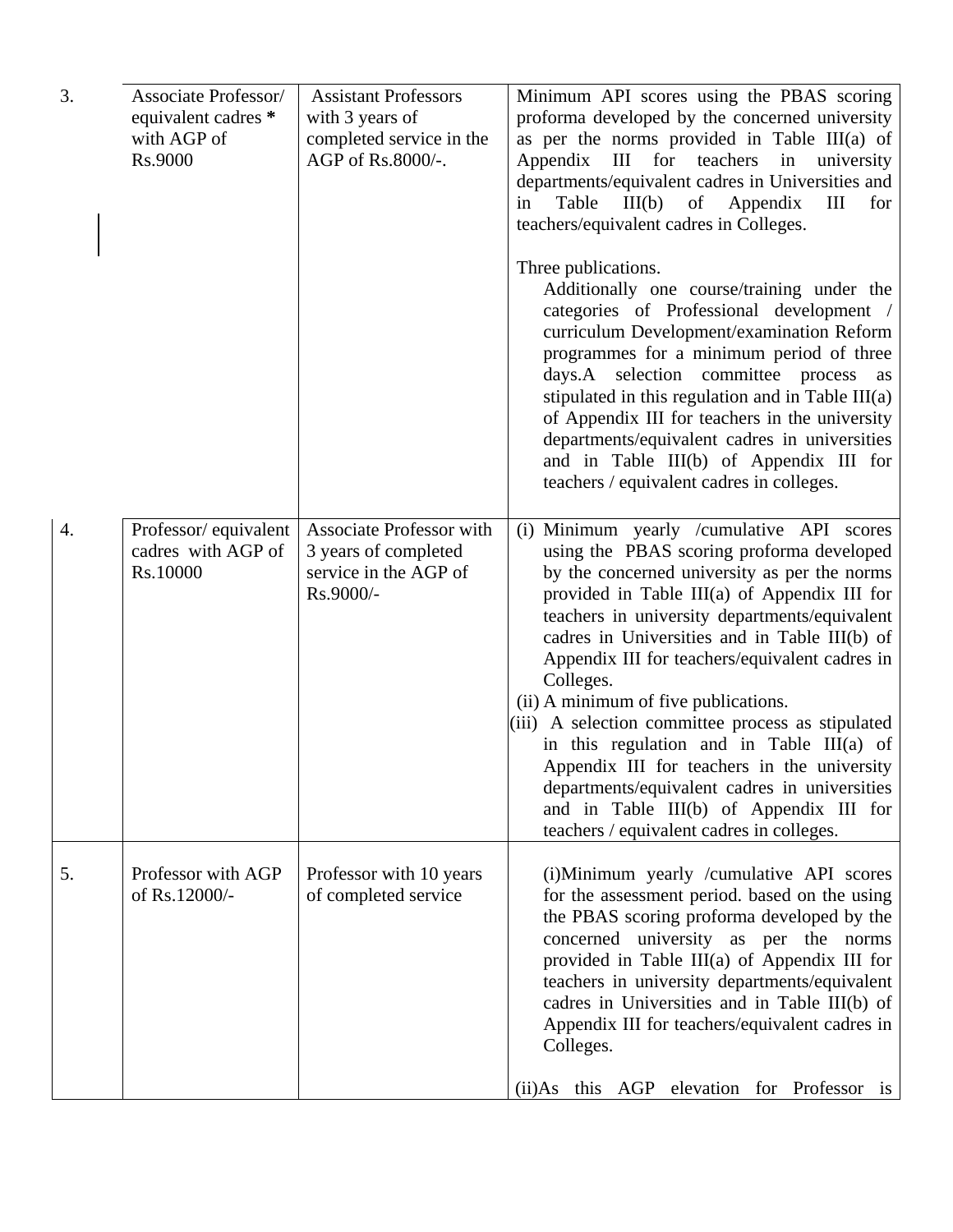| 3. | Associate Professor/ equivalent cadres * with AGP of Rs.9000 | Assistant Professors with 3 years of completed service in the AGP of Rs.8000/-. | Minimum API scores using the PBAS scoring proforma developed by the concerned university as per the norms provided in Table III(a) of Appendix III for teachers in university departments/equivalent cadres in Universities and in Table III(b) of Appendix III for teachers/equivalent cadres in Colleges.<br><br>Three publications.<br>Additionally one course/training under the categories of Professional development / curriculum Development/examination Reform programmes for a minimum period of three days.A selection committee process as stipulated in this regulation and in Table III(a) of Appendix III for teachers in the university departments/equivalent cadres in universities and in Table III(b) of Appendix III for teachers / equivalent cadres in colleges. |
|---|---|---|---|
| 4. | Professor/ equivalent cadres with AGP of Rs.10000 | Associate Professor with 3 years of completed service in the AGP of Rs.9000/- | (i) Minimum yearly /cumulative API scores using the PBAS scoring proforma developed by the concerned university as per the norms provided in Table III(a) of Appendix III for teachers in university departments/equivalent cadres in Universities and in Table III(b) of Appendix III for teachers/equivalent cadres in Colleges.<br>(ii) A minimum of five publications.<br>(iii) A selection committee process as stipulated in this regulation and in Table III(a) of Appendix III for teachers in the university departments/equivalent cadres in universities and in Table III(b) of Appendix III for teachers / equivalent cadres in colleges. |
| 5. | Professor with AGP of Rs.12000/- | Professor with 10 years of completed service | (i)Minimum yearly /cumulative API scores for the assessment period. based on the using the PBAS scoring proforma developed by the concerned university as per the norms provided in Table III(a) of Appendix III for teachers in university departments/equivalent cadres in Universities and in Table III(b) of Appendix III for teachers/equivalent cadres in Colleges.<br><br>(ii)As this AGP elevation for Professor is |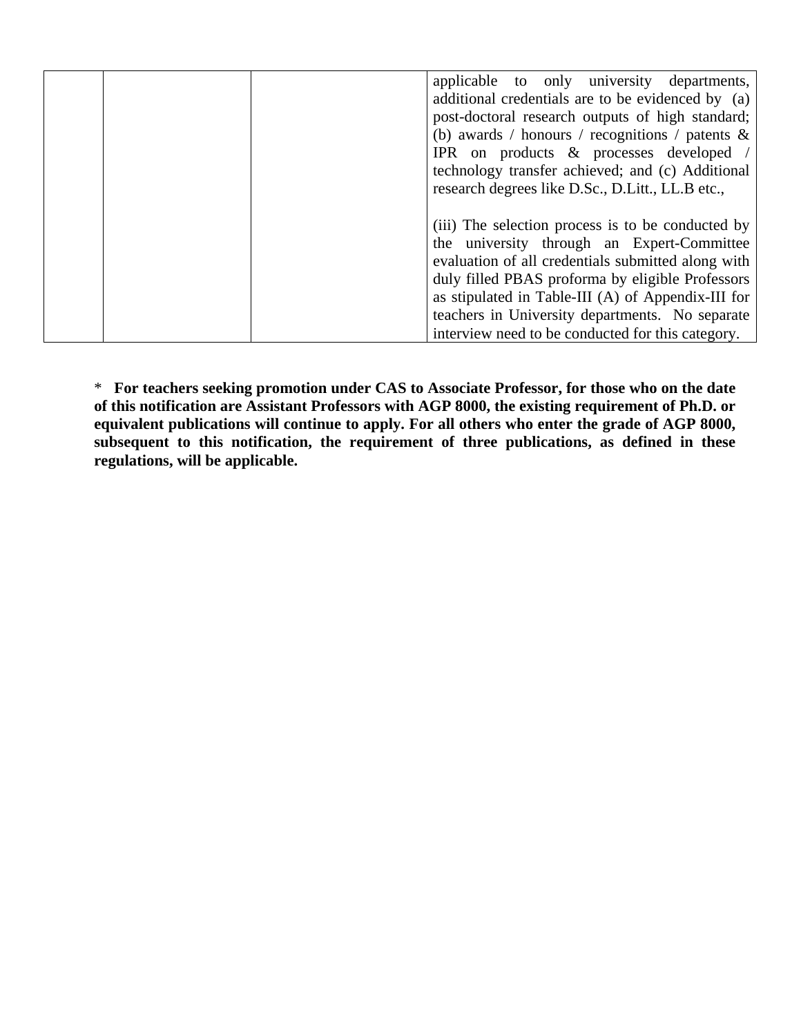|  |  |  | applicable to only university departments, additional credentials are to be evidenced by (a) post-doctoral research outputs of high standard; (b) awards / honours / recognitions / patents & IPR on products & processes developed / technology transfer achieved; and (c) Additional research degrees like D.Sc., D.Litt., LL.B etc.,<br><br>(iii) The selection process is to be conducted by the university through an Expert-Committee evaluation of all credentials submitted along with duly filled PBAS proforma by eligible Professors as stipulated in Table-III (A) of Appendix-III for teachers in University departments. No separate interview need to be conducted for this category. |
|---|---|---|---|

\* **For teachers seeking promotion under CAS to Associate Professor, for those who on the date of this notification are Assistant Professors with AGP 8000, the existing requirement of Ph.D. or equivalent publications will continue to apply. For all others who enter the grade of AGP 8000, subsequent to this notification, the requirement of three publications, as defined in these regulations, will be applicable.**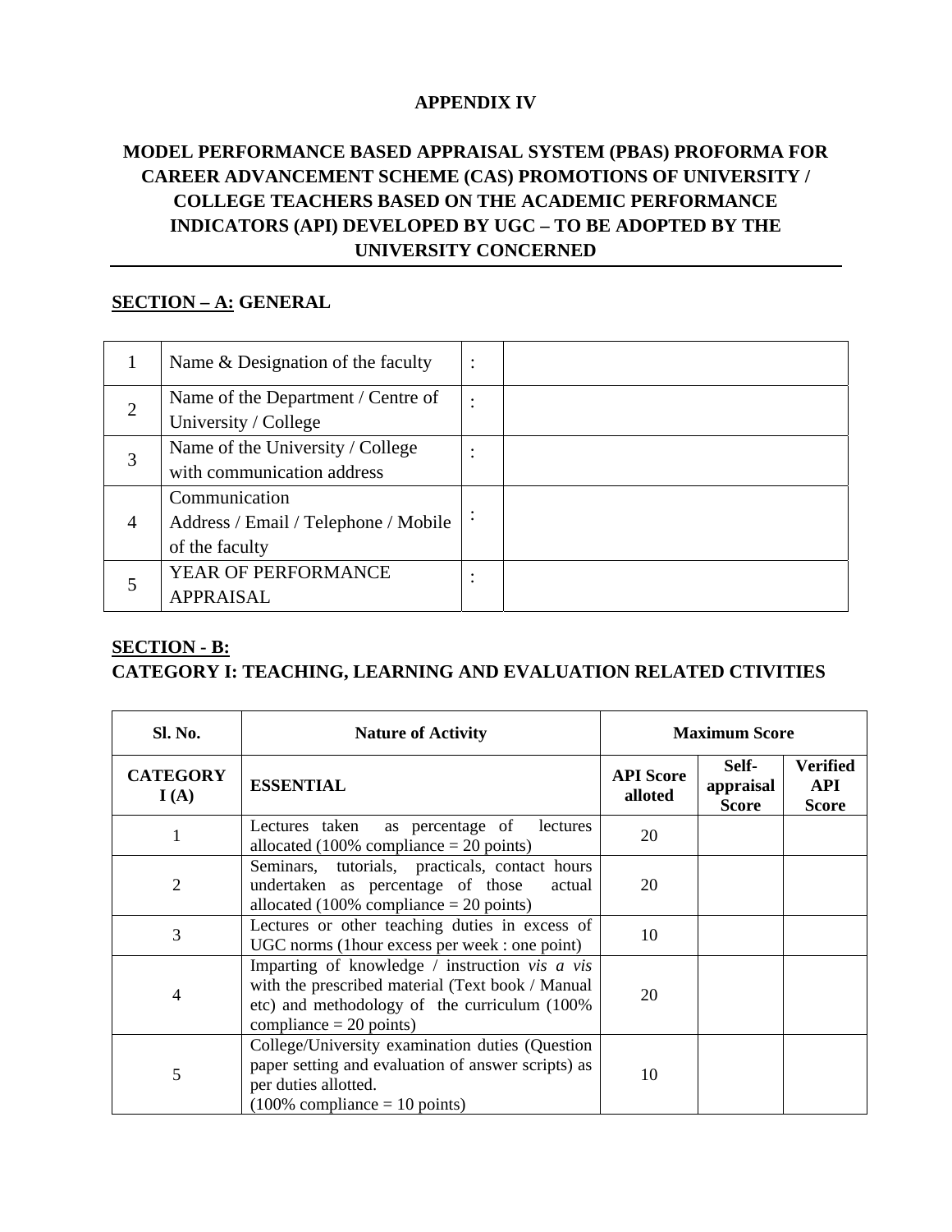**APPENDIX IV**

**MODEL PERFORMANCE BASED APPRAISAL SYSTEM (PBAS) PROFORMA FOR CAREER ADVANCEMENT SCHEME (CAS) PROMOTIONS OF UNIVERSITY / COLLEGE TEACHERS BASED ON THE ACADEMIC PERFORMANCE INDICATORS (API) DEVELOPED BY UGC – TO BE ADOPTED BY THE UNIVERSITY CONCERNED**

**SECTION – A: GENERAL**

| | | | |
|---|---|---|---|
| 1 | Name & Designation of the faculty | : | |
| 2 | Name of the Department / Centre of University / College | : | |
| 3 | Name of the University / College with communication address | : | |
| 4 | Communication Address / Email / Telephone / Mobile of the faculty | : | |
| 5 | YEAR OF PERFORMANCE APPRAISAL | : | |

**SECTION - B:**
**CATEGORY I: TEACHING, LEARNING AND EVALUATION RELATED CTIVITIES**

| Sl. No. | Nature of Activity | Maximum Score | | |
|---|---|---|---|---|
| **CATEGORY I (A)** | **ESSENTIAL** | **API Score alloted** | **Self-appraisal Score** | **Verified API Score** |
| 1 | Lectures taken as percentage of lectures allocated (100% compliance = 20 points) | 20 | | |
| 2 | Seminars, tutorials, practicals, contact hours undertaken as percentage of those actual allocated (100% compliance = 20 points) | 20 | | |
| 3 | Lectures or other teaching duties in excess of UGC norms (1hour excess per week : one point) | 10 | | |
| 4 | Imparting of knowledge / instruction *vis a vis* with the prescribed material (Text book / Manual etc) and methodology of the curriculum (100% compliance = 20 points) | 20 | | |
| 5 | College/University examination duties (Question paper setting and evaluation of answer scripts) as per duties allotted. (100% compliance = 10 points) | 10 | | |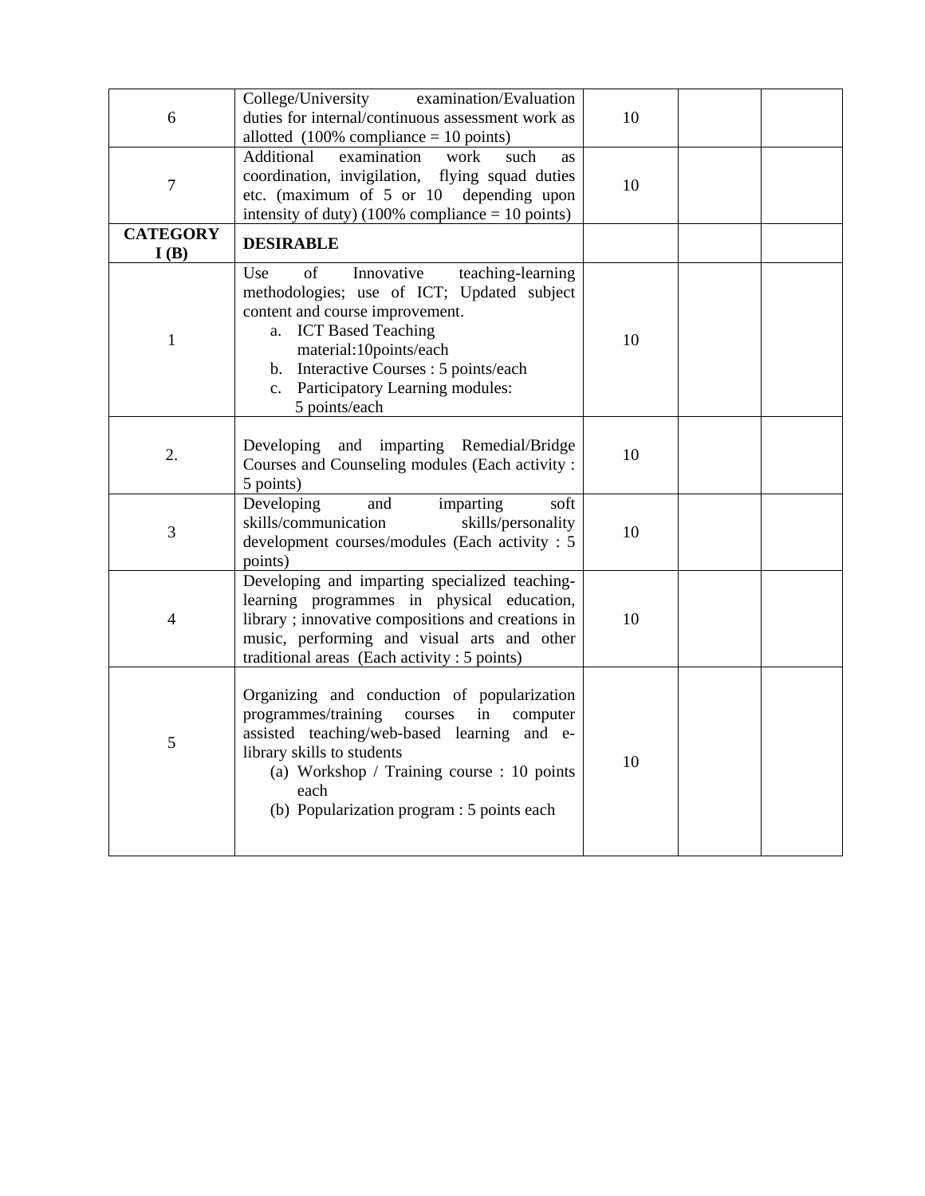| | | | | |
|---|---|---|---|---|
| 6 | College/University examination/Evaluation duties for internal/continuous assessment work as allotted (100% compliance = 10 points) | 10 | | |
| 7 | Additional examination work such as coordination, invigilation, flying squad duties etc. (maximum of 5 or 10 depending upon intensity of duty) (100% compliance = 10 points) | 10 | | |
| **CATEGORY I (B)** | **DESIRABLE** | | | |
| 1 | Use of Innovative teaching-learning methodologies; use of ICT; Updated subject content and course improvement.<br>a. ICT Based Teaching material:10points/each<br>b. Interactive Courses : 5 points/each<br>c. Participatory Learning modules: 5 points/each | 10 | | |
| 2. | Developing and imparting Remedial/Bridge Courses and Counseling modules (Each activity : 5 points) | 10 | | |
| 3 | Developing and imparting soft skills/communication skills/personality development courses/modules (Each activity : 5 points) | 10 | | |
| 4 | Developing and imparting specialized teaching-learning programmes in physical education, library ; innovative compositions and creations in music, performing and visual arts and other traditional areas (Each activity : 5 points) | 10 | | |
| 5 | Organizing and conduction of popularization programmes/training courses in computer assisted teaching/web-based learning and e-library skills to students<br>(a) Workshop / Training course : 10 points each<br>(b) Popularization program : 5 points each | 10 | | |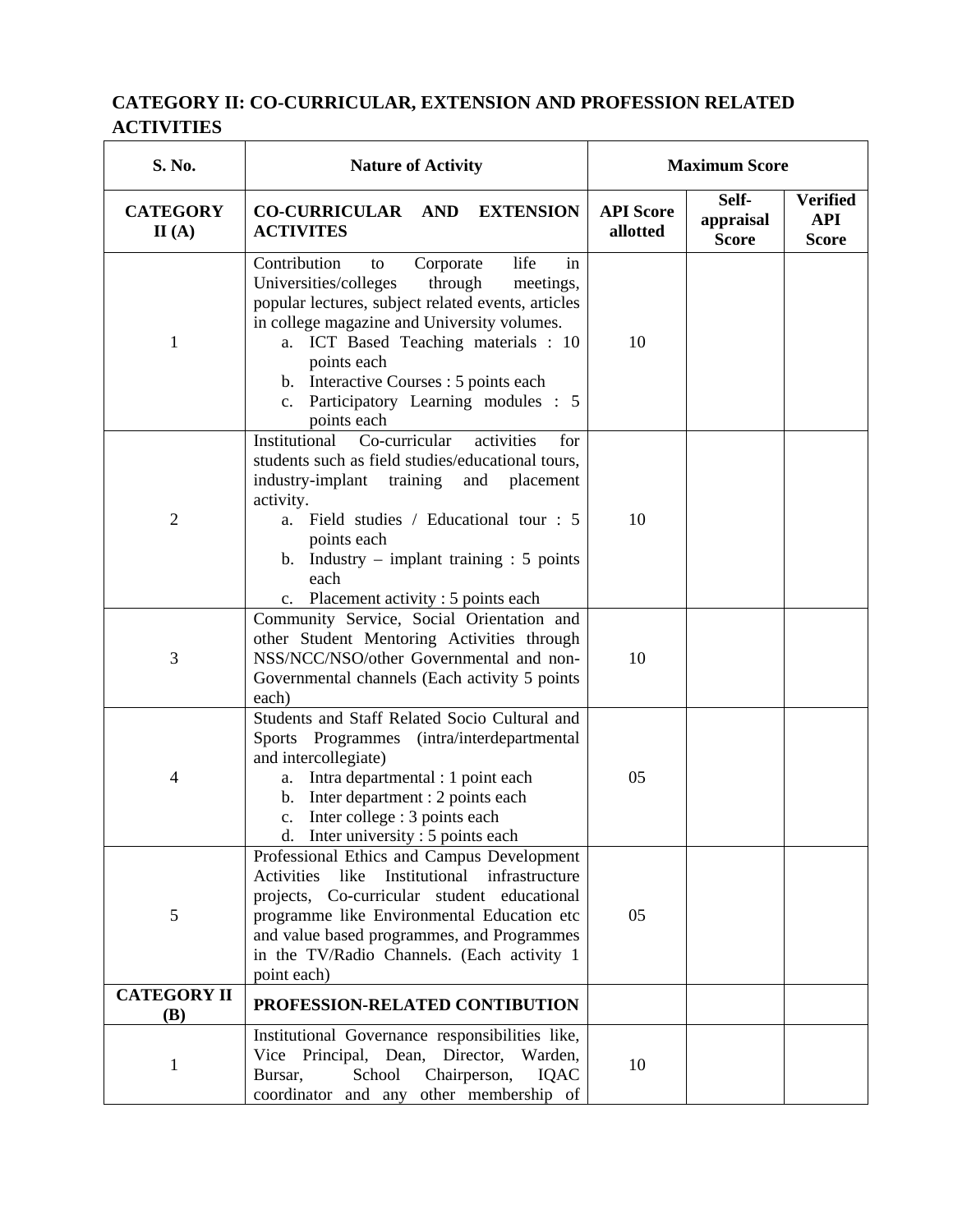## CATEGORY II: CO-CURRICULAR, EXTENSION AND PROFESSION RELATED ACTIVITIES

| S. No. | Nature of Activity | Maximum Score | | |
|---|---|---|---|---|
| **CATEGORY II (A)** | **CO-CURRICULAR AND EXTENSION ACTIVITES** | **API Score allotted** | **Self-appraisal Score** | **Verified API Score** |
| 1 | Contribution to Corporate life in Universities/colleges through meetings, popular lectures, subject related events, articles in college magazine and University volumes.<br>a. ICT Based Teaching materials : 10 points each<br>b. Interactive Courses : 5 points each<br>c. Participatory Learning modules : 5 points each | 10 | | |
| 2 | Institutional Co-curricular activities for students such as field studies/educational tours, industry-implant training and placement activity.<br>a. Field studies / Educational tour : 5 points each<br>b. Industry – implant training : 5 points each<br>c. Placement activity : 5 points each | 10 | | |
| 3 | Community Service, Social Orientation and other Student Mentoring Activities through NSS/NCC/NSO/other Governmental and non-Governmental channels (Each activity 5 points each) | 10 | | |
| 4 | Students and Staff Related Socio Cultural and Sports Programmes (intra/interdepartmental and intercollegiate)<br>a. Intra departmental : 1 point each<br>b. Inter department : 2 points each<br>c. Inter college : 3 points each<br>d. Inter university : 5 points each | 05 | | |
| 5 | Professional Ethics and Campus Development Activities like Institutional infrastructure projects, Co-curricular student educational programme like Environmental Education etc and value based programmes, and Programmes in the TV/Radio Channels. (Each activity 1 point each) | 05 | | |
| **CATEGORY II (B)** | **PROFESSION-RELATED CONTIBUTION** | | | |
| 1 | Institutional Governance responsibilities like, Vice Principal, Dean, Director, Warden, Bursar, School Chairperson, IQAC coordinator and any other membership of | 10 | | |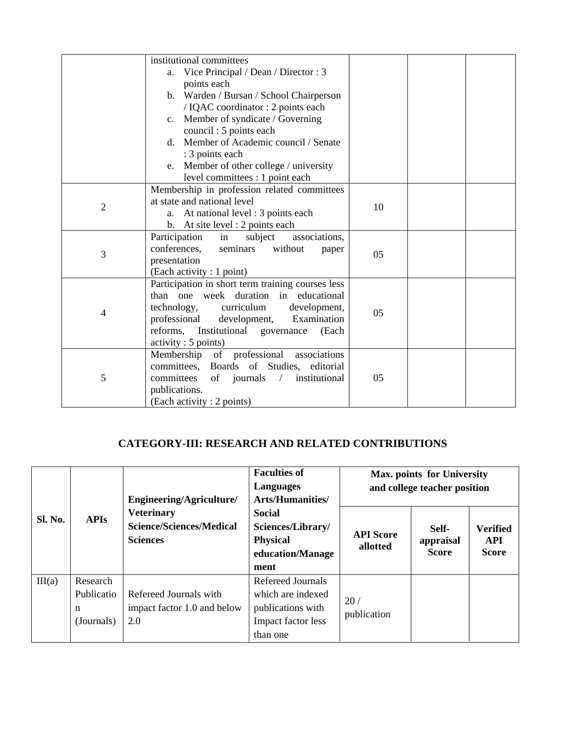| | | | | |
|---|---|---|---|---|
| | institutional committees<br>a. Vice Principal / Dean / Director : 3 points each<br>b. Warden / Bursan / School Chairperson / IQAC coordinator : 2 points each<br>c. Member of syndicate / Governing council : 5 points each<br>d. Member of Academic council / Senate : 3 points each<br>e. Member of other college / university level committees : 1 point each | | | |
| 2 | Membership in profession related committees at state and national level<br>a. At national level : 3 points each<br>b. At site level : 2 points each | 10 | | |
| 3 | Participation in subject associations, conferences, seminars without paper presentation<br>(Each activity : 1 point) | 05 | | |
| 4 | Participation in short term training courses less than one week duration in educational technology, curriculum development, professional development, Examination reforms, Institutional governance (Each activity : 5 points) | 05 | | |
| 5 | Membership of professional associations committees, Boards of Studies, editorial committees of journals / institutional publications.<br>(Each activity : 2 points) | 05 | | |

## CATEGORY-III: RESEARCH AND RELATED CONTRIBUTIONS

| Sl. No. | APIs | Engineering/Agriculture/ Veterinary Science/Sciences/Medical Sciences | Faculties of Languages Arts/Humanities/ Social Sciences/Library/ Physical education/Management | Max. points for University and college teacher position | | |
|---|---|---|---|---|---|---|
| | | | | **API Score allotted** | **Self-appraisal Score** | **Verified API Score** |
| III(a) | Research Publication (Journals) | Refereed Journals with impact factor 1.0 and below 2.0 | Refereed Journals which are indexed publications with Impact factor less than one | 20 / publication | | |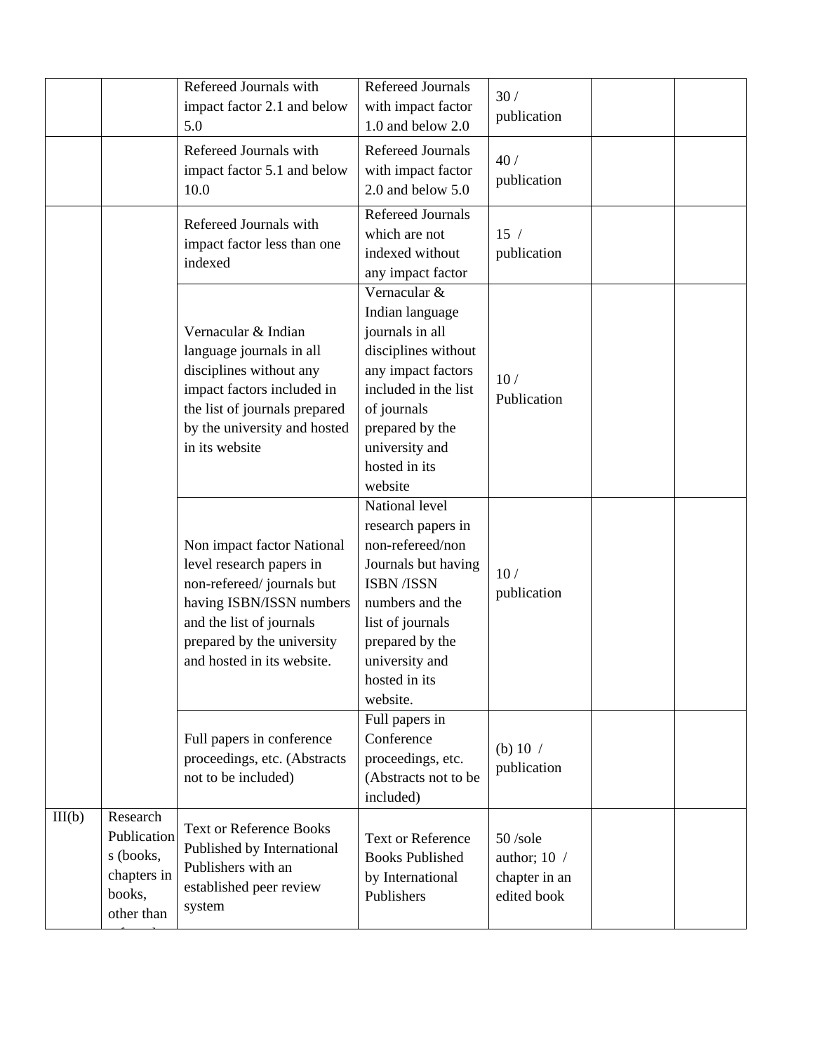|  |  |  |  |  |  |  |
|---|---|---|---|---|---|---|
|  |  | Refereed Journals with impact factor 2.1 and below 5.0 | Refereed Journals with impact factor 1.0 and below 2.0 | 30 / publication |  |  |
|  |  | Refereed Journals with impact factor 5.1 and below 10.0 | Refereed Journals with impact factor 2.0 and below 5.0 | 40 / publication |  |  |
|  |  | Refereed Journals with impact factor less than one indexed | Refereed Journals which are not indexed without any impact factor | 15 / publication |  |  |
|  |  | Vernacular & Indian language journals in all disciplines without any impact factors included in the list of journals prepared by the university and hosted in its website | Vernacular & Indian language journals in all disciplines without any impact factors included in the list of journals prepared by the university and hosted in its website | 10 / Publication |  |  |
|  |  | Non impact factor National level research papers in non-refereed/ journals but having ISBN/ISSN numbers and the list of journals prepared by the university and hosted in its website. | National level research papers in non-refereed/non Journals but having ISBN /ISSN numbers and the list of journals prepared by the university and hosted in its website. | 10 / publication |  |  |
|  |  | Full papers in conference proceedings, etc. (Abstracts not to be included) | Full papers in Conference proceedings, etc. (Abstracts not to be included) | (b) 10 / publication |  |  |
| III(b) | Research Publications (books, chapters in books, other than | Text or Reference Books Published by International Publishers with an established peer review system | Text or Reference Books Published by International Publishers | 50 /sole author; 10 / chapter in an edited book |  |  |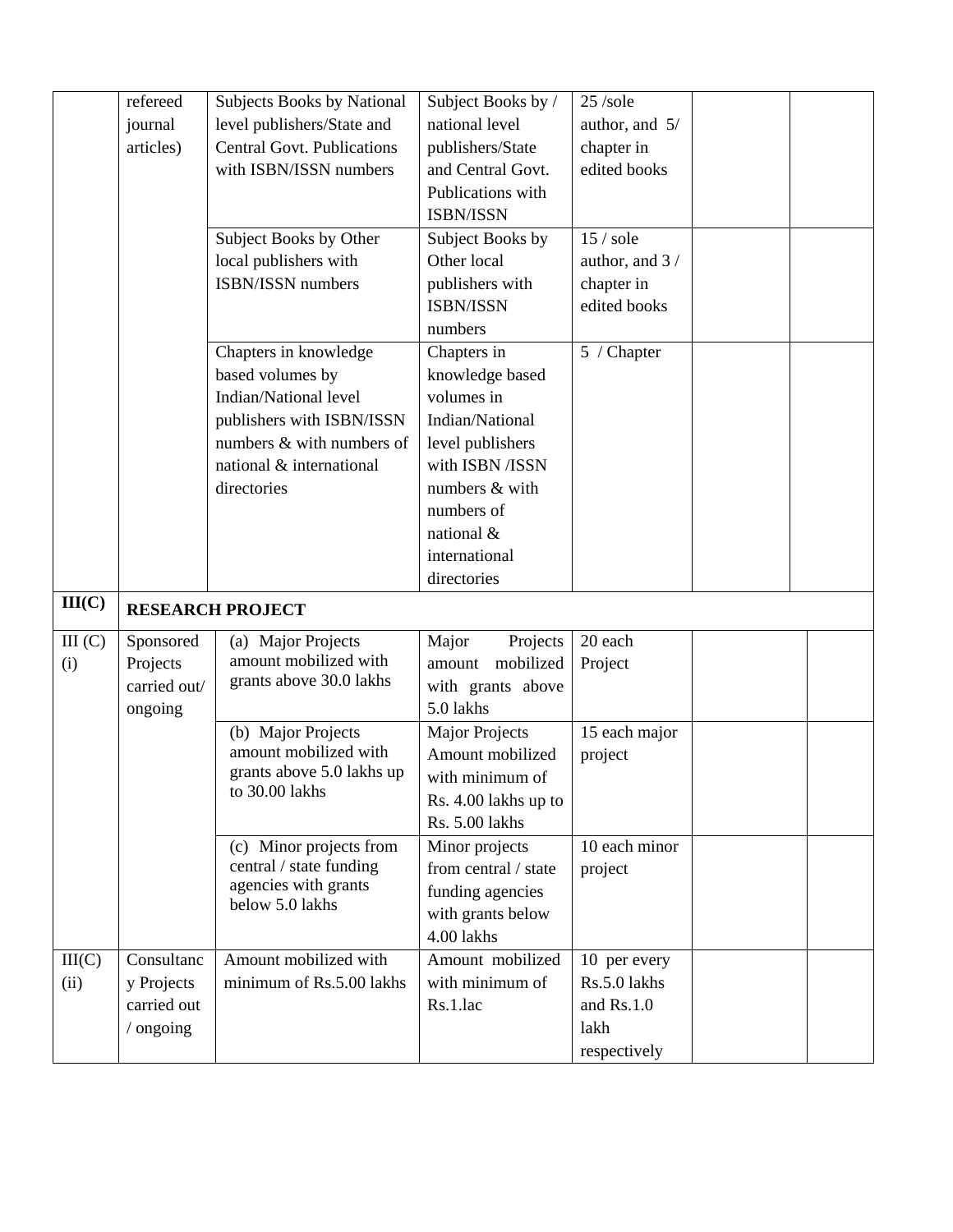|  |  |  |  |  |  |  |
|---|---|---|---|---|---|---|
|  | refereed journal articles) | Subjects Books by National level publishers/State and Central Govt. Publications with ISBN/ISSN numbers | Subject Books by / national level publishers/State and Central Govt. Publications with ISBN/ISSN | 25 /sole author, and 5/ chapter in edited books |  |  |
|  |  | Subject Books by Other local publishers with ISBN/ISSN numbers | Subject Books by Other local publishers with ISBN/ISSN numbers | 15 / sole author, and 3 / chapter in edited books |  |  |
|  |  | Chapters in knowledge based volumes by Indian/National level publishers with ISBN/ISSN numbers & with numbers of national & international directories | Chapters in knowledge based volumes in Indian/National level publishers with ISBN /ISSN numbers & with numbers of national & international directories | 5 / Chapter |  |  |
| **III(C)** | **RESEARCH PROJECT** |  |  |  |  |  |
| III (C) (i) | Sponsored Projects carried out/ ongoing | (a) Major Projects amount mobilized with grants above 30.0 lakhs | Major Projects amount mobilized with grants above 5.0 lakhs | 20 each Project |  |  |
|  |  | (b) Major Projects amount mobilized with grants above 5.0 lakhs up to 30.00 lakhs | Major Projects Amount mobilized with minimum of Rs. 4.00 lakhs up to Rs. 5.00 lakhs | 15 each major project |  |  |
|  |  | (c) Minor projects from central / state funding agencies with grants below 5.0 lakhs | Minor projects from central / state funding agencies with grants below 4.00 lakhs | 10 each minor project |  |  |
| III(C) (ii) | Consultancy Projects carried out / ongoing | Amount mobilized with minimum of Rs.5.00 lakhs | Amount mobilized with minimum of Rs.1.lac | 10 per every Rs.5.0 lakhs and Rs.1.0 lakh respectively |  |  |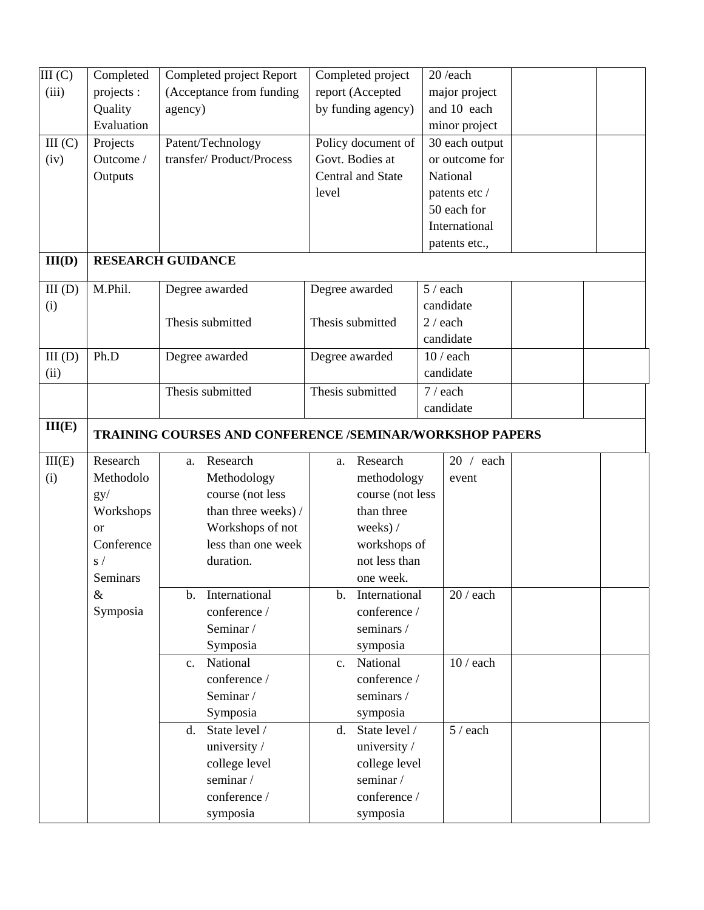| | | | | | | |
|---|---|---|---|---|---|---|
| III (C) (iii) | Completed projects : Quality Evaluation | Completed project Report (Acceptance from funding agency) | Completed project report (Accepted by funding agency) | 20 /each major project and 10 each minor project | | |
| III (C) (iv) | Projects Outcome / Outputs | Patent/Technology transfer/ Product/Process | Policy document of Govt. Bodies at Central and State level | 30 each output or outcome for National patents etc / 50 each for International patents etc., | | |
| **III(D)** | **RESEARCH GUIDANCE** | | | | | |
| III (D) (i) | M.Phil. | Degree awarded<br><br>Thesis submitted | Degree awarded<br><br>Thesis submitted | 5 / each candidate<br>2 / each candidate | | |
| III (D) (ii) | Ph.D | Degree awarded | Degree awarded | 10 / each candidate | | |
| | | Thesis submitted | Thesis submitted | 7 / each candidate | | |
| **III(E)** | **TRAINING COURSES AND CONFERENCE /SEMINAR/WORKSHOP PAPERS** | | | | | |
| III(E) (i) | Research Methodology/ Workshops or Conferences / Seminars & Symposia | a. Research Methodology course (not less than three weeks) / Workshops of not less than one week duration. | a. Research methodology course (not less than three weeks) / workshops of not less than one week. | 20 / each event | | |
| | | b. International conference / Seminar / Symposia | b. International conference / seminars / symposia | 20 / each | | |
| | | c. National conference / Seminar / Symposia | c. National conference / seminars / symposia | 10 / each | | |
| | | d. State level / university / college level seminar / conference / symposia | d. State level / university / college level seminar / conference / symposia | 5 / each | | |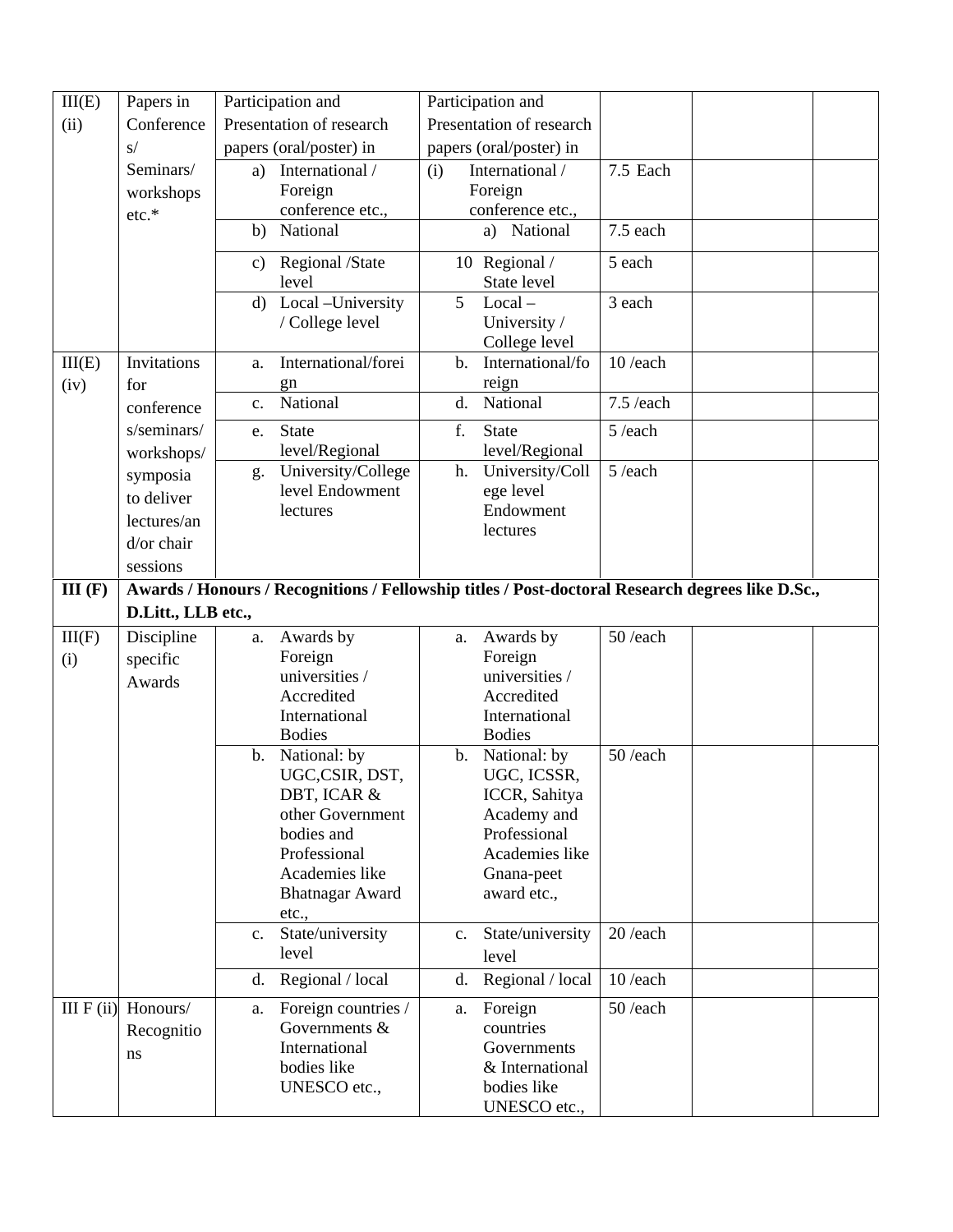| III(E) (ii) | Papers in Conferences/ Seminars/ workshops etc.* | Participation and Presentation of research papers (oral/poster) in | Participation and Presentation of research papers (oral/poster) in | | | |
|---|---|---|---|---|---|---|
| | | a) International / Foreign conference etc., | (i) International / Foreign conference etc., | 7.5 Each | | |
| | | b) National | a) National | 7.5 each | | |
| | | c) Regional /State level | 10 Regional / State level | 5 each | | |
| | | d) Local –University / College level | 5 Local – University / College level | 3 each | | |
| III(E) (iv) | Invitations for conferences/seminars/ workshops/ symposia to deliver lectures/and/or chair sessions | a. International/foreign | b. International/foreign | 10 /each | | |
| | | c. National | d. National | 7.5 /each | | |
| | | e. State level/Regional | f. State level/Regional | 5 /each | | |
| | | g. University/College level Endowment lectures | h. University/College level Endowment lectures | 5 /each | | |
| **III (F)** | **Awards / Honours / Recognitions / Fellowship titles / Post-doctoral Research degrees like D.Sc., D.Litt., LLB etc.,** | | | | | |
| III(F) (i) | Discipline specific Awards | a. Awards by Foreign universities / Accredited International Bodies | a. Awards by Foreign universities / Accredited International Bodies | 50 /each | | |
| | | b. National: by UGC,CSIR, DST, DBT, ICAR & other Government bodies and Professional Academies like Bhatnagar Award etc., | b. National: by UGC, ICSSR, ICCR, Sahitya Academy and Professional Academies like Gnana-peet award etc., | 50 /each | | |
| | | c. State/university level | c. State/university level | 20 /each | | |
| | | d. Regional / local | d. Regional / local | 10 /each | | |
| III F (ii) | Honours/ Recognitions | a. Foreign countries / Governments & International bodies like UNESCO etc., | a. Foreign countries Governments & International bodies like UNESCO etc., | 50 /each | | |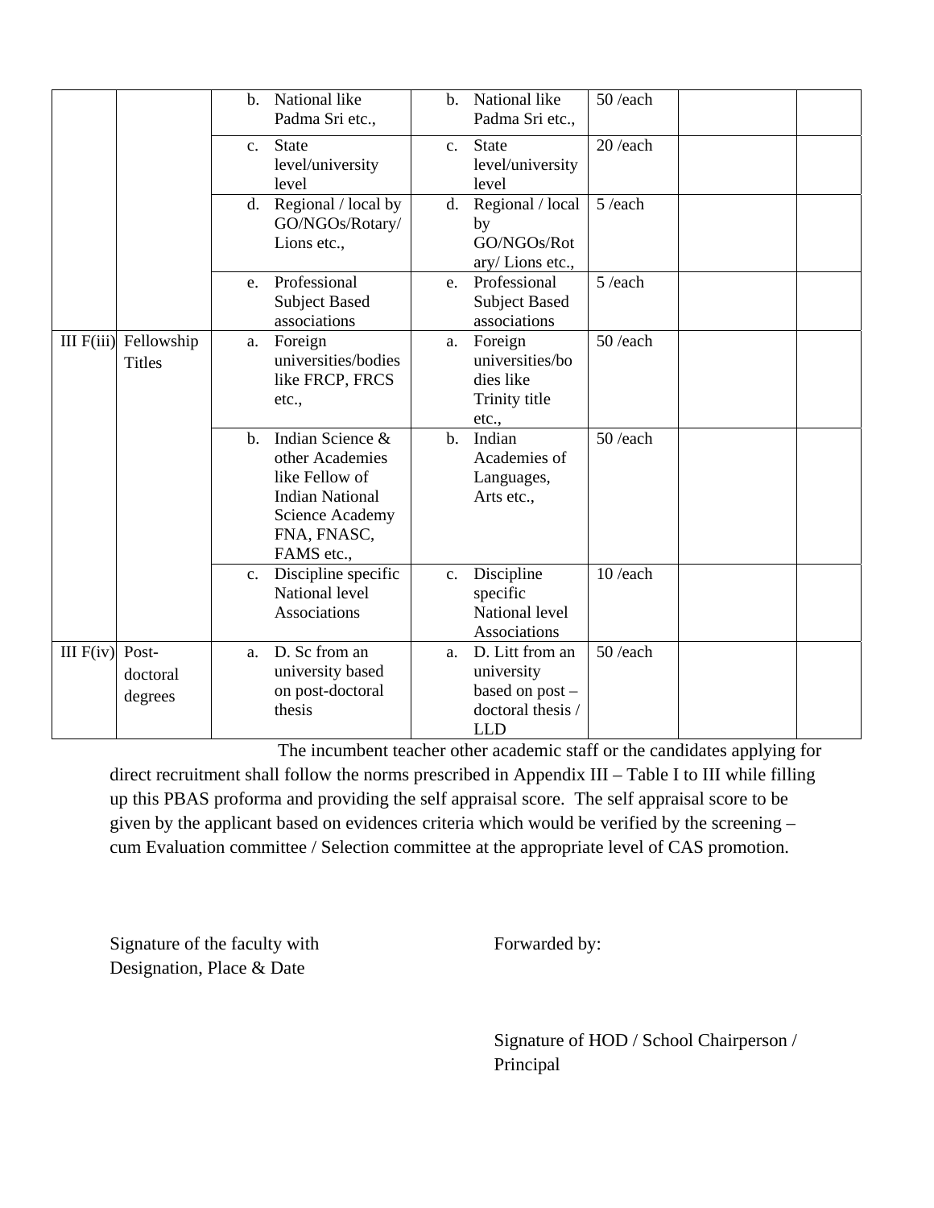| | | | | | | |
|---|---|---|---|---|---|---|
| | | b. National like Padma Sri etc., | b. National like Padma Sri etc., | 50 /each | | |
| | | c. State level/university level | c. State level/university level | 20 /each | | |
| | | d. Regional / local by GO/NGOs/Rotary/ Lions etc., | d. Regional / local by GO/NGOs/Rotary/ Lions etc., | 5 /each | | |
| | | e. Professional Subject Based associations | e. Professional Subject Based associations | 5 /each | | |
| III F(iii) | Fellowship Titles | a. Foreign universities/bodies like FRCP, FRCS etc., | a. Foreign universities/bodies like Trinity title etc., | 50 /each | | |
| | | b. Indian Science & other Academies like Fellow of Indian National Science Academy FNA, FNASC, FAMS etc., | b. Indian Academies of Languages, Arts etc., | 50 /each | | |
| | | c. Discipline specific National level Associations | c. Discipline specific National level Associations | 10 /each | | |
| III F(iv) | Post-doctoral degrees | a. D. Sc from an university based on post-doctoral thesis | a. D. Litt from an university based on post – doctoral thesis / LLD | 50 /each | | |

The incumbent teacher other academic staff or the candidates applying for direct recruitment shall follow the norms prescribed in Appendix III – Table I to III while filling up this PBAS proforma and providing the self appraisal score. The self appraisal score to be given by the applicant based on evidences criteria which would be verified by the screening – cum Evaluation committee / Selection committee at the appropriate level of CAS promotion.

Signature of the faculty with
Designation, Place & Date

Forwarded by:

Signature of HOD / School Chairperson / Principal